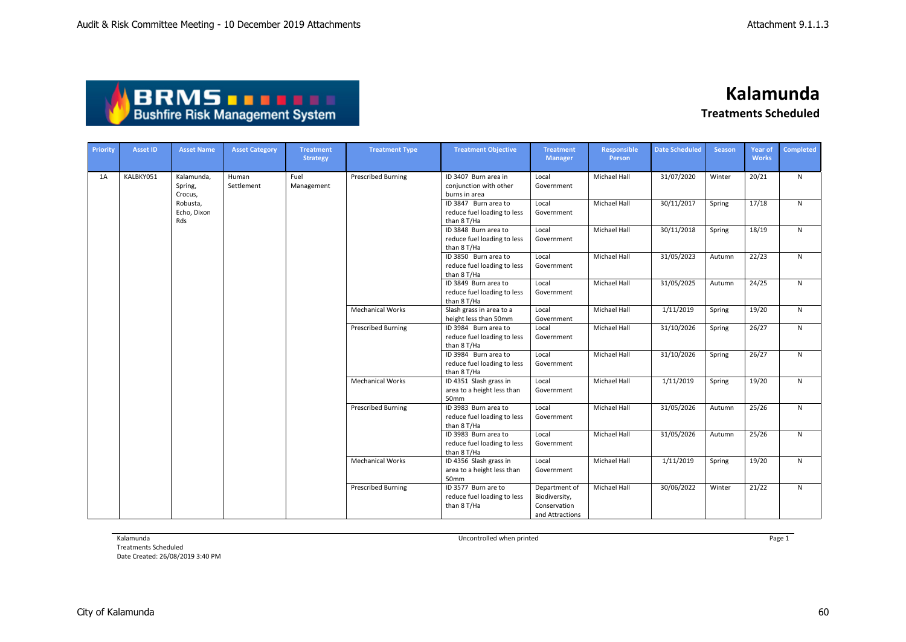# Kalamunda

## Treatments Scheduled

| Priority | Asset ID | Asset Name | Asset Category | Treatment Strategy | Treatment Type | Treatment Objective | Treatment Manager | Responsible Person | Date Scheduled | Season | Year of Works | Completed |
|---|---|---|---|---|---|---|---|---|---|---|---|---|
| 1A | KALBKY051 | Kalamunda, Spring, Crocus, Robusta, Echo, Dixon Rds | Human Settlement | Fuel Management | Prescribed Burning | ID 3407 Burn area in conjunction with other burns in area | Local Government | Michael Hall | 31/07/2020 | Winter | 20/21 | N |
| | | | | | | ID 3847 Burn area to reduce fuel loading to less than 8 T/Ha | Local Government | Michael Hall | 30/11/2017 | Spring | 17/18 | N |
| | | | | | | ID 3848 Burn area to reduce fuel loading to less than 8 T/Ha | Local Government | Michael Hall | 30/11/2018 | Spring | 18/19 | N |
| | | | | | | ID 3850 Burn area to reduce fuel loading to less than 8 T/Ha | Local Government | Michael Hall | 31/05/2023 | Autumn | 22/23 | N |
| | | | | | | ID 3849 Burn area to reduce fuel loading to less than 8 T/Ha | Local Government | Michael Hall | 31/05/2025 | Autumn | 24/25 | N |
| | | | | | Mechanical Works | Slash grass in area to a height less than 50mm | Local Government | Michael Hall | 1/11/2019 | Spring | 19/20 | N |
| | | | | | Prescribed Burning | ID 3984 Burn area to reduce fuel loading to less than 8 T/Ha | Local Government | Michael Hall | 31/10/2026 | Spring | 26/27 | N |
| | | | | | | ID 3984 Burn area to reduce fuel loading to less than 8 T/Ha | Local Government | Michael Hall | 31/10/2026 | Spring | 26/27 | N |
| | | | | | Mechanical Works | ID 4351 Slash grass in area to a height less than 50mm | Local Government | Michael Hall | 1/11/2019 | Spring | 19/20 | N |
| | | | | | Prescribed Burning | ID 3983 Burn area to reduce fuel loading to less than 8 T/Ha | Local Government | Michael Hall | 31/05/2026 | Autumn | 25/26 | N |
| | | | | | | ID 3983 Burn area to reduce fuel loading to less than 8 T/Ha | Local Government | Michael Hall | 31/05/2026 | Autumn | 25/26 | N |
| | | | | | Mechanical Works | ID 4356 Slash grass in area to a height less than 50mm | Local Government | Michael Hall | 1/11/2019 | Spring | 19/20 | N |
| | | | | | Prescribed Burning | ID 3577 Burn are to reduce fuel loading to less than 8 T/Ha | Department of Biodiversity, Conservation and Attractions | Michael Hall | 30/06/2022 | Winter | 21/22 | N |

Kalamunda
Treatments Scheduled
Date Created: 26/08/2019 3:40 PM

Uncontrolled when printed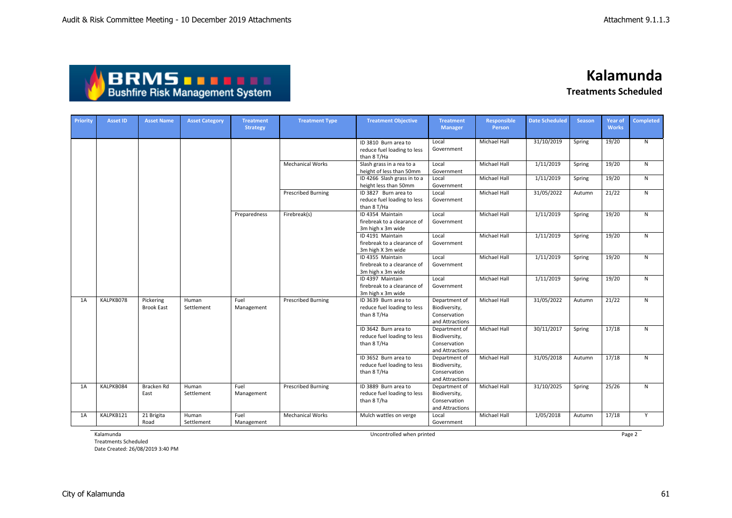# Kalamunda

## Treatments Scheduled

| Priority | Asset ID | Asset Name | Asset Category | Treatment Strategy | Treatment Type | Treatment Objective | Treatment Manager | Responsible Person | Date Scheduled | Season | Year of Works | Completed |
|---|---|---|---|---|---|---|---|---|---|---|---|---|
| | | | | | | ID 3810 Burn area to reduce fuel loading to less than 8 T/Ha | Local Government | Michael Hall | 31/10/2019 | Spring | 19/20 | N |
| | | | | | Mechanical Works | Slash grass in a rea to a height of less than 50mm | Local Government | Michael Hall | 1/11/2019 | Spring | 19/20 | N |
| | | | | | | ID 4266 Slash grass in to a height less than 50mm | Local Government | Michael Hall | 1/11/2019 | Spring | 19/20 | N |
| | | | | | Prescribed Burning | ID 3827 Burn area to reduce fuel loading to less than 8 T/Ha | Local Government | Michael Hall | 31/05/2022 | Autumn | 21/22 | N |
| | | | | Preparedness | Firebreak(s) | ID 4354 Maintain firebreak to a clearance of 3m high x 3m wide | Local Government | Michael Hall | 1/11/2019 | Spring | 19/20 | N |
| | | | | | | ID 4191 Maintain firebreak to a clearance of 3m high X 3m wide | Local Government | Michael Hall | 1/11/2019 | Spring | 19/20 | N |
| | | | | | | ID 4355 Maintain firebreak to a clearance of 3m high x 3m wide | Local Government | Michael Hall | 1/11/2019 | Spring | 19/20 | N |
| | | | | | | ID 4397 Maintain firebreak to a clearance of 3m high x 3m wide | Local Government | Michael Hall | 1/11/2019 | Spring | 19/20 | N |
| 1A | KALPKB078 | Pickering Brook East | Human Settlement | Fuel Management | Prescribed Burning | ID 3639 Burn area to reduce fuel loading to less than 8 T/Ha | Department of Biodiversity, Conservation and Attractions | Michael Hall | 31/05/2022 | Autumn | 21/22 | N |
| | | | | | | ID 3642 Burn area to reduce fuel loading to less than 8 T/Ha | Department of Biodiversity, Conservation and Attractions | Michael Hall | 30/11/2017 | Spring | 17/18 | N |
| | | | | | | ID 3652 Burn area to reduce fuel loading to less than 8 T/Ha | Department of Biodiversity, Conservation and Attractions | Michael Hall | 31/05/2018 | Autumn | 17/18 | N |
| 1A | KALPKB084 | Bracken Rd East | Human Settlement | Fuel Management | Prescribed Burning | ID 3889 Burn area to reduce fuel loading to less than 8 T/ha | Department of Biodiversity, Conservation and Attractions | Michael Hall | 31/10/2025 | Spring | 25/26 | N |
| 1A | KALPKB121 | 21 Brigita Road | Human Settlement | Fuel Management | Mechanical Works | Mulch wattles on verge | Local Government | Michael Hall | 1/05/2018 | Autumn | 17/18 | Y |

Kalamunda
Treatments Scheduled
Date Created: 26/08/2019 3:40 PM

Uncontrolled when printed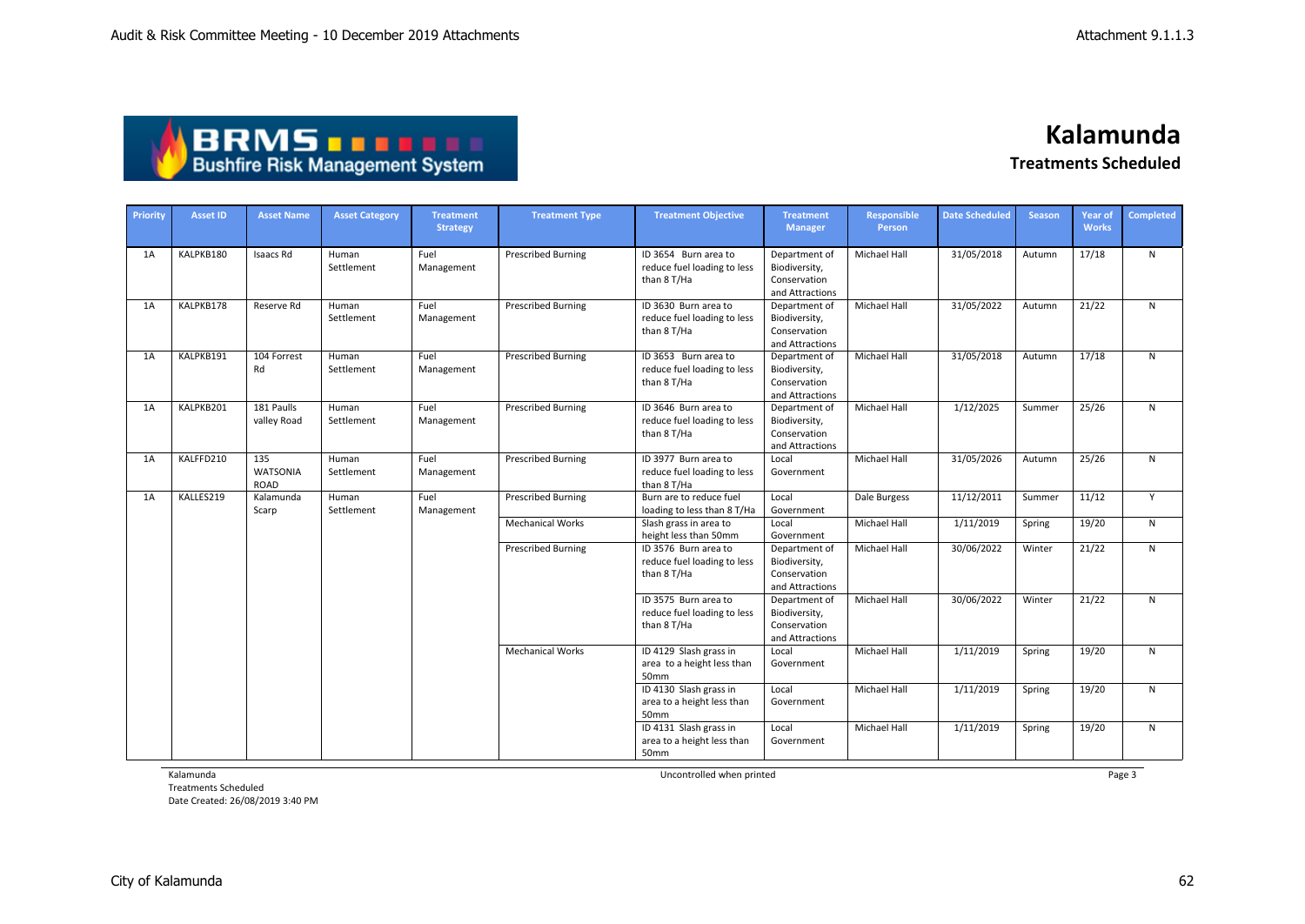# Kalamunda

## Treatments Scheduled

| Priority | Asset ID | Asset Name | Asset Category | Treatment Strategy | Treatment Type | Treatment Objective | Treatment Manager | Responsible Person | Date Scheduled | Season | Year of Works | Completed |
|---|---|---|---|---|---|---|---|---|---|---|---|---|
| 1A | KALPKB180 | Isaacs Rd | Human Settlement | Fuel Management | Prescribed Burning | ID 3654 Burn area to reduce fuel loading to less than 8 T/Ha | Department of Biodiversity, Conservation and Attractions | Michael Hall | 31/05/2018 | Autumn | 17/18 | N |
| 1A | KALPKB178 | Reserve Rd | Human Settlement | Fuel Management | Prescribed Burning | ID 3630 Burn area to reduce fuel loading to less than 8 T/Ha | Department of Biodiversity, Conservation and Attractions | Michael Hall | 31/05/2022 | Autumn | 21/22 | N |
| 1A | KALPKB191 | 104 Forrest Rd | Human Settlement | Fuel Management | Prescribed Burning | ID 3653 Burn area to reduce fuel loading to less than 8 T/Ha | Department of Biodiversity, Conservation and Attractions | Michael Hall | 31/05/2018 | Autumn | 17/18 | N |
| 1A | KALPKB201 | 181 Paulls valley Road | Human Settlement | Fuel Management | Prescribed Burning | ID 3646 Burn area to reduce fuel loading to less than 8 T/Ha | Department of Biodiversity, Conservation and Attractions | Michael Hall | 1/12/2025 | Summer | 25/26 | N |
| 1A | KALFFD210 | 135 WATSONIA ROAD | Human Settlement | Fuel Management | Prescribed Burning | ID 3977 Burn area to reduce fuel loading to less than 8 T/Ha | Local Government | Michael Hall | 31/05/2026 | Autumn | 25/26 | N |
| 1A | KALLES219 | Kalamunda Scarp | Human Settlement | Fuel Management | Prescribed Burning | Burn are to reduce fuel loading to less than 8 T/Ha | Local Government | Dale Burgess | 11/12/2011 | Summer | 11/12 | Y |
| | | | | | Mechanical Works | Slash grass in area to height less than 50mm | Local Government | Michael Hall | 1/11/2019 | Spring | 19/20 | N |
| | | | | | Prescribed Burning | ID 3576 Burn area to reduce fuel loading to less than 8 T/Ha | Department of Biodiversity, Conservation and Attractions | Michael Hall | 30/06/2022 | Winter | 21/22 | N |
| | | | | | | ID 3575 Burn area to reduce fuel loading to less than 8 T/Ha | Department of Biodiversity, Conservation and Attractions | Michael Hall | 30/06/2022 | Winter | 21/22 | N |
| | | | | | Mechanical Works | ID 4129 Slash grass in area to a height less than 50mm | Local Government | Michael Hall | 1/11/2019 | Spring | 19/20 | N |
| | | | | | | ID 4130 Slash grass in area to a height less than 50mm | Local Government | Michael Hall | 1/11/2019 | Spring | 19/20 | N |
| | | | | | | ID 4131 Slash grass in area to a height less than 50mm | Local Government | Michael Hall | 1/11/2019 | Spring | 19/20 | N |

Kalamunda
Treatments Scheduled
Date Created: 26/08/2019 3:40 PM

Uncontrolled when printed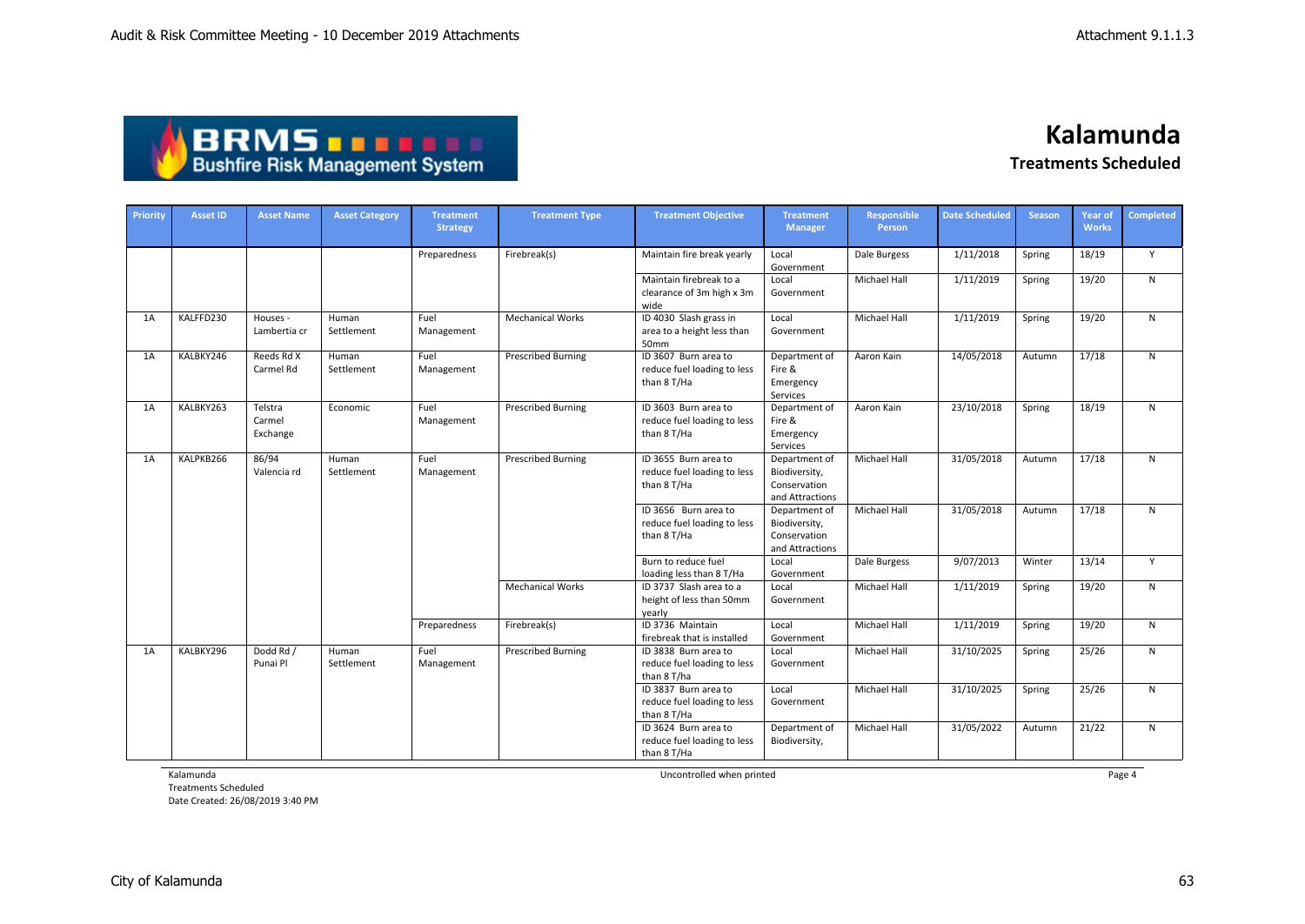# Kalamunda

## Treatments Scheduled

| Priority | Asset ID | Asset Name | Asset Category | Treatment Strategy | Treatment Type | Treatment Objective | Treatment Manager | Responsible Person | Date Scheduled | Season | Year of Works | Completed |
|---|---|---|---|---|---|---|---|---|---|---|---|---|
| | | | | Preparedness | Firebreak(s) | Maintain fire break yearly | Local Government | Dale Burgess | 1/11/2018 | Spring | 18/19 | Y |
| | | | | | | Maintain firebreak to a clearance of 3m high x 3m wide | Local Government | Michael Hall | 1/11/2019 | Spring | 19/20 | N |
| 1A | KALFFD230 | Houses - Lambertia cr | Human Settlement | Fuel Management | Mechanical Works | ID 4030 Slash grass in area to a height less than 50mm | Local Government | Michael Hall | 1/11/2019 | Spring | 19/20 | N |
| 1A | KALBKY246 | Reeds Rd X Carmel Rd | Human Settlement | Fuel Management | Prescribed Burning | ID 3607 Burn area to reduce fuel loading to less than 8 T/Ha | Department of Fire & Emergency Services | Aaron Kain | 14/05/2018 | Autumn | 17/18 | N |
| 1A | KALBKY263 | Telstra Carmel Exchange | Economic | Fuel Management | Prescribed Burning | ID 3603 Burn area to reduce fuel loading to less than 8 T/Ha | Department of Fire & Emergency Services | Aaron Kain | 23/10/2018 | Spring | 18/19 | N |
| 1A | KALPKB266 | 86/94 Valencia rd | Human Settlement | Fuel Management | Prescribed Burning | ID 3655 Burn area to reduce fuel loading to less than 8 T/Ha | Department of Biodiversity, Conservation and Attractions | Michael Hall | 31/05/2018 | Autumn | 17/18 | N |
| | | | | | | ID 3656 Burn area to reduce fuel loading to less than 8 T/Ha | Department of Biodiversity, Conservation and Attractions | Michael Hall | 31/05/2018 | Autumn | 17/18 | N |
| | | | | | | Burn to reduce fuel loading less than 8 T/Ha | Local Government | Dale Burgess | 9/07/2013 | Winter | 13/14 | Y |
| | | | | | Mechanical Works | ID 3737 Slash area to a height of less than 50mm yearly | Local Government | Michael Hall | 1/11/2019 | Spring | 19/20 | N |
| | | | | Preparedness | Firebreak(s) | ID 3736 Maintain firebreak that is installed | Local Government | Michael Hall | 1/11/2019 | Spring | 19/20 | N |
| 1A | KALBKY296 | Dodd Rd / Punai Pl | Human Settlement | Fuel Management | Prescribed Burning | ID 3838 Burn area to reduce fuel loading to less than 8 T/ha | Local Government | Michael Hall | 31/10/2025 | Spring | 25/26 | N |
| | | | | | | ID 3837 Burn area to reduce fuel loading to less than 8 T/Ha | Local Government | Michael Hall | 31/10/2025 | Spring | 25/26 | N |
| | | | | | | ID 3624 Burn area to reduce fuel loading to less than 8 T/Ha | Department of Biodiversity, | Michael Hall | 31/05/2022 | Autumn | 21/22 | N |

Kalamunda
Treatments Scheduled
Date Created: 26/08/2019 3:40 PM

Uncontrolled when printed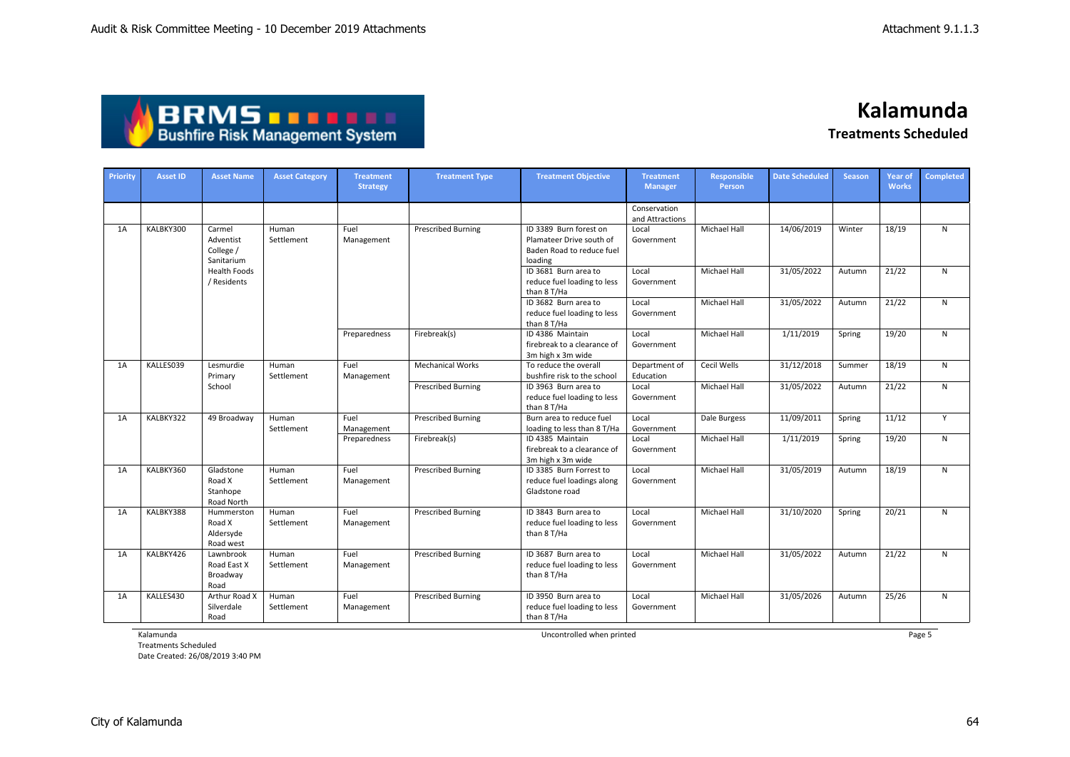# Kalamunda

## Treatments Scheduled

| Priority | Asset ID | Asset Name | Asset Category | Treatment Strategy | Treatment Type | Treatment Objective | Treatment Manager | Responsible Person | Date Scheduled | Season | Year of Works | Completed |
|---|---|---|---|---|---|---|---|---|---|---|---|---|
| | | | | | | | Conservation and Attractions | | | | | |
| 1A | KALBKY300 | Carmel Adventist College / Sanitarium Health Foods / Residents | Human Settlement | Fuel Management | Prescribed Burning | ID 3389 Burn forest on Plamateer Drive south of Baden Road to reduce fuel loading | Local Government | Michael Hall | 14/06/2019 | Winter | 18/19 | N |
| | | | | | | ID 3681 Burn area to reduce fuel loading to less than 8 T/Ha | Local Government | Michael Hall | 31/05/2022 | Autumn | 21/22 | N |
| | | | | | | ID 3682 Burn area to reduce fuel loading to less than 8 T/Ha | Local Government | Michael Hall | 31/05/2022 | Autumn | 21/22 | N |
| | | | | Preparedness | Firebreak(s) | ID 4386 Maintain firebreak to a clearance of 3m high x 3m wide | Local Government | Michael Hall | 1/11/2019 | Spring | 19/20 | N |
| 1A | KALLES039 | Lesmurdie Primary School | Human Settlement | Fuel Management | Mechanical Works | To reduce the overall bushfire risk to the school | Department of Education | Cecil Wells | 31/12/2018 | Summer | 18/19 | N |
| | | | | | Prescribed Burning | ID 3963 Burn area to reduce fuel loading to less than 8 T/Ha | Local Government | Michael Hall | 31/05/2022 | Autumn | 21/22 | N |
| 1A | KALBKY322 | 49 Broadway | Human Settlement | Fuel Management | Prescribed Burning | Burn area to reduce fuel loading to less than 8 T/Ha | Local Government | Dale Burgess | 11/09/2011 | Spring | 11/12 | Y |
| | | | | Preparedness | Firebreak(s) | ID 4385 Maintain firebreak to a clearance of 3m high x 3m wide | Local Government | Michael Hall | 1/11/2019 | Spring | 19/20 | N |
| 1A | KALBKY360 | Gladstone Road X Stanhope Road North | Human Settlement | Fuel Management | Prescribed Burning | ID 3385 Burn Forrest to reduce fuel loadings along Gladstone road | Local Government | Michael Hall | 31/05/2019 | Autumn | 18/19 | N |
| 1A | KALBKY388 | Hummerston Road X Aldersyde Road west | Human Settlement | Fuel Management | Prescribed Burning | ID 3843 Burn area to reduce fuel loading to less than 8 T/Ha | Local Government | Michael Hall | 31/10/2020 | Spring | 20/21 | N |
| 1A | KALBKY426 | Lawnbrook Road East X Broadway Road | Human Settlement | Fuel Management | Prescribed Burning | ID 3687 Burn area to reduce fuel loading to less than 8 T/Ha | Local Government | Michael Hall | 31/05/2022 | Autumn | 21/22 | N |
| 1A | KALLES430 | Arthur Road X Silverdale Road | Human Settlement | Fuel Management | Prescribed Burning | ID 3950 Burn area to reduce fuel loading to less than 8 T/Ha | Local Government | Michael Hall | 31/05/2026 | Autumn | 25/26 | N |

Kalamunda
Treatments Scheduled
Date Created: 26/08/2019 3:40 PM

Uncontrolled when printed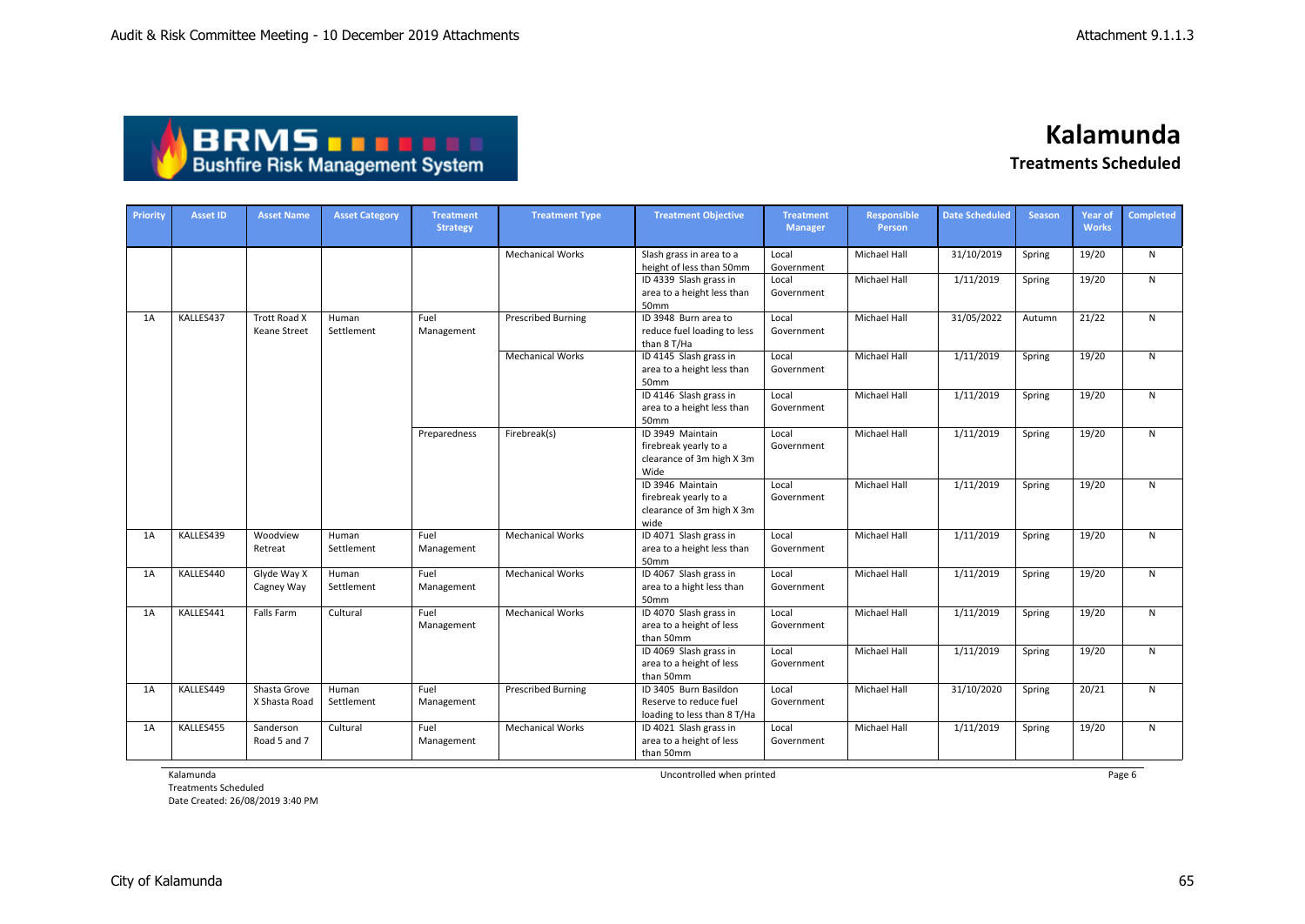# Kalamunda

## Treatments Scheduled

| Priority | Asset ID | Asset Name | Asset Category | Treatment Strategy | Treatment Type | Treatment Objective | Treatment Manager | Responsible Person | Date Scheduled | Season | Year of Works | Completed |
|---|---|---|---|---|---|---|---|---|---|---|---|---|
| | | | | | Mechanical Works | Slash grass in area to a height of less than 50mm | Local Government | Michael Hall | 31/10/2019 | Spring | 19/20 | N |
| | | | | | | ID 4339 Slash grass in area to a height less than 50mm | Local Government | Michael Hall | 1/11/2019 | Spring | 19/20 | N |
| 1A | KALLES437 | Trott Road X Keane Street | Human Settlement | Fuel Management | Prescribed Burning | ID 3948 Burn area to reduce fuel loading to less than 8 T/Ha | Local Government | Michael Hall | 31/05/2022 | Autumn | 21/22 | N |
| | | | | | Mechanical Works | ID 4145 Slash grass in area to a height less than 50mm | Local Government | Michael Hall | 1/11/2019 | Spring | 19/20 | N |
| | | | | | | ID 4146 Slash grass in area to a height less than 50mm | Local Government | Michael Hall | 1/11/2019 | Spring | 19/20 | N |
| | | | | Preparedness | Firebreak(s) | ID 3949 Maintain firebreak yearly to a clearance of 3m high X 3m Wide | Local Government | Michael Hall | 1/11/2019 | Spring | 19/20 | N |
| | | | | | | ID 3946 Maintain firebreak yearly to a clearance of 3m high X 3m wide | Local Government | Michael Hall | 1/11/2019 | Spring | 19/20 | N |
| 1A | KALLES439 | Woodview Retreat | Human Settlement | Fuel Management | Mechanical Works | ID 4071 Slash grass in area to a height less than 50mm | Local Government | Michael Hall | 1/11/2019 | Spring | 19/20 | N |
| 1A | KALLES440 | Glyde Way X Cagney Way | Human Settlement | Fuel Management | Mechanical Works | ID 4067 Slash grass in area to a hight less than 50mm | Local Government | Michael Hall | 1/11/2019 | Spring | 19/20 | N |
| 1A | KALLES441 | Falls Farm | Cultural | Fuel Management | Mechanical Works | ID 4070 Slash grass in area to a height of less than 50mm | Local Government | Michael Hall | 1/11/2019 | Spring | 19/20 | N |
| | | | | | | ID 4069 Slash grass in area to a height of less than 50mm | Local Government | Michael Hall | 1/11/2019 | Spring | 19/20 | N |
| 1A | KALLES449 | Shasta Grove X Shasta Road | Human Settlement | Fuel Management | Prescribed Burning | ID 3405 Burn Basildon Reserve to reduce fuel loading to less than 8 T/Ha | Local Government | Michael Hall | 31/10/2020 | Spring | 20/21 | N |
| 1A | KALLES455 | Sanderson Road 5 and 7 | Cultural | Fuel Management | Mechanical Works | ID 4021 Slash grass in area to a height of less than 50mm | Local Government | Michael Hall | 1/11/2019 | Spring | 19/20 | N |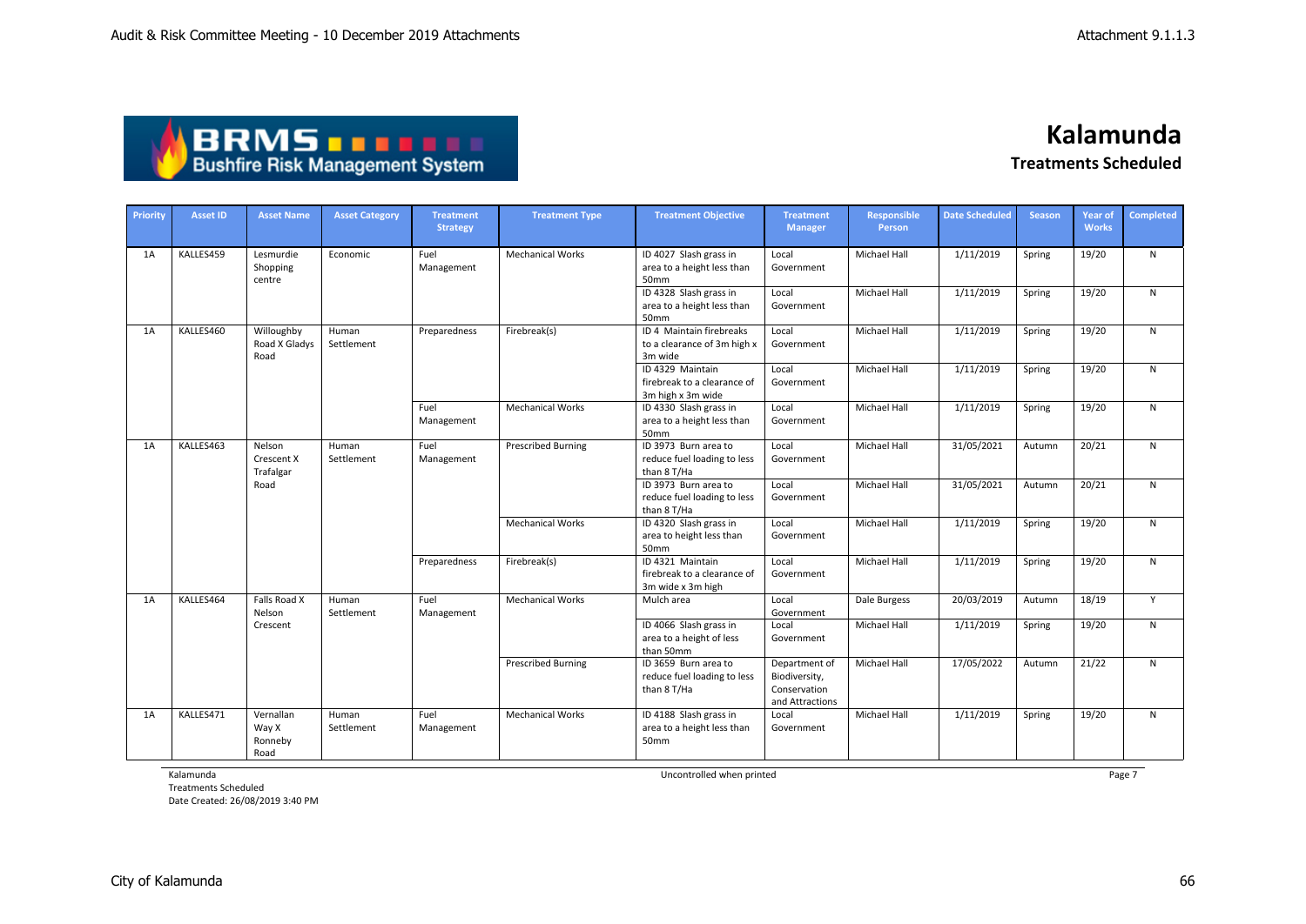# Kalamunda

## Treatments Scheduled

| Priority | Asset ID | Asset Name | Asset Category | Treatment Strategy | Treatment Type | Treatment Objective | Treatment Manager | Responsible Person | Date Scheduled | Season | Year of Works | Completed |
|---|---|---|---|---|---|---|---|---|---|---|---|---|
| 1A | KALLES459 | Lesmurdie Shopping centre | Economic | Fuel Management | Mechanical Works | ID 4027 Slash grass in area to a height less than 50mm | Local Government | Michael Hall | 1/11/2019 | Spring | 19/20 | N |
| | | | | | | ID 4328 Slash grass in area to a height less than 50mm | Local Government | Michael Hall | 1/11/2019 | Spring | 19/20 | N |
| 1A | KALLES460 | Willoughby Road X Gladys Road | Human Settlement | Preparedness | Firebreak(s) | ID 4 Maintain firebreaks to a clearance of 3m high x 3m wide | Local Government | Michael Hall | 1/11/2019 | Spring | 19/20 | N |
| | | | | | | ID 4329 Maintain firebreak to a clearance of 3m high x 3m wide | Local Government | Michael Hall | 1/11/2019 | Spring | 19/20 | N |
| | | | | Fuel Management | Mechanical Works | ID 4330 Slash grass in area to a height less than 50mm | Local Government | Michael Hall | 1/11/2019 | Spring | 19/20 | N |
| 1A | KALLES463 | Nelson Crescent X Trafalgar Road | Human Settlement | Fuel Management | Prescribed Burning | ID 3973 Burn area to reduce fuel loading to less than 8 T/Ha | Local Government | Michael Hall | 31/05/2021 | Autumn | 20/21 | N |
| | | | | | | ID 3973 Burn area to reduce fuel loading to less than 8 T/Ha | Local Government | Michael Hall | 31/05/2021 | Autumn | 20/21 | N |
| | | | | | Mechanical Works | ID 4320 Slash grass in area to height less than 50mm | Local Government | Michael Hall | 1/11/2019 | Spring | 19/20 | N |
| | | | | Preparedness | Firebreak(s) | ID 4321 Maintain firebreak to a clearance of 3m wide x 3m high | Local Government | Michael Hall | 1/11/2019 | Spring | 19/20 | N |
| 1A | KALLES464 | Falls Road X Nelson Crescent | Human Settlement | Fuel Management | Mechanical Works | Mulch area | Local Government | Dale Burgess | 20/03/2019 | Autumn | 18/19 | Y |
| | | | | | | ID 4066 Slash grass in area to a height of less than 50mm | Local Government | Michael Hall | 1/11/2019 | Spring | 19/20 | N |
| | | | | | Prescribed Burning | ID 3659 Burn area to reduce fuel loading to less than 8 T/Ha | Department of Biodiversity, Conservation and Attractions | Michael Hall | 17/05/2022 | Autumn | 21/22 | N |
| 1A | KALLES471 | Vernallan Way X Ronneby Road | Human Settlement | Fuel Management | Mechanical Works | ID 4188 Slash grass in area to a height less than 50mm | Local Government | Michael Hall | 1/11/2019 | Spring | 19/20 | N |

Kalamunda
Treatments Scheduled
Date Created: 26/08/2019 3:40 PM

Uncontrolled when printed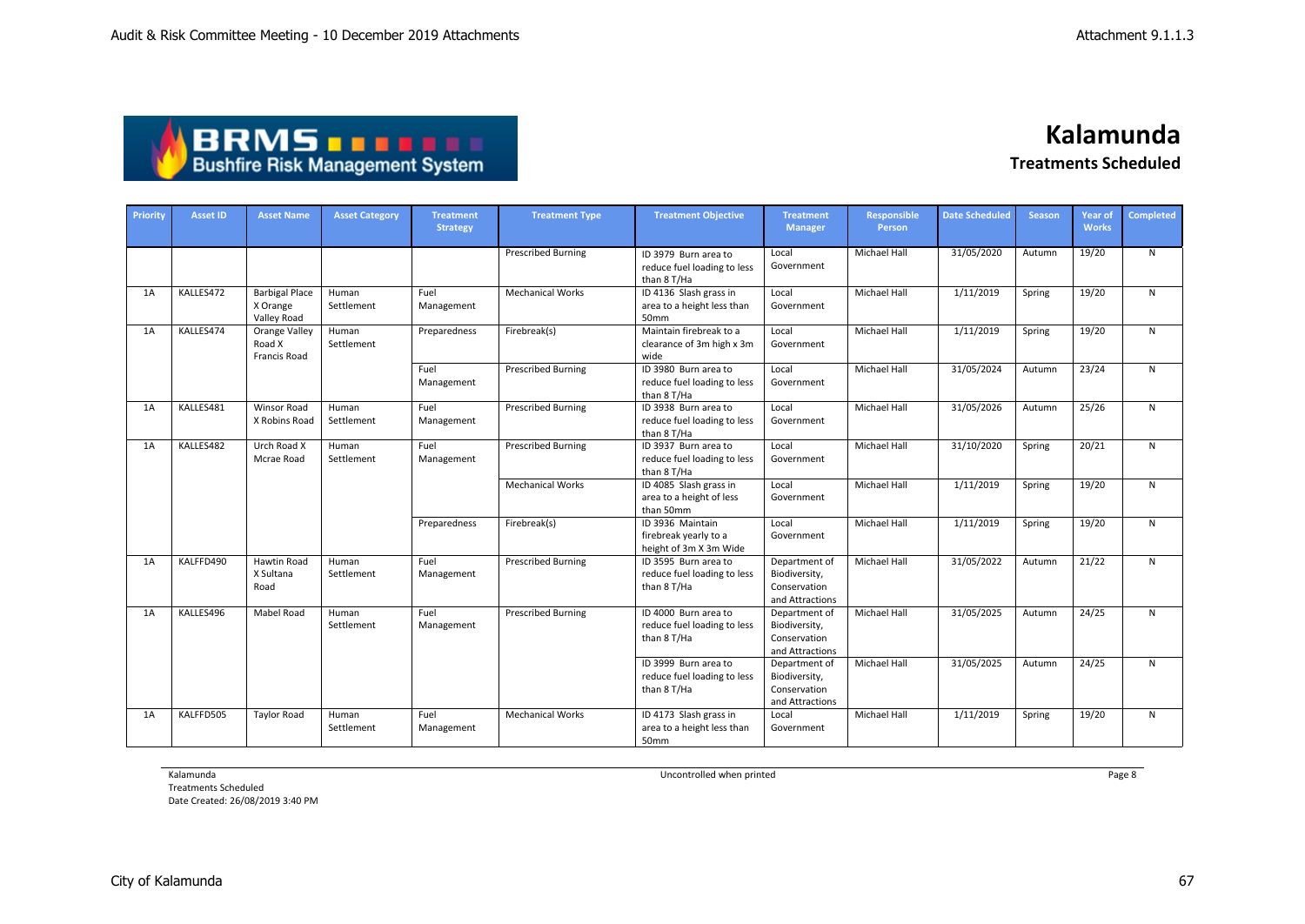BRMS Bushfire Risk Management System

# Kalamunda

## Treatments Scheduled

| Priority | Asset ID | Asset Name | Asset Category | Treatment Strategy | Treatment Type | Treatment Objective | Treatment Manager | Responsible Person | Date Scheduled | Season | Year of Works | Completed |
|---|---|---|---|---|---|---|---|---|---|---|---|---|
| | | | | | Prescribed Burning | ID 3979 Burn area to reduce fuel loading to less than 8 T/Ha | Local Government | Michael Hall | 31/05/2020 | Autumn | 19/20 | N |
| 1A | KALLES472 | Barbigal Place X Orange Valley Road | Human Settlement | Fuel Management | Mechanical Works | ID 4136 Slash grass in area to a height less than 50mm | Local Government | Michael Hall | 1/11/2019 | Spring | 19/20 | N |
| 1A | KALLES474 | Orange Valley Road X Francis Road | Human Settlement | Preparedness | Firebreak(s) | Maintain firebreak to a clearance of 3m high x 3m wide | Local Government | Michael Hall | 1/11/2019 | Spring | 19/20 | N |
| | | | | Fuel Management | Prescribed Burning | ID 3980 Burn area to reduce fuel loading to less than 8 T/Ha | Local Government | Michael Hall | 31/05/2024 | Autumn | 23/24 | N |
| 1A | KALLES481 | Winsor Road X Robins Road | Human Settlement | Fuel Management | Prescribed Burning | ID 3938 Burn area to reduce fuel loading to less than 8 T/Ha | Local Government | Michael Hall | 31/05/2026 | Autumn | 25/26 | N |
| 1A | KALLES482 | Urch Road X Mcrae Road | Human Settlement | Fuel Management | Prescribed Burning | ID 3937 Burn area to reduce fuel loading to less than 8 T/Ha | Local Government | Michael Hall | 31/10/2020 | Spring | 20/21 | N |
| | | | | | Mechanical Works | ID 4085 Slash grass in area to a height of less than 50mm | Local Government | Michael Hall | 1/11/2019 | Spring | 19/20 | N |
| | | | | Preparedness | Firebreak(s) | ID 3936 Maintain firebreak yearly to a height of 3m X 3m Wide | Local Government | Michael Hall | 1/11/2019 | Spring | 19/20 | N |
| 1A | KALFFD490 | Hawtin Road X Sultana Road | Human Settlement | Fuel Management | Prescribed Burning | ID 3595 Burn area to reduce fuel loading to less than 8 T/Ha | Department of Biodiversity, Conservation and Attractions | Michael Hall | 31/05/2022 | Autumn | 21/22 | N |
| 1A | KALLES496 | Mabel Road | Human Settlement | Fuel Management | Prescribed Burning | ID 4000 Burn area to reduce fuel loading to less than 8 T/Ha | Department of Biodiversity, Conservation and Attractions | Michael Hall | 31/05/2025 | Autumn | 24/25 | N |
| | | | | | | ID 3999 Burn area to reduce fuel loading to less than 8 T/Ha | Department of Biodiversity, Conservation and Attractions | Michael Hall | 31/05/2025 | Autumn | 24/25 | N |
| 1A | KALFFD505 | Taylor Road | Human Settlement | Fuel Management | Mechanical Works | ID 4173 Slash grass in area to a height less than 50mm | Local Government | Michael Hall | 1/11/2019 | Spring | 19/20 | N |

Kalamunda
Treatments Scheduled
Date Created: 26/08/2019 3:40 PM

Uncontrolled when printed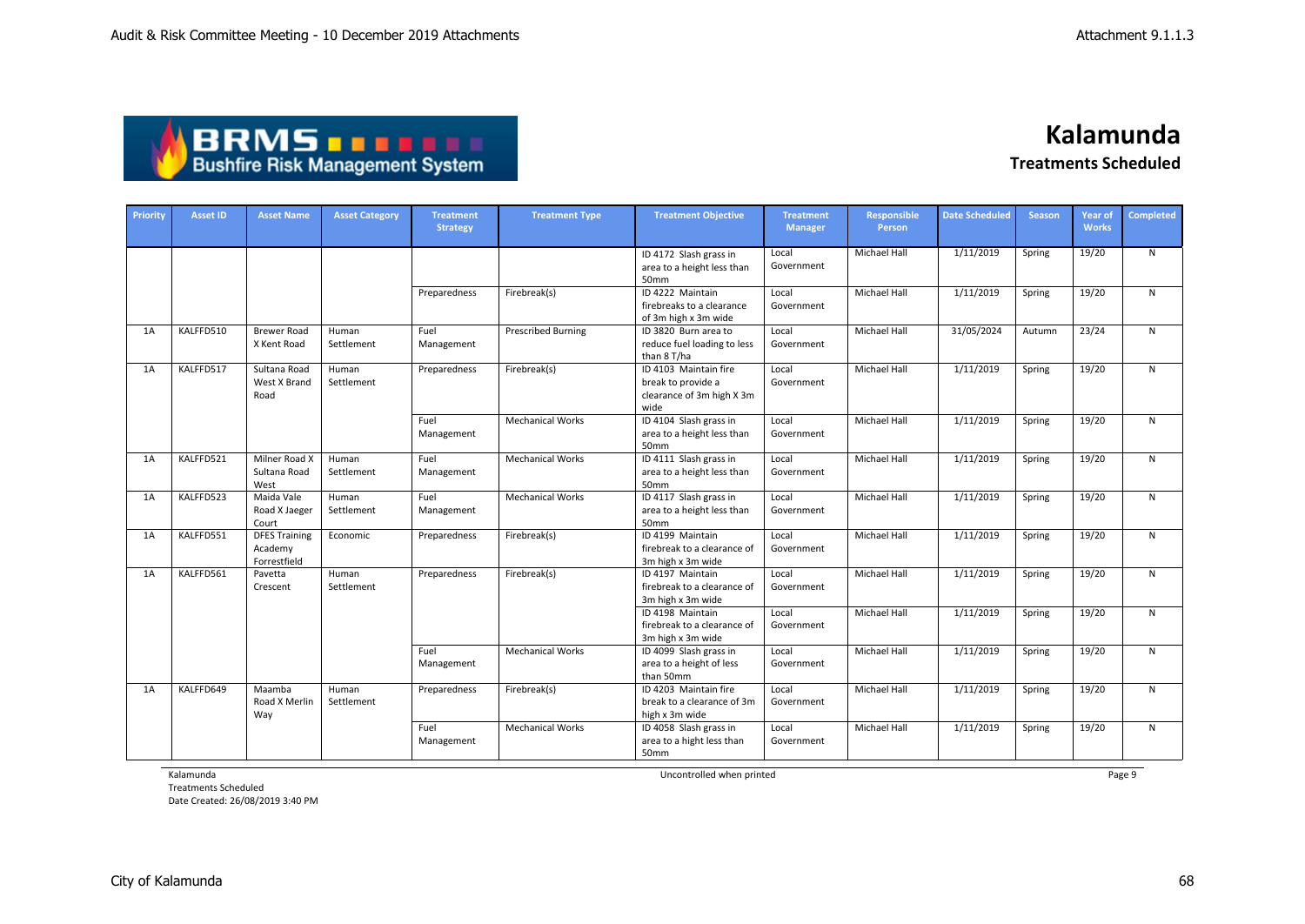# Kalamunda

## Treatments Scheduled

| Priority | Asset ID | Asset Name | Asset Category | Treatment Strategy | Treatment Type | Treatment Objective | Treatment Manager | Responsible Person | Date Scheduled | Season | Year of Works | Completed |
|---|---|---|---|---|---|---|---|---|---|---|---|---|
| | | | | | | ID 4172 Slash grass in area to a height less than 50mm | Local Government | Michael Hall | 1/11/2019 | Spring | 19/20 | N |
| | | | | Preparedness | Firebreak(s) | ID 4222 Maintain firebreaks to a clearance of 3m high x 3m wide | Local Government | Michael Hall | 1/11/2019 | Spring | 19/20 | N |
| 1A | KALFFD510 | Brewer Road X Kent Road | Human Settlement | Fuel Management | Prescribed Burning | ID 3820 Burn area to reduce fuel loading to less than 8 T/ha | Local Government | Michael Hall | 31/05/2024 | Autumn | 23/24 | N |
| 1A | KALFFD517 | Sultana Road West X Brand Road | Human Settlement | Preparedness | Firebreak(s) | ID 4103 Maintain fire break to provide a clearance of 3m high X 3m wide | Local Government | Michael Hall | 1/11/2019 | Spring | 19/20 | N |
| | | | | Fuel Management | Mechanical Works | ID 4104 Slash grass in area to a height less than 50mm | Local Government | Michael Hall | 1/11/2019 | Spring | 19/20 | N |
| 1A | KALFFD521 | Milner Road X Sultana Road West | Human Settlement | Fuel Management | Mechanical Works | ID 4111 Slash grass in area to a height less than 50mm | Local Government | Michael Hall | 1/11/2019 | Spring | 19/20 | N |
| 1A | KALFFD523 | Maida Vale Road X Jaeger Court | Human Settlement | Fuel Management | Mechanical Works | ID 4117 Slash grass in area to a height less than 50mm | Local Government | Michael Hall | 1/11/2019 | Spring | 19/20 | N |
| 1A | KALFFD551 | DFES Training Academy Forrestfield | Economic | Preparedness | Firebreak(s) | ID 4199 Maintain firebreak to a clearance of 3m high x 3m wide | Local Government | Michael Hall | 1/11/2019 | Spring | 19/20 | N |
| 1A | KALFFD561 | Pavetta Crescent | Human Settlement | Preparedness | Firebreak(s) | ID 4197 Maintain firebreak to a clearance of 3m high x 3m wide | Local Government | Michael Hall | 1/11/2019 | Spring | 19/20 | N |
| | | | | | | ID 4198 Maintain firebreak to a clearance of 3m high x 3m wide | Local Government | Michael Hall | 1/11/2019 | Spring | 19/20 | N |
| | | | | Fuel Management | Mechanical Works | ID 4099 Slash grass in area to a height of less than 50mm | Local Government | Michael Hall | 1/11/2019 | Spring | 19/20 | N |
| 1A | KALFFD649 | Maamba Road X Merlin Way | Human Settlement | Preparedness | Firebreak(s) | ID 4203 Maintain fire break to a clearance of 3m high x 3m wide | Local Government | Michael Hall | 1/11/2019 | Spring | 19/20 | N |
| | | | | Fuel Management | Mechanical Works | ID 4058 Slash grass in area to a hight less than 50mm | Local Government | Michael Hall | 1/11/2019 | Spring | 19/20 | N |

Kalamunda
Treatments Scheduled
Date Created: 26/08/2019 3:40 PM

Uncontrolled when printed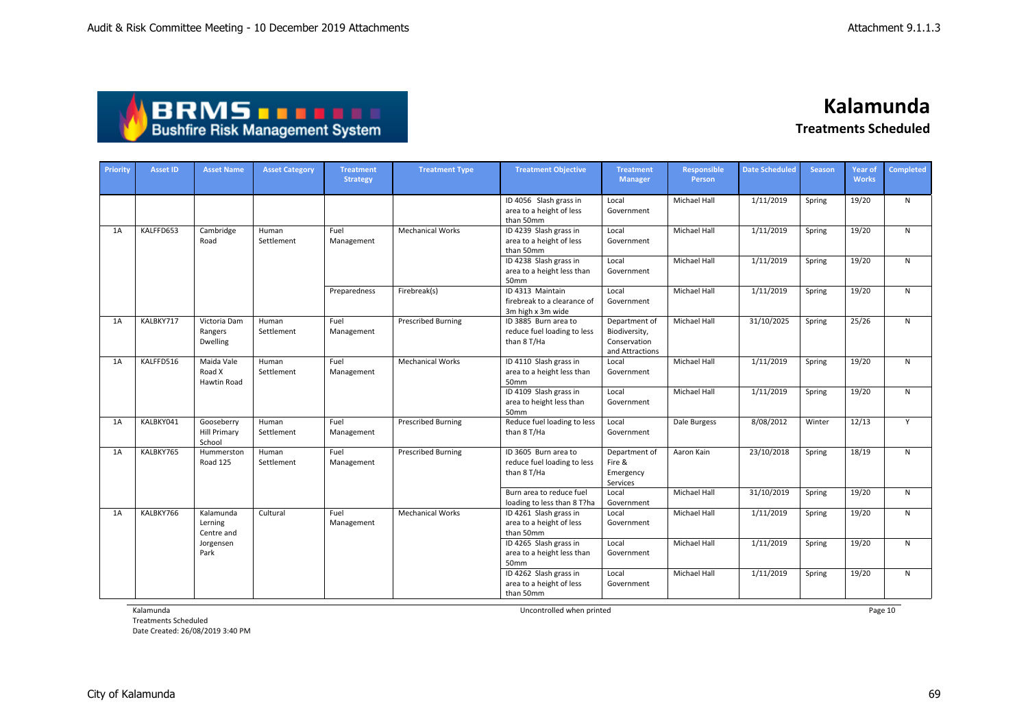# Kalamunda

## Treatments Scheduled

| Priority | Asset ID | Asset Name | Asset Category | Treatment Strategy | Treatment Type | Treatment Objective | Treatment Manager | Responsible Person | Date Scheduled | Season | Year of Works | Completed |
|---|---|---|---|---|---|---|---|---|---|---|---|---|
| | | | | | | ID 4056 Slash grass in area to a height of less than 50mm | Local Government | Michael Hall | 1/11/2019 | Spring | 19/20 | N |
| 1A | KALFFD653 | Cambridge Road | Human Settlement | Fuel Management | Mechanical Works | ID 4239 Slash grass in area to a height of less than 50mm | Local Government | Michael Hall | 1/11/2019 | Spring | 19/20 | N |
| | | | | | | ID 4238 Slash grass in area to a height less than 50mm | Local Government | Michael Hall | 1/11/2019 | Spring | 19/20 | N |
| | | | | Preparedness | Firebreak(s) | ID 4313 Maintain firebreak to a clearance of 3m high x 3m wide | Local Government | Michael Hall | 1/11/2019 | Spring | 19/20 | N |
| 1A | KALBKY717 | Victoria Dam Rangers Dwelling | Human Settlement | Fuel Management | Prescribed Burning | ID 3885 Burn area to reduce fuel loading to less than 8 T/Ha | Department of Biodiversity, Conservation and Attractions | Michael Hall | 31/10/2025 | Spring | 25/26 | N |
| 1A | KALFFD516 | Maida Vale Road X Hawtin Road | Human Settlement | Fuel Management | Mechanical Works | ID 4110 Slash grass in area to a height less than 50mm | Local Government | Michael Hall | 1/11/2019 | Spring | 19/20 | N |
| | | | | | | ID 4109 Slash grass in area to height less than 50mm | Local Government | Michael Hall | 1/11/2019 | Spring | 19/20 | N |
| 1A | KALBKY041 | Gooseberry Hill Primary School | Human Settlement | Fuel Management | Prescribed Burning | Reduce fuel loading to less than 8 T/Ha | Local Government | Dale Burgess | 8/08/2012 | Winter | 12/13 | Y |
| 1A | KALBKY765 | Hummerston Road 125 | Human Settlement | Fuel Management | Prescribed Burning | ID 3605 Burn area to reduce fuel loading to less than 8 T/Ha | Department of Fire & Emergency Services | Aaron Kain | 23/10/2018 | Spring | 18/19 | N |
| | | | | | | Burn area to reduce fuel loading to less than 8 T?ha | Local Government | Michael Hall | 31/10/2019 | Spring | 19/20 | N |
| 1A | KALBKY766 | Kalamunda Lerning Centre and Jorgensen Park | Cultural | Fuel Management | Mechanical Works | ID 4261 Slash grass in area to a height of less than 50mm | Local Government | Michael Hall | 1/11/2019 | Spring | 19/20 | N |
| | | | | | | ID 4265 Slash grass in area to a height less than 50mm | Local Government | Michael Hall | 1/11/2019 | Spring | 19/20 | N |
| | | | | | | ID 4262 Slash grass in area to a height of less than 50mm | Local Government | Michael Hall | 1/11/2019 | Spring | 19/20 | N |

Kalamunda
Treatments Scheduled
Date Created: 26/08/2019 3:40 PM

Uncontrolled when printed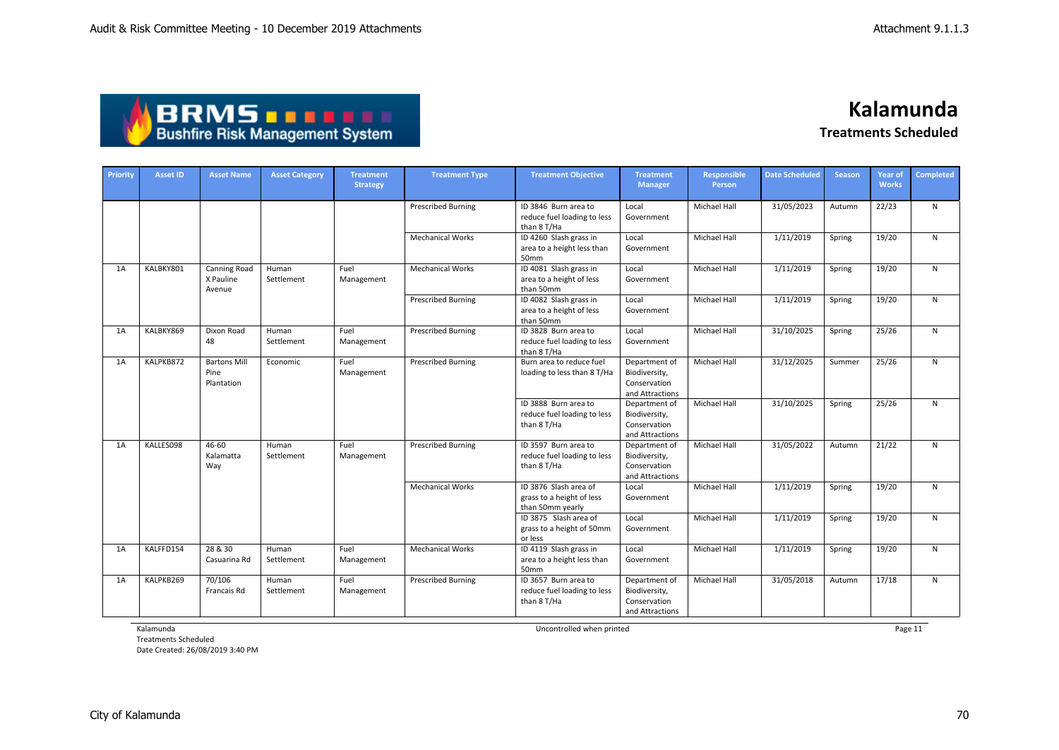# Kalamunda

## Treatments Scheduled

| Priority | Asset ID | Asset Name | Asset Category | Treatment Strategy | Treatment Type | Treatment Objective | Treatment Manager | Responsible Person | Date Scheduled | Season | Year of Works | Completed |
|---|---|---|---|---|---|---|---|---|---|---|---|---|
| | | | | | Prescribed Burning | ID 3846 Burn area to reduce fuel loading to less than 8 T/Ha | Local Government | Michael Hall | 31/05/2023 | Autumn | 22/23 | N |
| | | | | | Mechanical Works | ID 4260 Slash grass in area to a height less than 50mm | Local Government | Michael Hall | 1/11/2019 | Spring | 19/20 | N |
| 1A | KALBKY801 | Canning Road X Pauline Avenue | Human Settlement | Fuel Management | Mechanical Works | ID 4081 Slash grass in area to a height of less than 50mm | Local Government | Michael Hall | 1/11/2019 | Spring | 19/20 | N |
| | | | | | Prescribed Burning | ID 4082 Slash grass in area to a height of less than 50mm | Local Government | Michael Hall | 1/11/2019 | Spring | 19/20 | N |
| 1A | KALBKY869 | Dixon Road 48 | Human Settlement | Fuel Management | Prescribed Burning | ID 3828 Burn area to reduce fuel loading to less than 8 T/Ha | Local Government | Michael Hall | 31/10/2025 | Spring | 25/26 | N |
| 1A | KALPKB872 | Bartons Mill Pine Plantation | Economic | Fuel Management | Prescribed Burning | Burn area to reduce fuel loading to less than 8 T/Ha | Department of Biodiversity, Conservation and Attractions | Michael Hall | 31/12/2025 | Summer | 25/26 | N |
| | | | | | | ID 3888 Burn area to reduce fuel loading to less than 8 T/Ha | Department of Biodiversity, Conservation and Attractions | Michael Hall | 31/10/2025 | Spring | 25/26 | N |
| 1A | KALLES098 | 46-60 Kalamatta Way | Human Settlement | Fuel Management | Prescribed Burning | ID 3597 Burn area to reduce fuel loading to less than 8 T/Ha | Department of Biodiversity, Conservation and Attractions | Michael Hall | 31/05/2022 | Autumn | 21/22 | N |
| | | | | | Mechanical Works | ID 3876 Slash area of grass to a height of less than 50mm yearly | Local Government | Michael Hall | 1/11/2019 | Spring | 19/20 | N |
| | | | | | | ID 3875 Slash area of grass to a height of 50mm or less | Local Government | Michael Hall | 1/11/2019 | Spring | 19/20 | N |
| 1A | KALFFD154 | 28 & 30 Casuarina Rd | Human Settlement | Fuel Management | Mechanical Works | ID 4119 Slash grass in area to a height less than 50mm | Local Government | Michael Hall | 1/11/2019 | Spring | 19/20 | N |
| 1A | KALPKB269 | 70/106 Francais Rd | Human Settlement | Fuel Management | Prescribed Burning | ID 3657 Burn area to reduce fuel loading to less than 8 T/Ha | Department of Biodiversity, Conservation and Attractions | Michael Hall | 31/05/2018 | Autumn | 17/18 | N |

Kalamunda
Treatments Scheduled
Date Created: 26/08/2019 3:40 PM

Uncontrolled when printed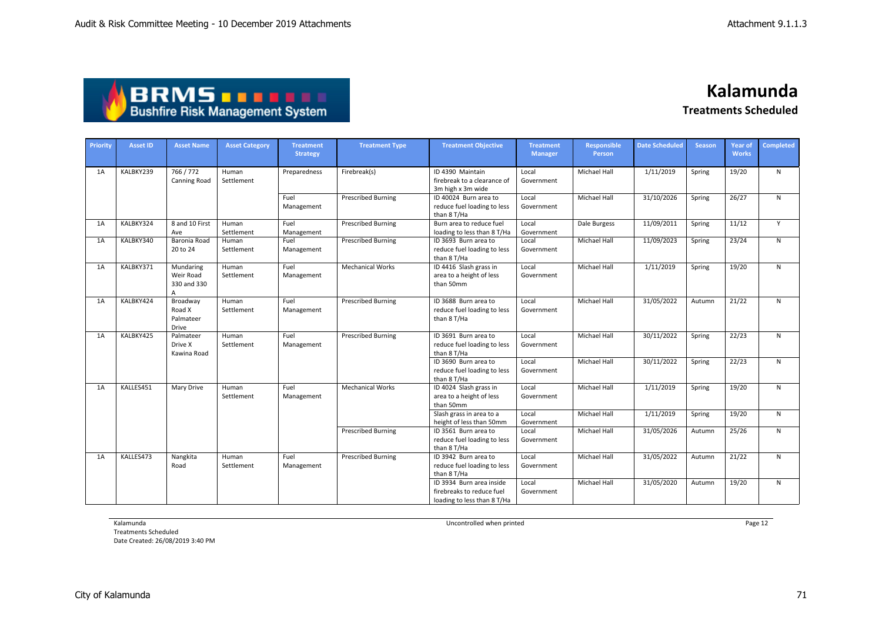# Kalamunda

## Treatments Scheduled

| Priority | Asset ID | Asset Name | Asset Category | Treatment Strategy | Treatment Type | Treatment Objective | Treatment Manager | Responsible Person | Date Scheduled | Season | Year of Works | Completed |
|---|---|---|---|---|---|---|---|---|---|---|---|---|
| 1A | KALBKY239 | 766 / 772 Canning Road | Human Settlement | Preparedness | Firebreak(s) | ID 4390 Maintain firebreak to a clearance of 3m high x 3m wide | Local Government | Michael Hall | 1/11/2019 | Spring | 19/20 | N |
| | | | | Fuel Management | Prescribed Burning | ID 40024 Burn area to reduce fuel loading to less than 8 T/Ha | Local Government | Michael Hall | 31/10/2026 | Spring | 26/27 | N |
| 1A | KALBKY324 | 8 and 10 First Ave | Human Settlement | Fuel Management | Prescribed Burning | Burn area to reduce fuel loading to less than 8 T/Ha | Local Government | Dale Burgess | 11/09/2011 | Spring | 11/12 | Y |
| 1A | KALBKY340 | Baronia Road 20 to 24 | Human Settlement | Fuel Management | Prescribed Burning | ID 3693 Burn area to reduce fuel loading to less than 8 T/Ha | Local Government | Michael Hall | 11/09/2023 | Spring | 23/24 | N |
| 1A | KALBKY371 | Mundaring Weir Road 330 and 330 A | Human Settlement | Fuel Management | Mechanical Works | ID 4416 Slash grass in area to a height of less than 50mm | Local Government | Michael Hall | 1/11/2019 | Spring | 19/20 | N |
| 1A | KALBKY424 | Broadway Road X Palmateer Drive | Human Settlement | Fuel Management | Prescribed Burning | ID 3688 Burn area to reduce fuel loading to less than 8 T/Ha | Local Government | Michael Hall | 31/05/2022 | Autumn | 21/22 | N |
| 1A | KALBKY425 | Palmateer Drive X Kawina Road | Human Settlement | Fuel Management | Prescribed Burning | ID 3691 Burn area to reduce fuel loading to less than 8 T/Ha | Local Government | Michael Hall | 30/11/2022 | Spring | 22/23 | N |
| | | | | | | ID 3690 Burn area to reduce fuel loading to less than 8 T/Ha | Local Government | Michael Hall | 30/11/2022 | Spring | 22/23 | N |
| 1A | KALLES451 | Mary Drive | Human Settlement | Fuel Management | Mechanical Works | ID 4024 Slash grass in area to a height of less than 50mm | Local Government | Michael Hall | 1/11/2019 | Spring | 19/20 | N |
| | | | | | | Slash grass in area to a height of less than 50mm | Local Government | Michael Hall | 1/11/2019 | Spring | 19/20 | N |
| | | | | | Prescribed Burning | ID 3561 Burn area to reduce fuel loading to less than 8 T/Ha | Local Government | Michael Hall | 31/05/2026 | Autumn | 25/26 | N |
| 1A | KALLES473 | Nangkita Road | Human Settlement | Fuel Management | Prescribed Burning | ID 3942 Burn area to reduce fuel loading to less than 8 T/Ha | Local Government | Michael Hall | 31/05/2022 | Autumn | 21/22 | N |
| | | | | | | ID 3934 Burn area inside firebreaks to reduce fuel loading to less than 8 T/Ha | Local Government | Michael Hall | 31/05/2020 | Autumn | 19/20 | N |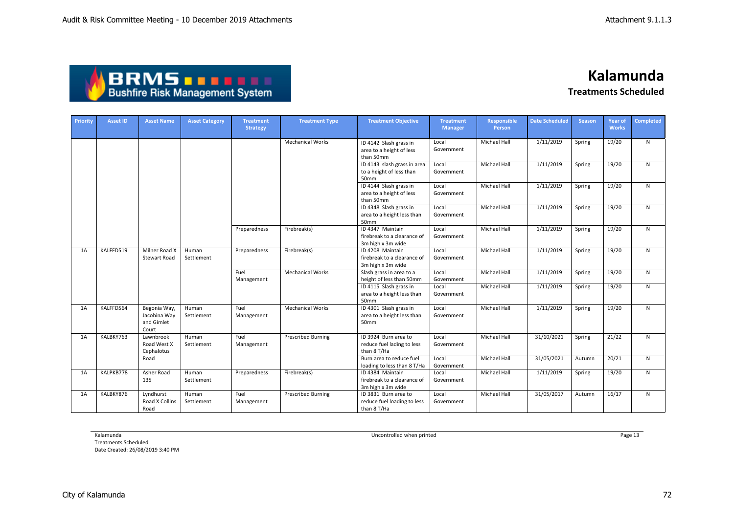# Kalamunda

## Treatments Scheduled

| Priority | Asset ID | Asset Name | Asset Category | Treatment Strategy | Treatment Type | Treatment Objective | Treatment Manager | Responsible Person | Date Scheduled | Season | Year of Works | Completed |
|---|---|---|---|---|---|---|---|---|---|---|---|---|
| | | | | | Mechanical Works | ID 4142 Slash grass in area to a height of less than 50mm | Local Government | Michael Hall | 1/11/2019 | Spring | 19/20 | N |
| | | | | | | ID 4143 slash grass in area to a height of less than 50mm | Local Government | Michael Hall | 1/11/2019 | Spring | 19/20 | N |
| | | | | | | ID 4144 Slash grass in area to a height of less than 50mm | Local Government | Michael Hall | 1/11/2019 | Spring | 19/20 | N |
| | | | | | | ID 4348 Slash grass in area to a height less than 50mm | Local Government | Michael Hall | 1/11/2019 | Spring | 19/20 | N |
| | | | | Preparedness | Firebreak(s) | ID 4347 Maintain firebreak to a clearance of 3m high x 3m wide | Local Government | Michael Hall | 1/11/2019 | Spring | 19/20 | N |
| 1A | KALFFD519 | Milner Road X Stewart Road | Human Settlement | Preparedness | Firebreak(s) | ID 4208 Maintain firebreak to a clearance of 3m high x 3m wide | Local Government | Michael Hall | 1/11/2019 | Spring | 19/20 | N |
| | | | | Fuel Management | Mechanical Works | Slash grass in area to a height of less than 50mm | Local Government | Michael Hall | 1/11/2019 | Spring | 19/20 | N |
| | | | | | | ID 4115 Slash grass in area to a height less than 50mm | Local Government | Michael Hall | 1/11/2019 | Spring | 19/20 | N |
| 1A | KALFFD564 | Begonia Way, Jacobina Way and Gimlet Court | Human Settlement | Fuel Management | Mechanical Works | ID 4301 Slash grass in area to a height less than 50mm | Local Government | Michael Hall | 1/11/2019 | Spring | 19/20 | N |
| 1A | KALBKY763 | Lawnbrook Road West X Cephalotus Road | Human Settlement | Fuel Management | Prescribed Burning | ID 3924 Burn area to reduce fuel lading to less than 8 T/Ha | Local Government | Michael Hall | 31/10/2021 | Spring | 21/22 | N |
| | | | | | | Burn area to reduce fuel loading to less than 8 T/Ha | Local Government | Michael Hall | 31/05/2021 | Autumn | 20/21 | N |
| 1A | KALPKB778 | Asher Road 135 | Human Settlement | Preparedness | Firebreak(s) | ID 4384 Maintain firebreak to a clearance of 3m high x 3m wide | Local Government | Michael Hall | 1/11/2019 | Spring | 19/20 | N |
| 1A | KALBKY876 | Lyndhurst Road X Collins Road | Human Settlement | Fuel Management | Prescribed Burning | ID 3831 Burn area to reduce fuel loading to less than 8 T/Ha | Local Government | Michael Hall | 31/05/2017 | Autumn | 16/17 | N |

Kalamunda
Treatments Scheduled
Date Created: 26/08/2019 3:40 PM

Uncontrolled when printed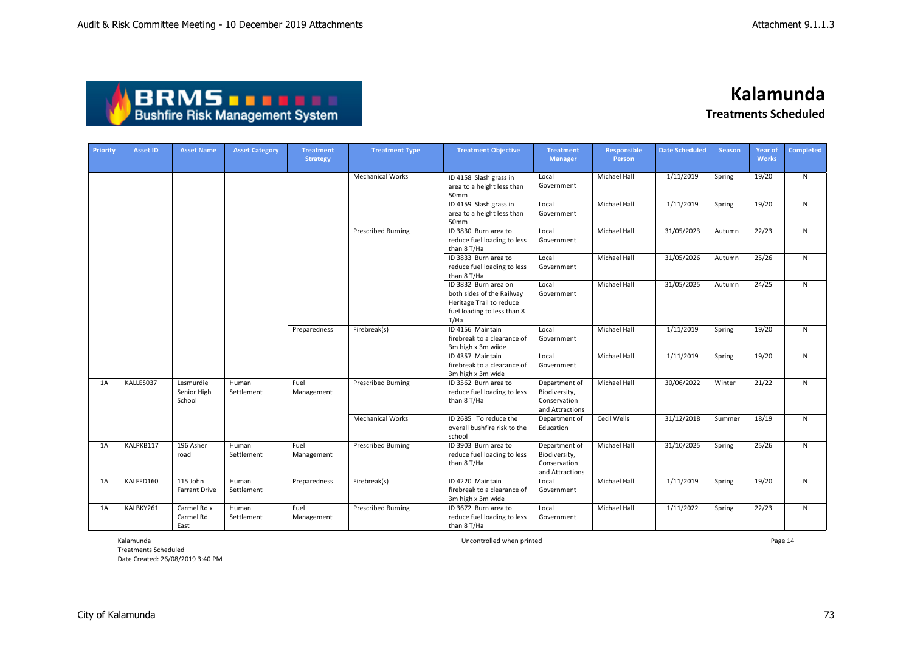# Kalamunda

## Treatments Scheduled

| Priority | Asset ID | Asset Name | Asset Category | Treatment Strategy | Treatment Type | Treatment Objective | Treatment Manager | Responsible Person | Date Scheduled | Season | Year of Works | Completed |
|---|---|---|---|---|---|---|---|---|---|---|---|---|
| | | | | | Mechanical Works | ID 4158 Slash grass in area to a height less than 50mm | Local Government | Michael Hall | 1/11/2019 | Spring | 19/20 | N |
| | | | | | | ID 4159 Slash grass in area to a height less than 50mm | Local Government | Michael Hall | 1/11/2019 | Spring | 19/20 | N |
| | | | | | Prescribed Burning | ID 3830 Burn area to reduce fuel loading to less than 8 T/Ha | Local Government | Michael Hall | 31/05/2023 | Autumn | 22/23 | N |
| | | | | | | ID 3833 Burn area to reduce fuel loading to less than 8 T/Ha | Local Government | Michael Hall | 31/05/2026 | Autumn | 25/26 | N |
| | | | | | | ID 3832 Burn area on both sides of the Railway Heritage Trail to reduce fuel loading to less than 8 T/Ha | Local Government | Michael Hall | 31/05/2025 | Autumn | 24/25 | N |
| | | | | Preparedness | Firebreak(s) | ID 4156 Maintain firebreak to a clearance of 3m high x 3m wiide | Local Government | Michael Hall | 1/11/2019 | Spring | 19/20 | N |
| | | | | | | ID 4357 Maintain firebreak to a clearance of 3m high x 3m wide | Local Government | Michael Hall | 1/11/2019 | Spring | 19/20 | N |
| 1A | KALLES037 | Lesmurdie Senior High School | Human Settlement | Fuel Management | Prescribed Burning | ID 3562 Burn area to reduce fuel loading to less than 8 T/Ha | Department of Biodiversity, Conservation and Attractions | Michael Hall | 30/06/2022 | Winter | 21/22 | N |
| | | | | | Mechanical Works | ID 2685 To reduce the overall bushfire risk to the school | Department of Education | Cecil Wells | 31/12/2018 | Summer | 18/19 | N |
| 1A | KALPKB117 | 196 Asher road | Human Settlement | Fuel Management | Prescribed Burning | ID 3903 Burn area to reduce fuel loading to less than 8 T/Ha | Department of Biodiversity, Conservation and Attractions | Michael Hall | 31/10/2025 | Spring | 25/26 | N |
| 1A | KALFFD160 | 115 John Farrant Drive | Human Settlement | Preparedness | Firebreak(s) | ID 4220 Maintain firebreak to a clearance of 3m high x 3m wide | Local Government | Michael Hall | 1/11/2019 | Spring | 19/20 | N |
| 1A | KALBKY261 | Carmel Rd x Carmel Rd East | Human Settlement | Fuel Management | Prescribed Burning | ID 3672 Burn area to reduce fuel loading to less than 8 T/Ha | Local Government | Michael Hall | 1/11/2022 | Spring | 22/23 | N |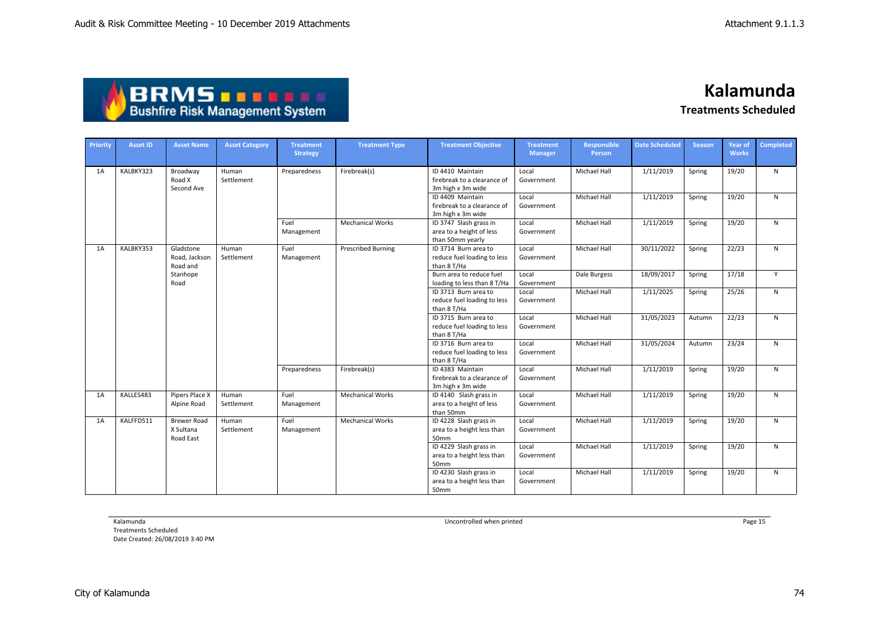# Kalamunda

## Treatments Scheduled

| Priority | Asset ID | Asset Name | Asset Category | Treatment Strategy | Treatment Type | Treatment Objective | Treatment Manager | Responsible Person | Date Scheduled | Season | Year of Works | Completed |
|---|---|---|---|---|---|---|---|---|---|---|---|---|
| 1A | KALBKY323 | Broadway Road X Second Ave | Human Settlement | Preparedness | Firebreak(s) | ID 4410 Maintain firebreak to a clearance of 3m high x 3m wide | Local Government | Michael Hall | 1/11/2019 | Spring | 19/20 | N |
| | | | | | | ID 4409 Maintain firebreak to a clearance of 3m high x 3m wide | Local Government | Michael Hall | 1/11/2019 | Spring | 19/20 | N |
| | | | | Fuel Management | Mechanical Works | ID 3747 Slash grass in area to a height of less than 50mm yearly | Local Government | Michael Hall | 1/11/2019 | Spring | 19/20 | N |
| 1A | KALBKY353 | Gladstone Road, Jackson Road and Stanhope Road | Human Settlement | Fuel Management | Prescribed Burning | ID 3714 Burn area to reduce fuel loading to less than 8 T/Ha | Local Government | Michael Hall | 30/11/2022 | Spring | 22/23 | N |
| | | | | | | Burn area to reduce fuel loading to less than 8 T/Ha | Local Government | Dale Burgess | 18/09/2017 | Spring | 17/18 | Y |
| | | | | | | ID 3713 Burn area to reduce fuel loading to less than 8 T/Ha | Local Government | Michael Hall | 1/11/2025 | Spring | 25/26 | N |
| | | | | | | ID 3715 Burn area to reduce fuel loading to less than 8 T/Ha | Local Government | Michael Hall | 31/05/2023 | Autumn | 22/23 | N |
| | | | | | | ID 3716 Burn area to reduce fuel loading to less than 8 T/Ha | Local Government | Michael Hall | 31/05/2024 | Autumn | 23/24 | N |
| | | | | Preparedness | Firebreak(s) | ID 4383 Maintain firebreak to a clearance of 3m high x 3m wide | Local Government | Michael Hall | 1/11/2019 | Spring | 19/20 | N |
| 1A | KALLES483 | Pipers Place X Alpine Road | Human Settlement | Fuel Management | Mechanical Works | ID 4140 Slash grass in area to a height of less than 50mm | Local Government | Michael Hall | 1/11/2019 | Spring | 19/20 | N |
| 1A | KALFFD511 | Brewer Road X Sultana Road East | Human Settlement | Fuel Management | Mechanical Works | ID 4228 Slash grass in area to a height less than 50mm | Local Government | Michael Hall | 1/11/2019 | Spring | 19/20 | N |
| | | | | | | ID 4229 Slash grass in area to a height less than 50mm | Local Government | Michael Hall | 1/11/2019 | Spring | 19/20 | N |
| | | | | | | ID 4230 Slash grass in area to a height less than 50mm | Local Government | Michael Hall | 1/11/2019 | Spring | 19/20 | N |

Kalamunda
Treatments Scheduled
Date Created: 26/08/2019 3:40 PM

Uncontrolled when printed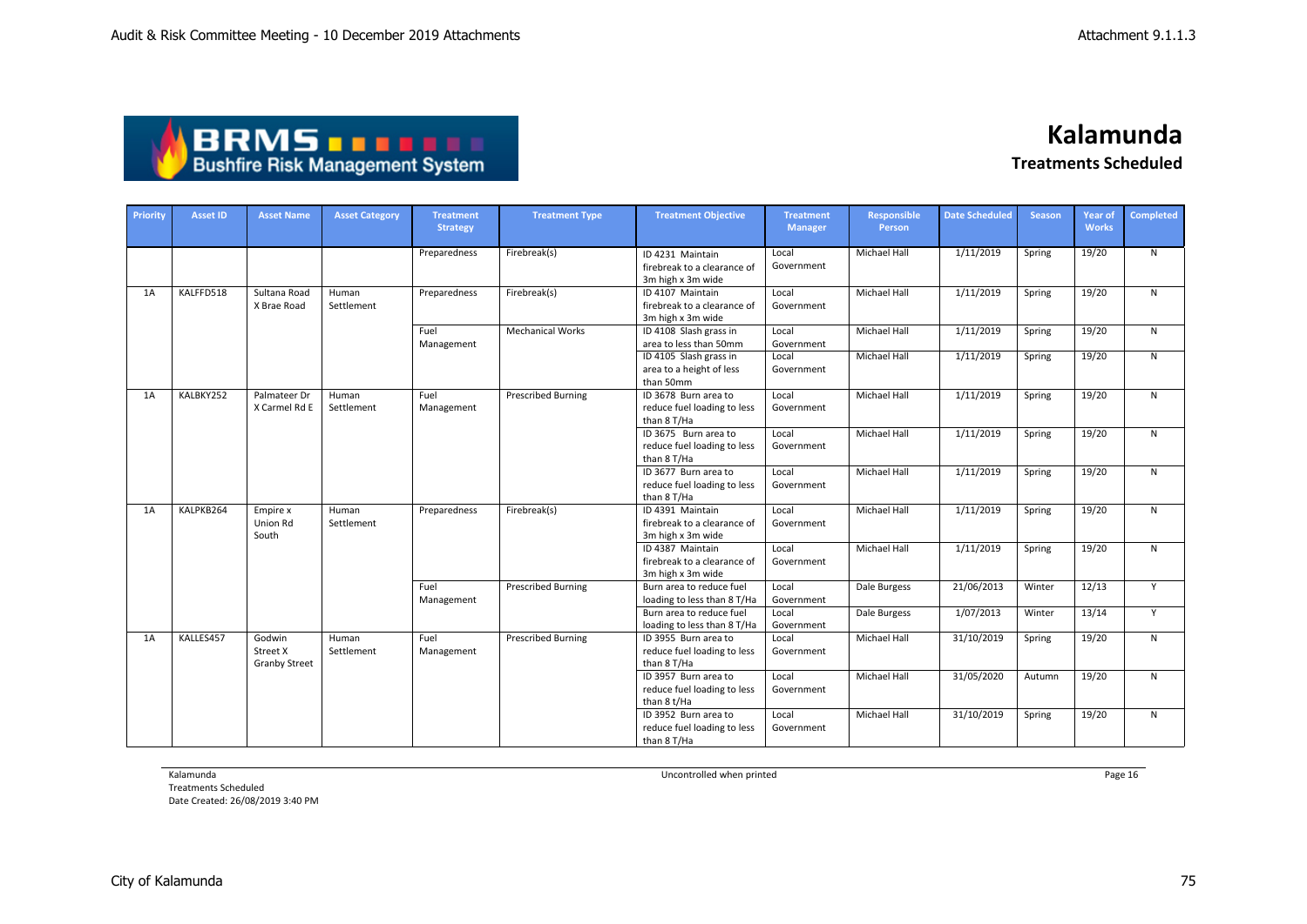# Kalamunda

## Treatments Scheduled

| Priority | Asset ID | Asset Name | Asset Category | Treatment Strategy | Treatment Type | Treatment Objective | Treatment Manager | Responsible Person | Date Scheduled | Season | Year of Works | Completed |
|---|---|---|---|---|---|---|---|---|---|---|---|---|
| | | | | Preparedness | Firebreak(s) | ID 4231 Maintain firebreak to a clearance of 3m high x 3m wide | Local Government | Michael Hall | 1/11/2019 | Spring | 19/20 | N |
| 1A | KALFFD518 | Sultana Road X Brae Road | Human Settlement | Preparedness | Firebreak(s) | ID 4107 Maintain firebreak to a clearance of 3m high x 3m wide | Local Government | Michael Hall | 1/11/2019 | Spring | 19/20 | N |
| | | | | Fuel Management | Mechanical Works | ID 4108 Slash grass in area to less than 50mm | Local Government | Michael Hall | 1/11/2019 | Spring | 19/20 | N |
| | | | | | | ID 4105 Slash grass in area to a height of less than 50mm | Local Government | Michael Hall | 1/11/2019 | Spring | 19/20 | N |
| 1A | KALBKY252 | Palmateer Dr X Carmel Rd E | Human Settlement | Fuel Management | Prescribed Burning | ID 3678 Burn area to reduce fuel loading to less than 8 T/Ha | Local Government | Michael Hall | 1/11/2019 | Spring | 19/20 | N |
| | | | | | | ID 3675 Burn area to reduce fuel loading to less than 8 T/Ha | Local Government | Michael Hall | 1/11/2019 | Spring | 19/20 | N |
| | | | | | | ID 3677 Burn area to reduce fuel loading to less than 8 T/Ha | Local Government | Michael Hall | 1/11/2019 | Spring | 19/20 | N |
| 1A | KALPKB264 | Empire x Union Rd South | Human Settlement | Preparedness | Firebreak(s) | ID 4391 Maintain firebreak to a clearance of 3m high x 3m wide | Local Government | Michael Hall | 1/11/2019 | Spring | 19/20 | N |
| | | | | | | ID 4387 Maintain firebreak to a clearance of 3m high x 3m wide | Local Government | Michael Hall | 1/11/2019 | Spring | 19/20 | N |
| | | | | Fuel Management | Prescribed Burning | Burn area to reduce fuel loading to less than 8 T/Ha | Local Government | Dale Burgess | 21/06/2013 | Winter | 12/13 | Y |
| | | | | | | Burn area to reduce fuel loading to less than 8 T/Ha | Local Government | Dale Burgess | 1/07/2013 | Winter | 13/14 | Y |
| 1A | KALLES457 | Godwin Street X Granby Street | Human Settlement | Fuel Management | Prescribed Burning | ID 3955 Burn area to reduce fuel loading to less than 8 T/Ha | Local Government | Michael Hall | 31/10/2019 | Spring | 19/20 | N |
| | | | | | | ID 3957 Burn area to reduce fuel loading to less than 8 t/Ha | Local Government | Michael Hall | 31/05/2020 | Autumn | 19/20 | N |
| | | | | | | ID 3952 Burn area to reduce fuel loading to less than 8 T/Ha | Local Government | Michael Hall | 31/10/2019 | Spring | 19/20 | N |

Kalamunda
Treatments Scheduled
Date Created: 26/08/2019 3:40 PM

Uncontrolled when printed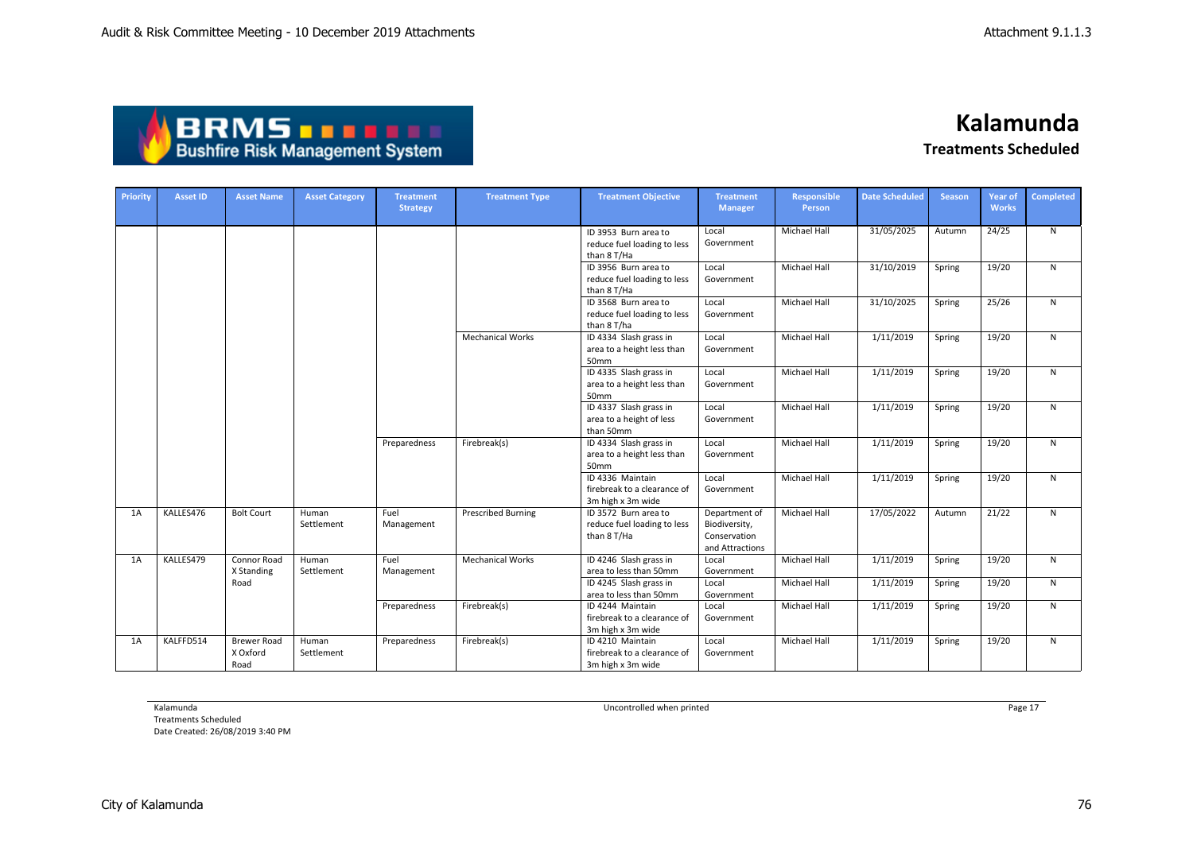# Kalamunda

## Treatments Scheduled

| Priority | Asset ID | Asset Name | Asset Category | Treatment Strategy | Treatment Type | Treatment Objective | Treatment Manager | Responsible Person | Date Scheduled | Season | Year of Works | Completed |
|---|---|---|---|---|---|---|---|---|---|---|---|---|
| | | | | | | ID 3953 Burn area to reduce fuel loading to less than 8 T/Ha | Local Government | Michael Hall | 31/05/2025 | Autumn | 24/25 | N |
| | | | | | | ID 3956 Burn area to reduce fuel loading to less than 8 T/Ha | Local Government | Michael Hall | 31/10/2019 | Spring | 19/20 | N |
| | | | | | | ID 3568 Burn area to reduce fuel loading to less than 8 T/ha | Local Government | Michael Hall | 31/10/2025 | Spring | 25/26 | N |
| | | | | | Mechanical Works | ID 4334 Slash grass in area to a height less than 50mm | Local Government | Michael Hall | 1/11/2019 | Spring | 19/20 | N |
| | | | | | | ID 4335 Slash grass in area to a height less than 50mm | Local Government | Michael Hall | 1/11/2019 | Spring | 19/20 | N |
| | | | | | | ID 4337 Slash grass in area to a height of less than 50mm | Local Government | Michael Hall | 1/11/2019 | Spring | 19/20 | N |
| | | | | Preparedness | Firebreak(s) | ID 4334 Slash grass in area to a height less than 50mm | Local Government | Michael Hall | 1/11/2019 | Spring | 19/20 | N |
| | | | | | | ID 4336 Maintain firebreak to a clearance of 3m high x 3m wide | Local Government | Michael Hall | 1/11/2019 | Spring | 19/20 | N |
| 1A | KALLES476 | Bolt Court | Human Settlement | Fuel Management | Prescribed Burning | ID 3572 Burn area to reduce fuel loading to less than 8 T/Ha | Department of Biodiversity, Conservation and Attractions | Michael Hall | 17/05/2022 | Autumn | 21/22 | N |
| 1A | KALLES479 | Connor Road X Standing Road | Human Settlement | Fuel Management | Mechanical Works | ID 4246 Slash grass in area to less than 50mm | Local Government | Michael Hall | 1/11/2019 | Spring | 19/20 | N |
| | | | | | | ID 4245 Slash grass in area to less than 50mm | Local Government | Michael Hall | 1/11/2019 | Spring | 19/20 | N |
| | | | | Preparedness | Firebreak(s) | ID 4244 Maintain firebreak to a clearance of 3m high x 3m wide | Local Government | Michael Hall | 1/11/2019 | Spring | 19/20 | N |
| 1A | KALFFD514 | Brewer Road X Oxford Road | Human Settlement | Preparedness | Firebreak(s) | ID 4210 Maintain firebreak to a clearance of 3m high x 3m wide | Local Government | Michael Hall | 1/11/2019 | Spring | 19/20 | N |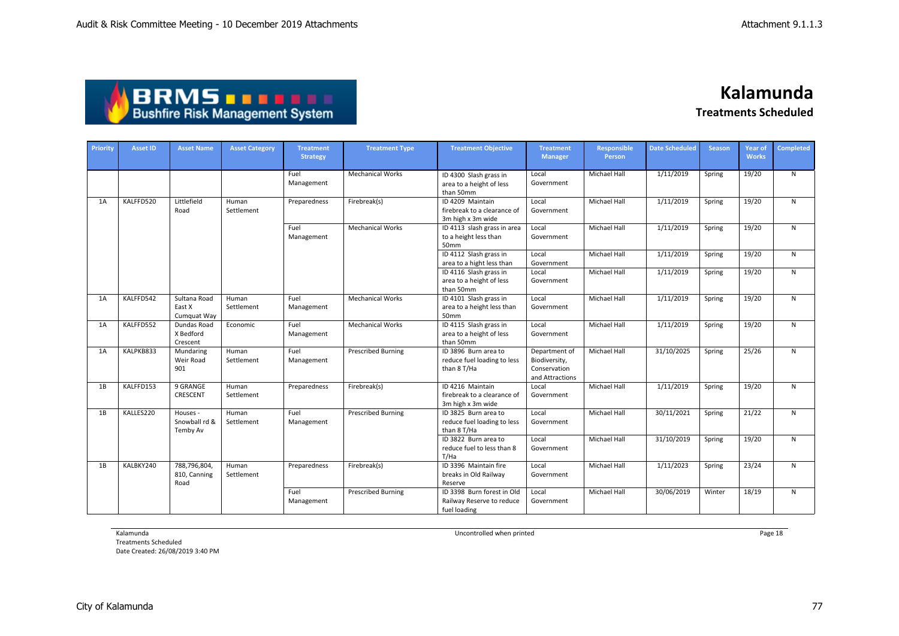# Kalamunda

## Treatments Scheduled

| Priority | Asset ID | Asset Name | Asset Category | Treatment Strategy | Treatment Type | Treatment Objective | Treatment Manager | Responsible Person | Date Scheduled | Season | Year of Works | Completed |
|---|---|---|---|---|---|---|---|---|---|---|---|---|
| | | | | Fuel Management | Mechanical Works | ID 4300 Slash grass in area to a height of less than 50mm | Local Government | Michael Hall | 1/11/2019 | Spring | 19/20 | N |
| 1A | KALFFD520 | Littlefield Road | Human Settlement | Preparedness | Firebreak(s) | ID 4209 Maintain firebreak to a clearance of 3m high x 3m wide | Local Government | Michael Hall | 1/11/2019 | Spring | 19/20 | N |
| | | | | Fuel Management | Mechanical Works | ID 4113 slash grass in area to a height less than 50mm | Local Government | Michael Hall | 1/11/2019 | Spring | 19/20 | N |
| | | | | | | ID 4112 Slash grass in area to a hight less than | Local Government | Michael Hall | 1/11/2019 | Spring | 19/20 | N |
| | | | | | | ID 4116 Slash grass in area to a height of less than 50mm | Local Government | Michael Hall | 1/11/2019 | Spring | 19/20 | N |
| 1A | KALFFD542 | Sultana Road East X Cumquat Way | Human Settlement | Fuel Management | Mechanical Works | ID 4101 Slash grass in area to a height less than 50mm | Local Government | Michael Hall | 1/11/2019 | Spring | 19/20 | N |
| 1A | KALFFD552 | Dundas Road X Bedford Crescent | Economic | Fuel Management | Mechanical Works | ID 4115 Slash grass in area to a height of less than 50mm | Local Government | Michael Hall | 1/11/2019 | Spring | 19/20 | N |
| 1A | KALPKB833 | Mundaring Weir Road 901 | Human Settlement | Fuel Management | Prescribed Burning | ID 3896 Burn area to reduce fuel loading to less than 8 T/Ha | Department of Biodiversity, Conservation and Attractions | Michael Hall | 31/10/2025 | Spring | 25/26 | N |
| 1B | KALFFD153 | 9 GRANGE CRESCENT | Human Settlement | Preparedness | Firebreak(s) | ID 4216 Maintain firebreak to a clearance of 3m high x 3m wide | Local Government | Michael Hall | 1/11/2019 | Spring | 19/20 | N |
| 1B | KALLES220 | Houses - Snowball rd & Temby Av | Human Settlement | Fuel Management | Prescribed Burning | ID 3825 Burn area to reduce fuel loading to less than 8 T/Ha | Local Government | Michael Hall | 30/11/2021 | Spring | 21/22 | N |
| | | | | | | ID 3822 Burn area to reduce fuel to less than 8 T/Ha | Local Government | Michael Hall | 31/10/2019 | Spring | 19/20 | N |
| 1B | KALBKY240 | 788,796,804, 810, Canning Road | Human Settlement | Preparedness | Firebreak(s) | ID 3396 Maintain fire breaks in Old Railway Reserve | Local Government | Michael Hall | 1/11/2023 | Spring | 23/24 | N |
| | | | | Fuel Management | Prescribed Burning | ID 3398 Burn forest in Old Railway Reserve to reduce fuel loading | Local Government | Michael Hall | 30/06/2019 | Winter | 18/19 | N |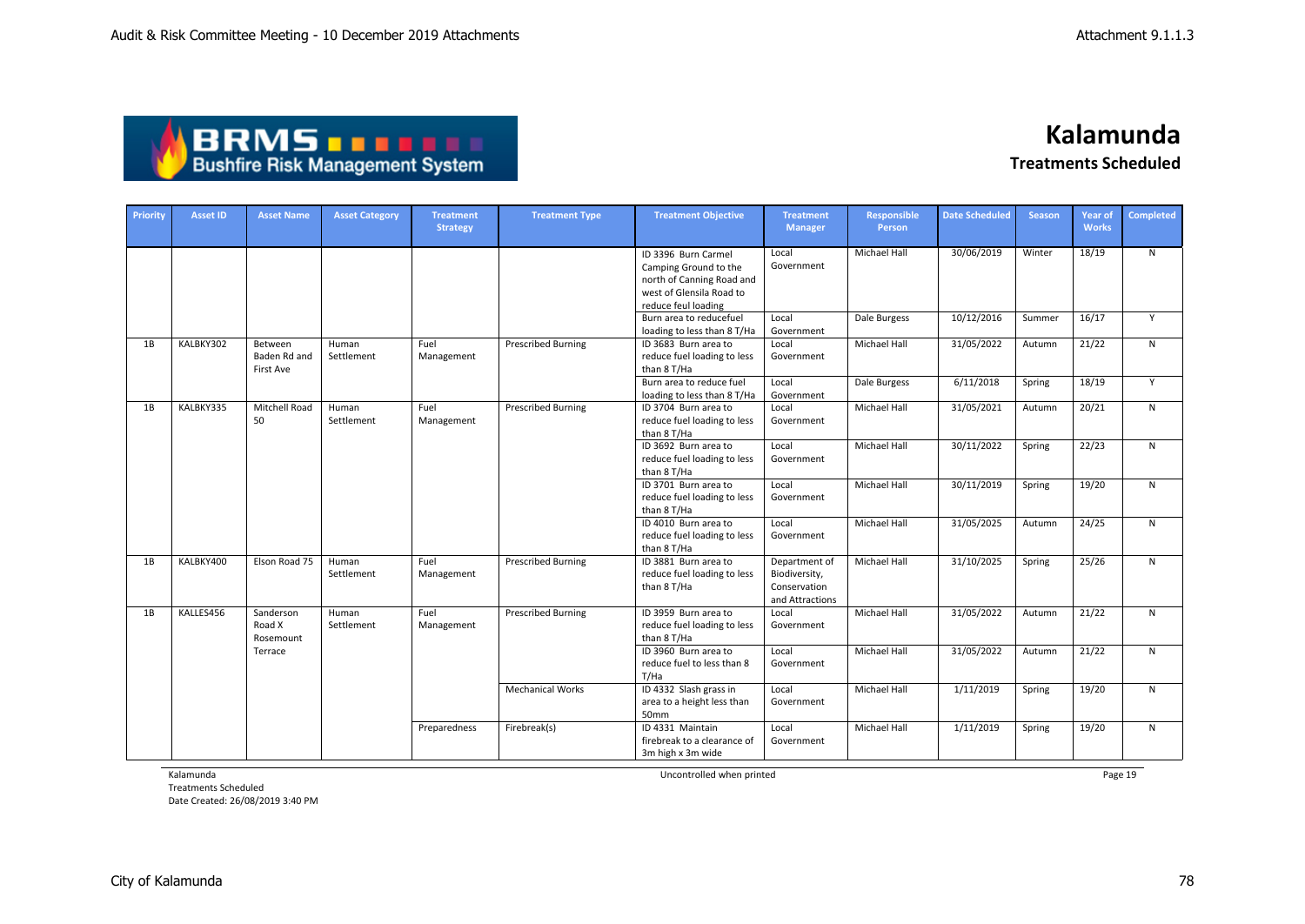# Kalamunda

## Treatments Scheduled

| Priority | Asset ID | Asset Name | Asset Category | Treatment Strategy | Treatment Type | Treatment Objective | Treatment Manager | Responsible Person | Date Scheduled | Season | Year of Works | Completed |
|---|---|---|---|---|---|---|---|---|---|---|---|---|
| | | | | | | ID 3396 Burn Carmel Camping Ground to the north of Canning Road and west of Glensila Road to reduce feul loading | Local Government | Michael Hall | 30/06/2019 | Winter | 18/19 | N |
| | | | | | | Burn area to reducefuel loading to less than 8 T/Ha | Local Government | Dale Burgess | 10/12/2016 | Summer | 16/17 | Y |
| 1B | KALBKY302 | Between Baden Rd and First Ave | Human Settlement | Fuel Management | Prescribed Burning | ID 3683 Burn area to reduce fuel loading to less than 8 T/Ha | Local Government | Michael Hall | 31/05/2022 | Autumn | 21/22 | N |
| | | | | | | Burn area to reduce fuel loading to less than 8 T/Ha | Local Government | Dale Burgess | 6/11/2018 | Spring | 18/19 | Y |
| 1B | KALBKY335 | Mitchell Road 50 | Human Settlement | Fuel Management | Prescribed Burning | ID 3704 Burn area to reduce fuel loading to less than 8 T/Ha | Local Government | Michael Hall | 31/05/2021 | Autumn | 20/21 | N |
| | | | | | | ID 3692 Burn area to reduce fuel loading to less than 8 T/Ha | Local Government | Michael Hall | 30/11/2022 | Spring | 22/23 | N |
| | | | | | | ID 3701 Burn area to reduce fuel loading to less than 8 T/Ha | Local Government | Michael Hall | 30/11/2019 | Spring | 19/20 | N |
| | | | | | | ID 4010 Burn area to reduce fuel loading to less than 8 T/Ha | Local Government | Michael Hall | 31/05/2025 | Autumn | 24/25 | N |
| 1B | KALBKY400 | Elson Road 75 | Human Settlement | Fuel Management | Prescribed Burning | ID 3881 Burn area to reduce fuel loading to less than 8 T/Ha | Department of Biodiversity, Conservation and Attractions | Michael Hall | 31/10/2025 | Spring | 25/26 | N |
| 1B | KALLES456 | Sanderson Road X Rosemount Terrace | Human Settlement | Fuel Management | Prescribed Burning | ID 3959 Burn area to reduce fuel loading to less than 8 T/Ha | Local Government | Michael Hall | 31/05/2022 | Autumn | 21/22 | N |
| | | | | | | ID 3960 Burn area to reduce fuel to less than 8 T/Ha | Local Government | Michael Hall | 31/05/2022 | Autumn | 21/22 | N |
| | | | | | Mechanical Works | ID 4332 Slash grass in area to a height less than 50mm | Local Government | Michael Hall | 1/11/2019 | Spring | 19/20 | N |
| | | | | Preparedness | Firebreak(s) | ID 4331 Maintain firebreak to a clearance of 3m high x 3m wide | Local Government | Michael Hall | 1/11/2019 | Spring | 19/20 | N |

Kalamunda
Treatments Scheduled
Date Created: 26/08/2019 3:40 PM

Uncontrolled when printed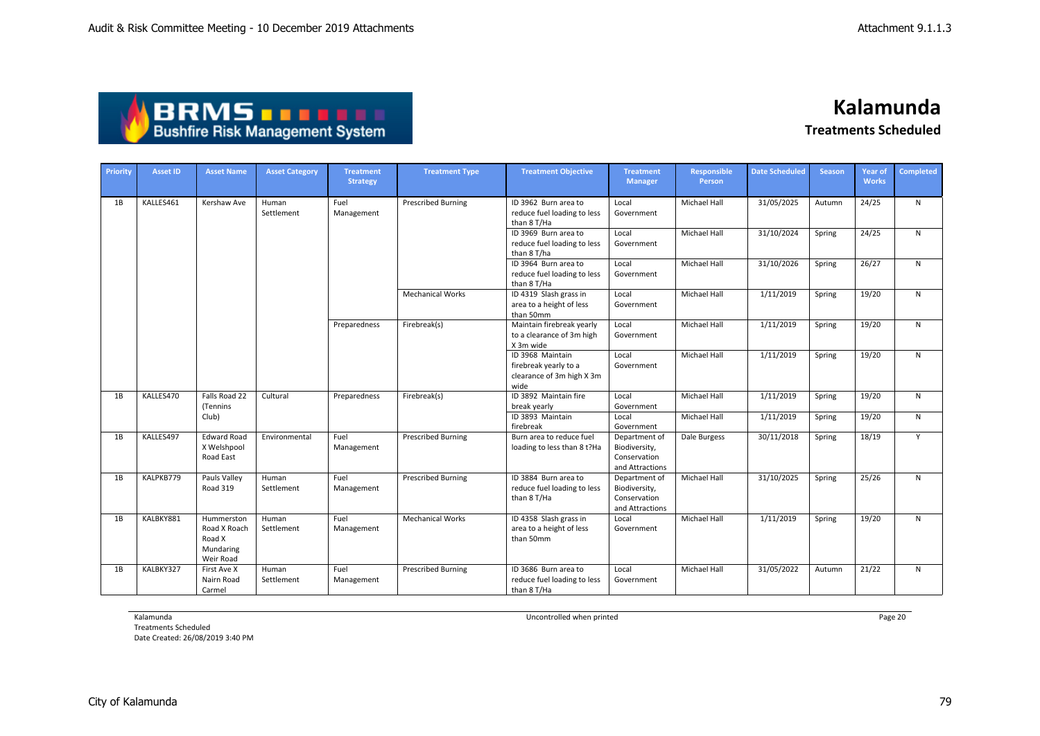# Kalamunda

## Treatments Scheduled

| Priority | Asset ID | Asset Name | Asset Category | Treatment Strategy | Treatment Type | Treatment Objective | Treatment Manager | Responsible Person | Date Scheduled | Season | Year of Works | Completed |
|---|---|---|---|---|---|---|---|---|---|---|---|---|
| 1B | KALLES461 | Kershaw Ave | Human Settlement | Fuel Management | Prescribed Burning | ID 3962 Burn area to reduce fuel loading to less than 8 T/Ha | Local Government | Michael Hall | 31/05/2025 | Autumn | 24/25 | N |
| | | | | | | ID 3969 Burn area to reduce fuel loading to less than 8 T/ha | Local Government | Michael Hall | 31/10/2024 | Spring | 24/25 | N |
| | | | | | | ID 3964 Burn area to reduce fuel loading to less than 8 T/Ha | Local Government | Michael Hall | 31/10/2026 | Spring | 26/27 | N |
| | | | | | Mechanical Works | ID 4319 Slash grass in area to a height of less than 50mm | Local Government | Michael Hall | 1/11/2019 | Spring | 19/20 | N |
| | | | | Preparedness | Firebreak(s) | Maintain firebreak yearly to a clearance of 3m high X 3m wide | Local Government | Michael Hall | 1/11/2019 | Spring | 19/20 | N |
| | | | | | | ID 3968 Maintain firebreak yearly to a clearance of 3m high X 3m wide | Local Government | Michael Hall | 1/11/2019 | Spring | 19/20 | N |
| 1B | KALLES470 | Falls Road 22 (Tennins Club) | Cultural | Preparedness | Firebreak(s) | ID 3892 Maintain fire break yearly | Local Government | Michael Hall | 1/11/2019 | Spring | 19/20 | N |
| | | | | | | ID 3893 Maintain firebreak | Local Government | Michael Hall | 1/11/2019 | Spring | 19/20 | N |
| 1B | KALLES497 | Edward Road X Welshpool Road East | Environmental | Fuel Management | Prescribed Burning | Burn area to reduce fuel loading to less than 8 t?Ha | Department of Biodiversity, Conservation and Attractions | Dale Burgess | 30/11/2018 | Spring | 18/19 | Y |
| 1B | KALPKB779 | Pauls Valley Road 319 | Human Settlement | Fuel Management | Prescribed Burning | ID 3884 Burn area to reduce fuel loading to less than 8 T/Ha | Department of Biodiversity, Conservation and Attractions | Michael Hall | 31/10/2025 | Spring | 25/26 | N |
| 1B | KALBKY881 | Hummerston Road X Roach Road X Mundaring Weir Road | Human Settlement | Fuel Management | Mechanical Works | ID 4358 Slash grass in area to a height of less than 50mm | Local Government | Michael Hall | 1/11/2019 | Spring | 19/20 | N |
| 1B | KALBKY327 | First Ave X Nairn Road Carmel | Human Settlement | Fuel Management | Prescribed Burning | ID 3686 Burn area to reduce fuel loading to less than 8 T/Ha | Local Government | Michael Hall | 31/05/2022 | Autumn | 21/22 | N |

Kalamunda
Treatments Scheduled
Date Created: 26/08/2019 3:40 PM

Uncontrolled when printed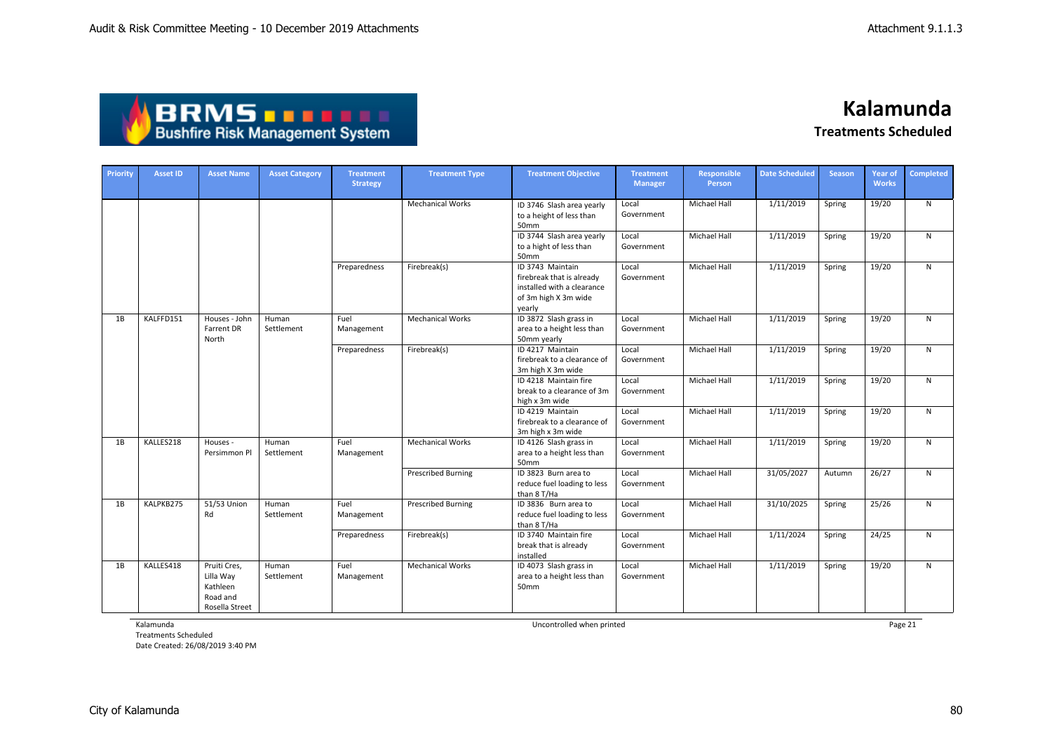# Kalamunda

## Treatments Scheduled

| Priority | Asset ID | Asset Name | Asset Category | Treatment Strategy | Treatment Type | Treatment Objective | Treatment Manager | Responsible Person | Date Scheduled | Season | Year of Works | Completed |
|---|---|---|---|---|---|---|---|---|---|---|---|---|
| | | | | | Mechanical Works | ID 3746 Slash area yearly to a height of less than 50mm | Local Government | Michael Hall | 1/11/2019 | Spring | 19/20 | N |
| | | | | | | ID 3744 Slash area yearly to a hight of less than 50mm | Local Government | Michael Hall | 1/11/2019 | Spring | 19/20 | N |
| | | | | Preparedness | Firebreak(s) | ID 3743 Maintain firebreak that is already installed with a clearance of 3m high X 3m wide yearly | Local Government | Michael Hall | 1/11/2019 | Spring | 19/20 | N |
| 1B | KALFFD151 | Houses - John Farrent DR North | Human Settlement | Fuel Management | Mechanical Works | ID 3872 Slash grass in area to a height less than 50mm yearly | Local Government | Michael Hall | 1/11/2019 | Spring | 19/20 | N |
| | | | | Preparedness | Firebreak(s) | ID 4217 Maintain firebreak to a clearance of 3m high X 3m wide | Local Government | Michael Hall | 1/11/2019 | Spring | 19/20 | N |
| | | | | | | ID 4218 Maintain fire break to a clearance of 3m high x 3m wide | Local Government | Michael Hall | 1/11/2019 | Spring | 19/20 | N |
| | | | | | | ID 4219 Maintain firebreak to a clearance of 3m high x 3m wide | Local Government | Michael Hall | 1/11/2019 | Spring | 19/20 | N |
| 1B | KALLES218 | Houses - Persimmon Pl | Human Settlement | Fuel Management | Mechanical Works | ID 4126 Slash grass in area to a height less than 50mm | Local Government | Michael Hall | 1/11/2019 | Spring | 19/20 | N |
| | | | | | Prescribed Burning | ID 3823 Burn area to reduce fuel loading to less than 8 T/Ha | Local Government | Michael Hall | 31/05/2027 | Autumn | 26/27 | N |
| 1B | KALPKB275 | 51/53 Union Rd | Human Settlement | Fuel Management | Prescribed Burning | ID 3836 Burn area to reduce fuel loading to less than 8 T/Ha | Local Government | Michael Hall | 31/10/2025 | Spring | 25/26 | N |
| | | | | Preparedness | Firebreak(s) | ID 3740 Maintain fire break that is already installed | Local Government | Michael Hall | 1/11/2024 | Spring | 24/25 | N |
| 1B | KALLES418 | Pruiti Cres, Lilla Way Kathleen Road and Rosella Street | Human Settlement | Fuel Management | Mechanical Works | ID 4073 Slash grass in area to a height less than 50mm | Local Government | Michael Hall | 1/11/2019 | Spring | 19/20 | N |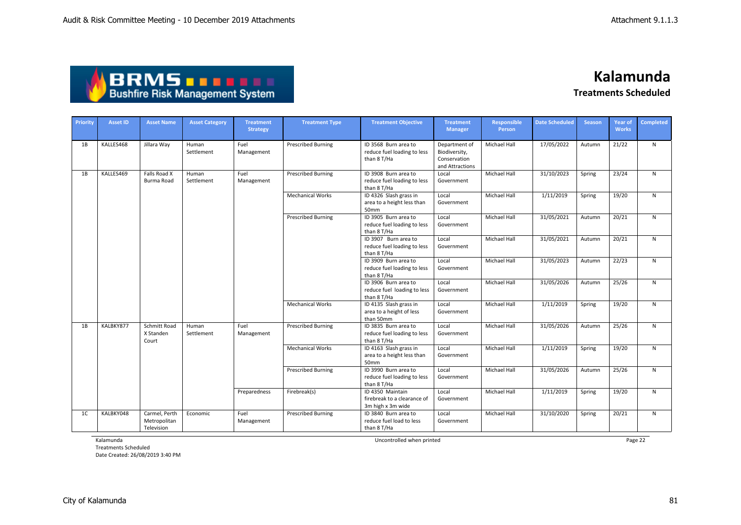# Kalamunda

## Treatments Scheduled

| Priority | Asset ID | Asset Name | Asset Category | Treatment Strategy | Treatment Type | Treatment Objective | Treatment Manager | Responsible Person | Date Scheduled | Season | Year of Works | Completed |
|---|---|---|---|---|---|---|---|---|---|---|---|---|
| 1B | KALLES468 | Jillara Way | Human Settlement | Fuel Management | Prescribed Burning | ID 3568 Burn area to reduce fuel loading to less than 8 T/Ha | Department of Biodiversity, Conservation and Attractions | Michael Hall | 17/05/2022 | Autumn | 21/22 | N |
| 1B | KALLES469 | Falls Road X Burma Road | Human Settlement | Fuel Management | Prescribed Burning | ID 3908 Burn area to reduce fuel loading to less than 8 T/Ha | Local Government | Michael Hall | 31/10/2023 | Spring | 23/24 | N |
| | | | | | Mechanical Works | ID 4326 Slash grass in area to a height less than 50mm | Local Government | Michael Hall | 1/11/2019 | Spring | 19/20 | N |
| | | | | | Prescribed Burning | ID 3905 Burn area to reduce fuel loading to less than 8 T/Ha | Local Government | Michael Hall | 31/05/2021 | Autumn | 20/21 | N |
| | | | | | | ID 3907 Burn area to reduce fuel loading to less than 8 T/Ha | Local Government | Michael Hall | 31/05/2021 | Autumn | 20/21 | N |
| | | | | | | ID 3909 Burn area to reduce fuel loading to less than 8 T/Ha | Local Government | Michael Hall | 31/05/2023 | Autumn | 22/23 | N |
| | | | | | | ID 3906 Burn area to reduce fuel loading to less than 8 T/Ha | Local Government | Michael Hall | 31/05/2026 | Autumn | 25/26 | N |
| | | | | | Mechanical Works | ID 4135 Slash grass in area to a height of less than 50mm | Local Government | Michael Hall | 1/11/2019 | Spring | 19/20 | N |
| 1B | KALBKY877 | Schmitt Road X Standen Court | Human Settlement | Fuel Management | Prescribed Burning | ID 3835 Burn area to reduce fuel loading to less than 8 T/Ha | Local Government | Michael Hall | 31/05/2026 | Autumn | 25/26 | N |
| | | | | | Mechanical Works | ID 4163 Slash grass in area to a height less than 50mm | Local Government | Michael Hall | 1/11/2019 | Spring | 19/20 | N |
| | | | | | Prescribed Burning | ID 3990 Burn area to reduce fuel loading to less than 8 T/Ha | Local Government | Michael Hall | 31/05/2026 | Autumn | 25/26 | N |
| | | | | Preparedness | Firebreak(s) | ID 4350 Maintain firebreak to a clearance of 3m high x 3m wide | Local Government | Michael Hall | 1/11/2019 | Spring | 19/20 | N |
| 1C | KALBKY048 | Carmel, Perth Metropolitan Television | Economic | Fuel Management | Prescribed Burning | ID 3840 Burn area to reduce fuel load to less than 8 T/Ha | Local Government | Michael Hall | 31/10/2020 | Spring | 20/21 | N |

Kalamunda
Treatments Scheduled
Date Created: 26/08/2019 3:40 PM

Uncontrolled when printed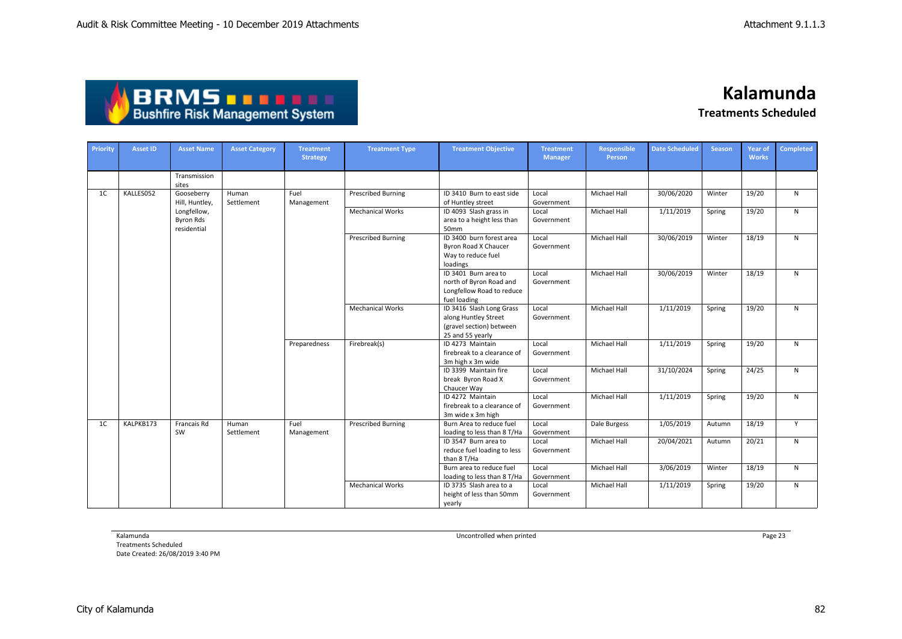# Kalamunda

## Treatments Scheduled

| Priority | Asset ID | Asset Name | Asset Category | Treatment Strategy | Treatment Type | Treatment Objective | Treatment Manager | Responsible Person | Date Scheduled | Season | Year of Works | Completed |
|---|---|---|---|---|---|---|---|---|---|---|---|---|
| | | Transmission sites | | | | | | | | | | |
| 1C | KALLES052 | Gooseberry Hill, Huntley, Longfellow, Byron Rds residential | Human Settlement | Fuel Management | Prescribed Burning | ID 3410 Burn to east side of Huntley street | Local Government | Michael Hall | 30/06/2020 | Winter | 19/20 | N |
| | | | | | Mechanical Works | ID 4093 Slash grass in area to a height less than 50mm | Local Government | Michael Hall | 1/11/2019 | Spring | 19/20 | N |
| | | | | | Prescribed Burning | ID 3400 burn forest area Byron Road X Chaucer Way to reduce fuel loadings | Local Government | Michael Hall | 30/06/2019 | Winter | 18/19 | N |
| | | | | | | ID 3401 Burn area to north of Byron Road and Longfellow Road to reduce fuel loading | Local Government | Michael Hall | 30/06/2019 | Winter | 18/19 | N |
| | | | | | Mechanical Works | ID 3416 Slash Long Grass along Huntley Street (gravel section) between 25 and 55 yearly | Local Government | Michael Hall | 1/11/2019 | Spring | 19/20 | N |
| | | | | Preparedness | Firebreak(s) | ID 4273 Maintain firebreak to a clearance of 3m high x 3m wide | Local Government | Michael Hall | 1/11/2019 | Spring | 19/20 | N |
| | | | | | | ID 3399 Maintain fire break Byron Road X Chaucer Way | Local Government | Michael Hall | 31/10/2024 | Spring | 24/25 | N |
| | | | | | | ID 4272 Maintain firebreak to a clearance of 3m wide x 3m high | Local Government | Michael Hall | 1/11/2019 | Spring | 19/20 | N |
| 1C | KALPKB173 | Francais Rd SW | Human Settlement | Fuel Management | Prescribed Burning | Burn Area to reduce fuel loading to less than 8 T/Ha | Local Government | Dale Burgess | 1/05/2019 | Autumn | 18/19 | Y |
| | | | | | | ID 3547 Burn area to reduce fuel loading to less than 8 T/Ha | Local Government | Michael Hall | 20/04/2021 | Autumn | 20/21 | N |
| | | | | | | Burn area to reduce fuel loading to less than 8 T/Ha | Local Government | Michael Hall | 3/06/2019 | Winter | 18/19 | N |
| | | | | | Mechanical Works | ID 3735 Slash area to a height of less than 50mm yearly | Local Government | Michael Hall | 1/11/2019 | Spring | 19/20 | N |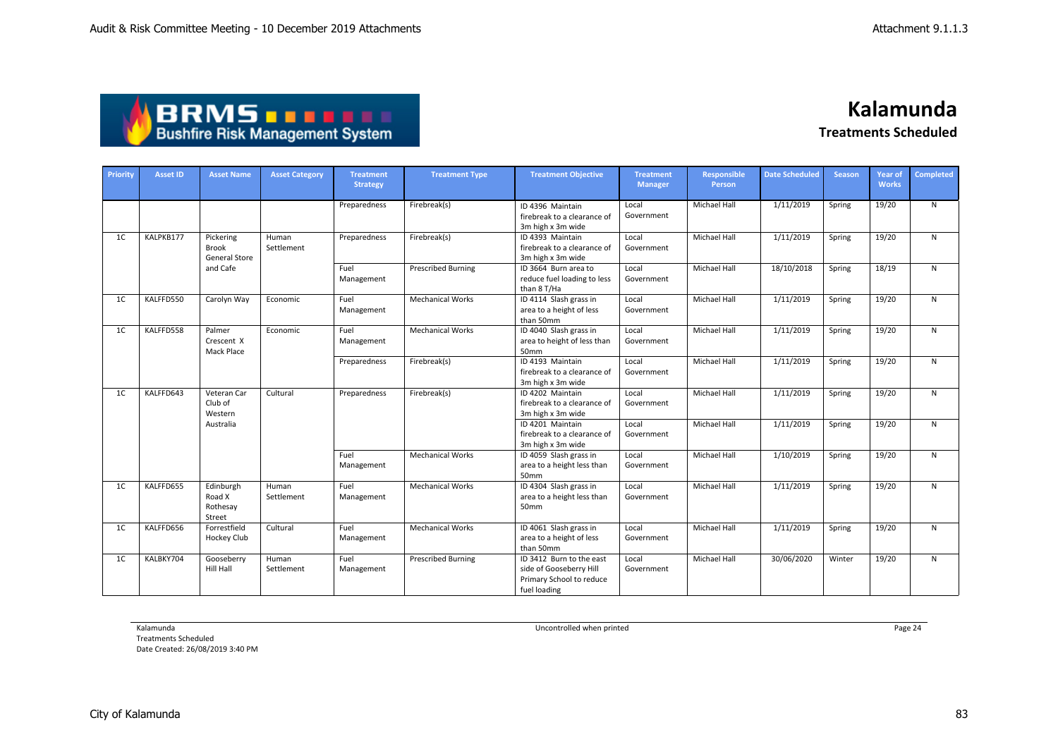# Kalamunda

## Treatments Scheduled

| Priority | Asset ID | Asset Name | Asset Category | Treatment Strategy | Treatment Type | Treatment Objective | Treatment Manager | Responsible Person | Date Scheduled | Season | Year of Works | Completed |
|---|---|---|---|---|---|---|---|---|---|---|---|---|
| | | | | Preparedness | Firebreak(s) | ID 4396 Maintain firebreak to a clearance of 3m high x 3m wide | Local Government | Michael Hall | 1/11/2019 | Spring | 19/20 | N |
| 1C | KALPKB177 | Pickering Brook General Store and Cafe | Human Settlement | Preparedness | Firebreak(s) | ID 4393 Maintain firebreak to a clearance of 3m high x 3m wide | Local Government | Michael Hall | 1/11/2019 | Spring | 19/20 | N |
| | | | | Fuel Management | Prescribed Burning | ID 3664 Burn area to reduce fuel loading to less than 8 T/Ha | Local Government | Michael Hall | 18/10/2018 | Spring | 18/19 | N |
| 1C | KALFFD550 | Carolyn Way | Economic | Fuel Management | Mechanical Works | ID 4114 Slash grass in area to a height of less than 50mm | Local Government | Michael Hall | 1/11/2019 | Spring | 19/20 | N |
| 1C | KALFFD558 | Palmer Crescent X Mack Place | Economic | Fuel Management | Mechanical Works | ID 4040 Slash grass in area to height of less than 50mm | Local Government | Michael Hall | 1/11/2019 | Spring | 19/20 | N |
| | | | | Preparedness | Firebreak(s) | ID 4193 Maintain firebreak to a clearance of 3m high x 3m wide | Local Government | Michael Hall | 1/11/2019 | Spring | 19/20 | N |
| 1C | KALFFD643 | Veteran Car Club of Western Australia | Cultural | Preparedness | Firebreak(s) | ID 4202 Maintain firebreak to a clearance of 3m high x 3m wide | Local Government | Michael Hall | 1/11/2019 | Spring | 19/20 | N |
| | | | | | | ID 4201 Maintain firebreak to a clearance of 3m high x 3m wide | Local Government | Michael Hall | 1/11/2019 | Spring | 19/20 | N |
| | | | | Fuel Management | Mechanical Works | ID 4059 Slash grass in area to a height less than 50mm | Local Government | Michael Hall | 1/10/2019 | Spring | 19/20 | N |
| 1C | KALFFD655 | Edinburgh Road X Rothesay Street | Human Settlement | Fuel Management | Mechanical Works | ID 4304 Slash grass in area to a height less than 50mm | Local Government | Michael Hall | 1/11/2019 | Spring | 19/20 | N |
| 1C | KALFFD656 | Forrestfield Hockey Club | Cultural | Fuel Management | Mechanical Works | ID 4061 Slash grass in area to a height of less than 50mm | Local Government | Michael Hall | 1/11/2019 | Spring | 19/20 | N |
| 1C | KALBKY704 | Gooseberry Hill Hall | Human Settlement | Fuel Management | Prescribed Burning | ID 3412 Burn to the east side of Gooseberry Hill Primary School to reduce fuel loading | Local Government | Michael Hall | 30/06/2020 | Winter | 19/20 | N |

Kalamunda
Treatments Scheduled
Date Created: 26/08/2019 3:40 PM

Uncontrolled when printed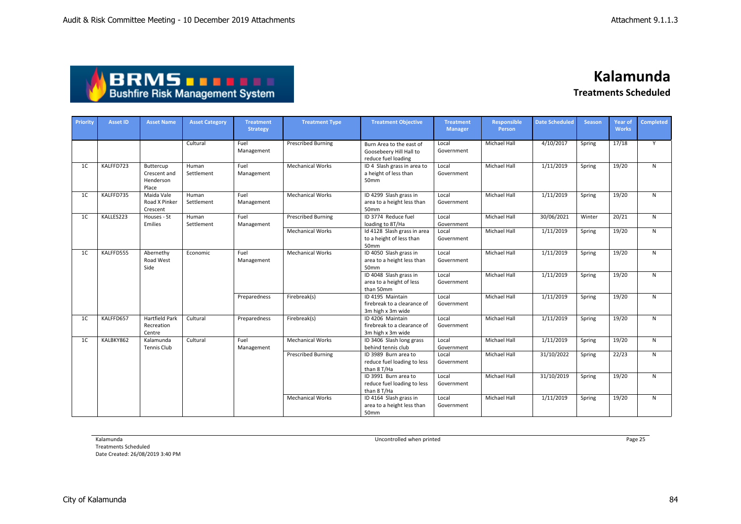# Kalamunda

## Treatments Scheduled

| Priority | Asset ID | Asset Name | Asset Category | Treatment Strategy | Treatment Type | Treatment Objective | Treatment Manager | Responsible Person | Date Scheduled | Season | Year of Works | Completed |
|---|---|---|---|---|---|---|---|---|---|---|---|---|
| | | | Cultural | Fuel Management | Prescribed Burning | Burn Area to the east of Goosebeery Hill Hall to reduce fuel loading | Local Government | Michael Hall | 4/10/2017 | Spring | 17/18 | Y |
| 1C | KALFFD723 | Buttercup Crescent and Henderson Place | Human Settlement | Fuel Management | Mechanical Works | ID 4 Slash grass in area to a height of less than 50mm | Local Government | Michael Hall | 1/11/2019 | Spring | 19/20 | N |
| 1C | KALFFD735 | Maida Vale Road X Pinker Crescent | Human Settlement | Fuel Management | Mechanical Works | ID 4299 Slash grass in area to a height less than 50mm | Local Government | Michael Hall | 1/11/2019 | Spring | 19/20 | N |
| 1C | KALLES223 | Houses - St Emilies | Human Settlement | Fuel Management | Prescribed Burning | ID 3774 Reduce fuel loading to 8T/Ha | Local Government | Michael Hall | 30/06/2021 | Winter | 20/21 | N |
| | | | | | Mechanical Works | Id 4128 Slash grass in area to a height of less than 50mm | Local Government | Michael Hall | 1/11/2019 | Spring | 19/20 | N |
| 1C | KALFFD555 | Abernethy Road West Side | Economic | Fuel Management | Mechanical Works | ID 4050 Slash grass in area to a height less than 50mm | Local Government | Michael Hall | 1/11/2019 | Spring | 19/20 | N |
| | | | | | | ID 4048 Slash grass in area to a height of less than 50mm | Local Government | Michael Hall | 1/11/2019 | Spring | 19/20 | N |
| | | | | Preparedness | Firebreak(s) | ID 4195 Maintain firebreak to a clearance of 3m high x 3m wide | Local Government | Michael Hall | 1/11/2019 | Spring | 19/20 | N |
| 1C | KALFFD657 | Hartfield Park Recreation Centre | Cultural | Preparedness | Firebreak(s) | ID 4206 Maintain firebreak to a clearance of 3m high x 3m wide | Local Government | Michael Hall | 1/11/2019 | Spring | 19/20 | N |
| 1C | KALBKY862 | Kalamunda Tennis Club | Cultural | Fuel Management | Mechanical Works | ID 3406 Slash long grass behind tennis club | Local Government | Michael Hall | 1/11/2019 | Spring | 19/20 | N |
| | | | | | Prescribed Burning | ID 3989 Burn area to reduce fuel loading to less than 8 T/Ha | Local Government | Michael Hall | 31/10/2022 | Spring | 22/23 | N |
| | | | | | | ID 3991 Burn area to reduce fuel loading to less than 8 T/Ha | Local Government | Michael Hall | 31/10/2019 | Spring | 19/20 | N |
| | | | | | Mechanical Works | ID 4164 Slash grass in area to a height less than 50mm | Local Government | Michael Hall | 1/11/2019 | Spring | 19/20 | N |

Kalamunda
Treatments Scheduled
Date Created: 26/08/2019 3:40 PM

Uncontrolled when printed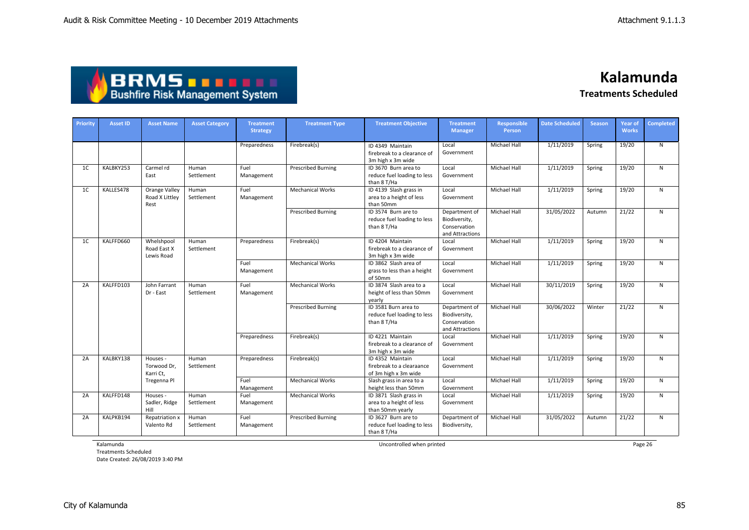# Kalamunda

## Treatments Scheduled

| Priority | Asset ID | Asset Name | Asset Category | Treatment Strategy | Treatment Type | Treatment Objective | Treatment Manager | Responsible Person | Date Scheduled | Season | Year of Works | Completed |
|---|---|---|---|---|---|---|---|---|---|---|---|---|
| | | | | Preparedness | Firebreak(s) | ID 4349 Maintain firebreak to a clearance of 3m high x 3m wide | Local Government | Michael Hall | 1/11/2019 | Spring | 19/20 | N |
| 1C | KALBKY253 | Carmel rd East | Human Settlement | Fuel Management | Prescribed Burning | ID 3670 Burn area to reduce fuel loading to less than 8 T/Ha | Local Government | Michael Hall | 1/11/2019 | Spring | 19/20 | N |
| 1C | KALLES478 | Orange Valley Road X Littley Rest | Human Settlement | Fuel Management | Mechanical Works | ID 4139 Slash grass in area to a height of less than 50mm | Local Government | Michael Hall | 1/11/2019 | Spring | 19/20 | N |
| | | | | | Prescribed Burning | ID 3574 Burn are to reduce fuel loading to less than 8 T/Ha | Department of Biodiversity, Conservation and Attractions | Michael Hall | 31/05/2022 | Autumn | 21/22 | N |
| 1C | KALFFD660 | Whelshpool Road East X Lewis Road | Human Settlement | Preparedness | Firebreak(s) | ID 4204 Maintain firebreak to a clearance of 3m high x 3m wide | Local Government | Michael Hall | 1/11/2019 | Spring | 19/20 | N |
| | | | | Fuel Management | Mechanical Works | ID 3862 Slash area of grass to less than a height of 50mm | Local Government | Michael Hall | 1/11/2019 | Spring | 19/20 | N |
| 2A | KALFFD103 | John Farrant Dr - East | Human Settlement | Fuel Management | Mechanical Works | ID 3874 Slash area to a height of less than 50mm yearly | Local Government | Michael Hall | 30/11/2019 | Spring | 19/20 | N |
| | | | | | Prescribed Burning | ID 3581 Burn area to reduce fuel loading to less than 8 T/Ha | Department of Biodiversity, Conservation and Attractions | Michael Hall | 30/06/2022 | Winter | 21/22 | N |
| | | | | Preparedness | Firebreak(s) | ID 4221 Maintain firebreak to a clearance of 3m high x 3m wide | Local Government | Michael Hall | 1/11/2019 | Spring | 19/20 | N |
| 2A | KALBKY138 | Houses - Torwood Dr, Karri Ct, Tregenna Pl | Human Settlement | Preparedness | Firebreak(s) | ID 4352 Maintain firebreak to a clearaance of 3m high x 3m wide | Local Government | Michael Hall | 1/11/2019 | Spring | 19/20 | N |
| | | | | Fuel Management | Mechanical Works | Slash grass in area to a height less than 50mm | Local Government | Michael Hall | 1/11/2019 | Spring | 19/20 | N |
| 2A | KALFFD148 | Houses - Sadler, Ridge Hill | Human Settlement | Fuel Management | Mechanical Works | ID 3871 Slash grass in area to a height of less than 50mm yearly | Local Government | Michael Hall | 1/11/2019 | Spring | 19/20 | N |
| 2A | KALPKB194 | Repatriation x Valento Rd | Human Settlement | Fuel Management | Prescribed Burning | ID 3627 Burn are to reduce fuel loading to less than 8 T/Ha | Department of Biodiversity, | Michael Hall | 31/05/2022 | Autumn | 21/22 | N |

Kalamunda
Treatments Scheduled
Date Created: 26/08/2019 3:40 PM

Uncontrolled when printed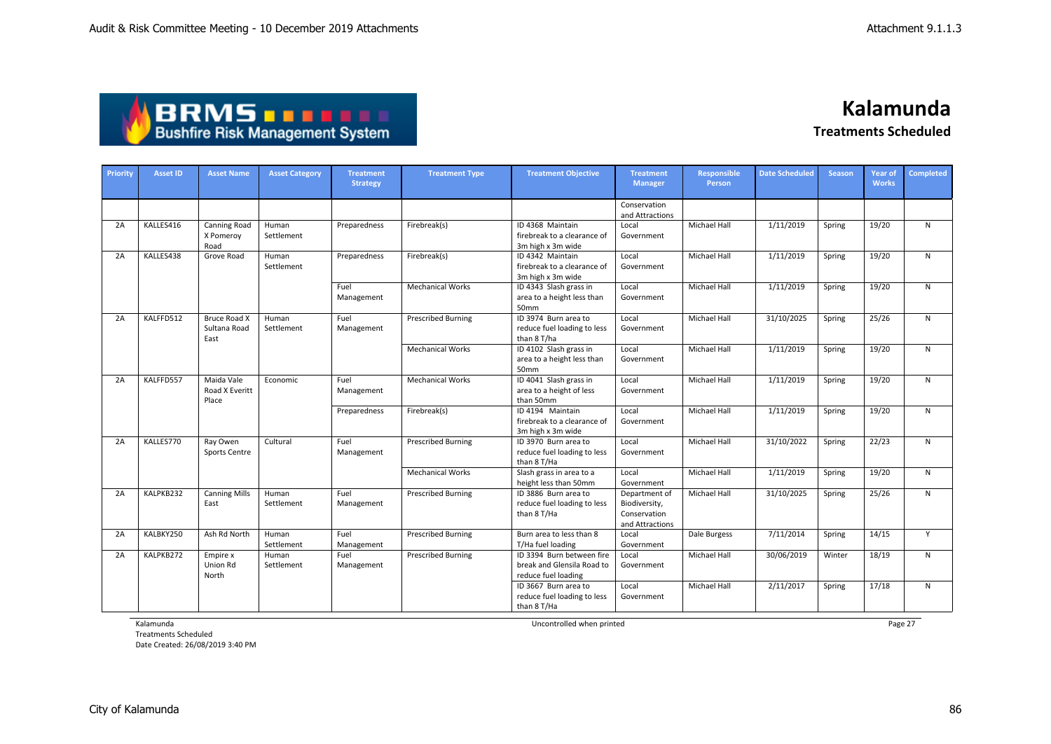# Kalamunda

## Treatments Scheduled

| Priority | Asset ID | Asset Name | Asset Category | Treatment Strategy | Treatment Type | Treatment Objective | Treatment Manager | Responsible Person | Date Scheduled | Season | Year of Works | Completed |
|---|---|---|---|---|---|---|---|---|---|---|---|---|
| | | | | | | | Conservation and Attractions | | | | | |
| 2A | KALLES416 | Canning Road X Pomeroy Road | Human Settlement | Preparedness | Firebreak(s) | ID 4368 Maintain firebreak to a clearance of 3m high x 3m wide | Local Government | Michael Hall | 1/11/2019 | Spring | 19/20 | N |
| 2A | KALLES438 | Grove Road | Human Settlement | Preparedness | Firebreak(s) | ID 4342 Maintain firebreak to a clearance of 3m high x 3m wide | Local Government | Michael Hall | 1/11/2019 | Spring | 19/20 | N |
| | | | | Fuel Management | Mechanical Works | ID 4343 Slash grass in area to a height less than 50mm | Local Government | Michael Hall | 1/11/2019 | Spring | 19/20 | N |
| 2A | KALFFD512 | Bruce Road X Sultana Road East | Human Settlement | Fuel Management | Prescribed Burning | ID 3974 Burn area to reduce fuel loading to less than 8 T/ha | Local Government | Michael Hall | 31/10/2025 | Spring | 25/26 | N |
| | | | | | Mechanical Works | ID 4102 Slash grass in area to a height less than 50mm | Local Government | Michael Hall | 1/11/2019 | Spring | 19/20 | N |
| 2A | KALFFD557 | Maida Vale Road X Everitt Place | Economic | Fuel Management | Mechanical Works | ID 4041 Slash grass in area to a height of less than 50mm | Local Government | Michael Hall | 1/11/2019 | Spring | 19/20 | N |
| | | | | Preparedness | Firebreak(s) | ID 4194 Maintain firebreak to a clearance of 3m high x 3m wide | Local Government | Michael Hall | 1/11/2019 | Spring | 19/20 | N |
| 2A | KALLES770 | Ray Owen Sports Centre | Cultural | Fuel Management | Prescribed Burning | ID 3970 Burn area to reduce fuel loading to less than 8 T/Ha | Local Government | Michael Hall | 31/10/2022 | Spring | 22/23 | N |
| | | | | | Mechanical Works | Slash grass in area to a height less than 50mm | Local Government | Michael Hall | 1/11/2019 | Spring | 19/20 | N |
| 2A | KALPKB232 | Canning Mills East | Human Settlement | Fuel Management | Prescribed Burning | ID 3886 Burn area to reduce fuel loading to less than 8 T/Ha | Department of Biodiversity, Conservation and Attractions | Michael Hall | 31/10/2025 | Spring | 25/26 | N |
| 2A | KALBKY250 | Ash Rd North | Human Settlement | Fuel Management | Prescribed Burning | Burn area to less than 8 T/Ha fuel loading | Local Government | Dale Burgess | 7/11/2014 | Spring | 14/15 | Y |
| 2A | KALPKB272 | Empire x Union Rd North | Human Settlement | Fuel Management | Prescribed Burning | ID 3394 Burn between fire break and Glensila Road to reduce fuel loading | Local Government | Michael Hall | 30/06/2019 | Winter | 18/19 | N |
| | | | | | | ID 3667 Burn area to reduce fuel loading to less than 8 T/Ha | Local Government | Michael Hall | 2/11/2017 | Spring | 17/18 | N |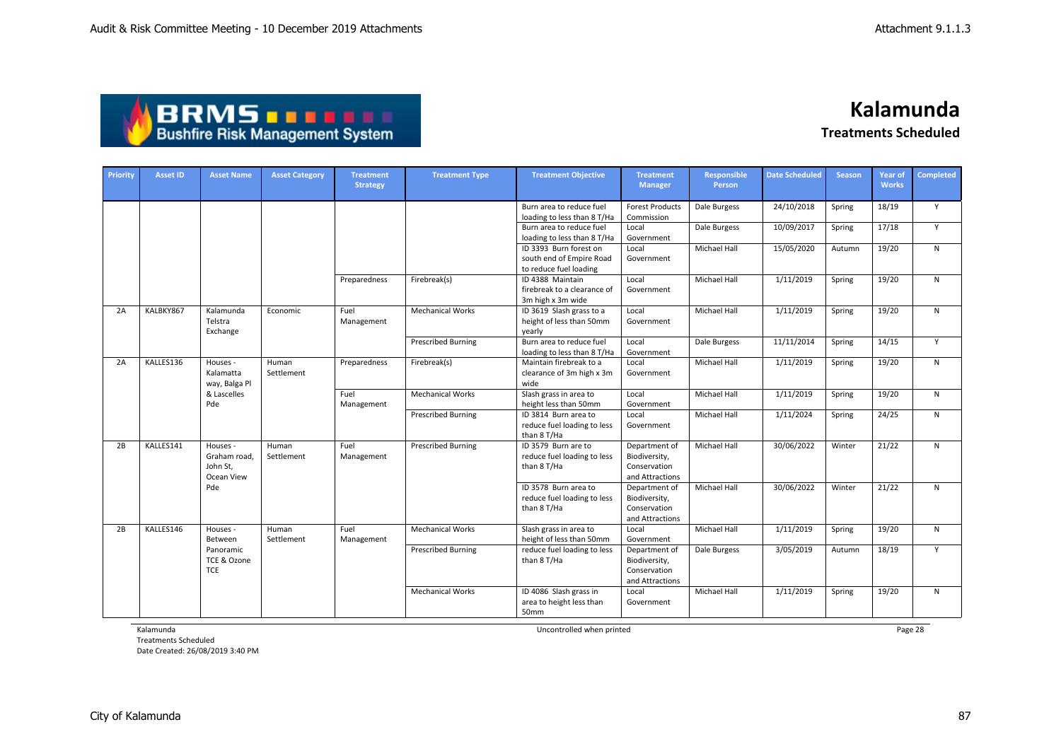# Kalamunda

## Treatments Scheduled

| Priority | Asset ID | Asset Name | Asset Category | Treatment Strategy | Treatment Type | Treatment Objective | Treatment Manager | Responsible Person | Date Scheduled | Season | Year of Works | Completed |
|---|---|---|---|---|---|---|---|---|---|---|---|---|
| | | | | | | Burn area to reduce fuel loading to less than 8 T/Ha | Forest Products Commission | Dale Burgess | 24/10/2018 | Spring | 18/19 | Y |
| | | | | | | Burn area to reduce fuel loading to less than 8 T/Ha | Local Government | Dale Burgess | 10/09/2017 | Spring | 17/18 | Y |
| | | | | | | ID 3393 Burn forest on south end of Empire Road to reduce fuel loading | Local Government | Michael Hall | 15/05/2020 | Autumn | 19/20 | N |
| | | | | Preparedness | Firebreak(s) | ID 4388 Maintain firebreak to a clearance of 3m high x 3m wide | Local Government | Michael Hall | 1/11/2019 | Spring | 19/20 | N |
| 2A | KALBKY867 | Kalamunda Telstra Exchange | Economic | Fuel Management | Mechanical Works | ID 3619 Slash grass to a height of less than 50mm yearly | Local Government | Michael Hall | 1/11/2019 | Spring | 19/20 | N |
| | | | | | Prescribed Burning | Burn area to reduce fuel loading to less than 8 T/Ha | Local Government | Dale Burgess | 11/11/2014 | Spring | 14/15 | Y |
| 2A | KALLES136 | Houses - Kalamatta way, Balga Pl & Lascelles Pde | Human Settlement | Preparedness | Firebreak(s) | Maintain firebreak to a clearance of 3m high x 3m wide | Local Government | Michael Hall | 1/11/2019 | Spring | 19/20 | N |
| | | | | Fuel Management | Mechanical Works | Slash grass in area to height less than 50mm | Local Government | Michael Hall | 1/11/2019 | Spring | 19/20 | N |
| | | | | | Prescribed Burning | ID 3814 Burn area to reduce fuel loading to less than 8 T/Ha | Local Government | Michael Hall | 1/11/2024 | Spring | 24/25 | N |
| 2B | KALLES141 | Houses - Graham road, John St, Ocean View Pde | Human Settlement | Fuel Management | Prescribed Burning | ID 3579 Burn are to reduce fuel loading to less than 8 T/Ha | Department of Biodiversity, Conservation and Attractions | Michael Hall | 30/06/2022 | Winter | 21/22 | N |
| | | | | | | ID 3578 Burn area to reduce fuel loading to less than 8 T/Ha | Department of Biodiversity, Conservation and Attractions | Michael Hall | 30/06/2022 | Winter | 21/22 | N |
| 2B | KALLES146 | Houses - Between Panoramic TCE & Ozone TCE | Human Settlement | Fuel Management | Mechanical Works | Slash grass in area to height less than 50mm | Local Government | Michael Hall | 1/11/2019 | Spring | 19/20 | N |
| | | | | | Prescribed Burning | reduce fuel loading to less than 8 T/Ha | Department of Biodiversity, Conservation and Attractions | Dale Burgess | 3/05/2019 | Autumn | 18/19 | Y |
| | | | | | Mechanical Works | ID 4086 Slash grass in area to height less than 50mm | Local Government | Michael Hall | 1/11/2019 | Spring | 19/20 | N |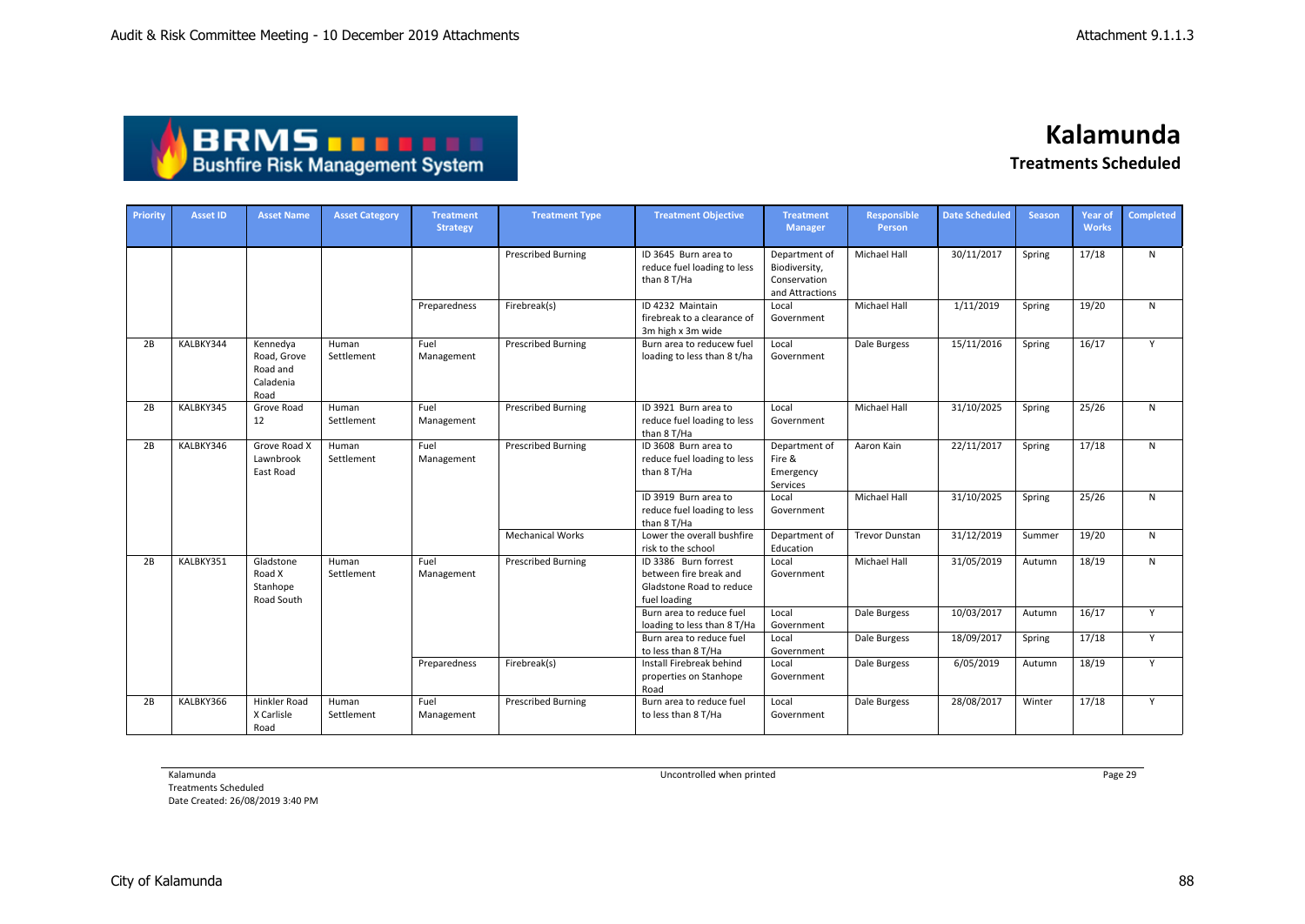# Kalamunda

## Treatments Scheduled

| Priority | Asset ID | Asset Name | Asset Category | Treatment Strategy | Treatment Type | Treatment Objective | Treatment Manager | Responsible Person | Date Scheduled | Season | Year of Works | Completed |
|---|---|---|---|---|---|---|---|---|---|---|---|---|
| | | | | | Prescribed Burning | ID 3645 Burn area to reduce fuel loading to less than 8 T/Ha | Department of Biodiversity, Conservation and Attractions | Michael Hall | 30/11/2017 | Spring | 17/18 | N |
| | | | | Preparedness | Firebreak(s) | ID 4232 Maintain firebreak to a clearance of 3m high x 3m wide | Local Government | Michael Hall | 1/11/2019 | Spring | 19/20 | N |
| 2B | KALBKY344 | Kennedya Road, Grove Road and Caladenia Road | Human Settlement | Fuel Management | Prescribed Burning | Burn area to reducew fuel loading to less than 8 t/ha | Local Government | Dale Burgess | 15/11/2016 | Spring | 16/17 | Y |
| 2B | KALBKY345 | Grove Road 12 | Human Settlement | Fuel Management | Prescribed Burning | ID 3921 Burn area to reduce fuel loading to less than 8 T/Ha | Local Government | Michael Hall | 31/10/2025 | Spring | 25/26 | N |
| 2B | KALBKY346 | Grove Road X Lawnbrook East Road | Human Settlement | Fuel Management | Prescribed Burning | ID 3608 Burn area to reduce fuel loading to less than 8 T/Ha | Department of Fire & Emergency Services | Aaron Kain | 22/11/2017 | Spring | 17/18 | N |
| | | | | | | ID 3919 Burn area to reduce fuel loading to less than 8 T/Ha | Local Government | Michael Hall | 31/10/2025 | Spring | 25/26 | N |
| | | | | | Mechanical Works | Lower the overall bushfire risk to the school | Department of Education | Trevor Dunstan | 31/12/2019 | Summer | 19/20 | N |
| 2B | KALBKY351 | Gladstone Road X Stanhope Road South | Human Settlement | Fuel Management | Prescribed Burning | ID 3386 Burn forrest between fire break and Gladstone Road to reduce fuel loading | Local Government | Michael Hall | 31/05/2019 | Autumn | 18/19 | N |
| | | | | | | Burn area to reduce fuel loading to less than 8 T/Ha | Local Government | Dale Burgess | 10/03/2017 | Autumn | 16/17 | Y |
| | | | | | | Burn area to reduce fuel to less than 8 T/Ha | Local Government | Dale Burgess | 18/09/2017 | Spring | 17/18 | Y |
| | | | | Preparedness | Firebreak(s) | Install Firebreak behind properties on Stanhope Road | Local Government | Dale Burgess | 6/05/2019 | Autumn | 18/19 | Y |
| 2B | KALBKY366 | Hinkler Road X Carlisle Road | Human Settlement | Fuel Management | Prescribed Burning | Burn area to reduce fuel to less than 8 T/Ha | Local Government | Dale Burgess | 28/08/2017 | Winter | 17/18 | Y |

Kalamunda
Treatments Scheduled
Date Created: 26/08/2019 3:40 PM

Uncontrolled when printed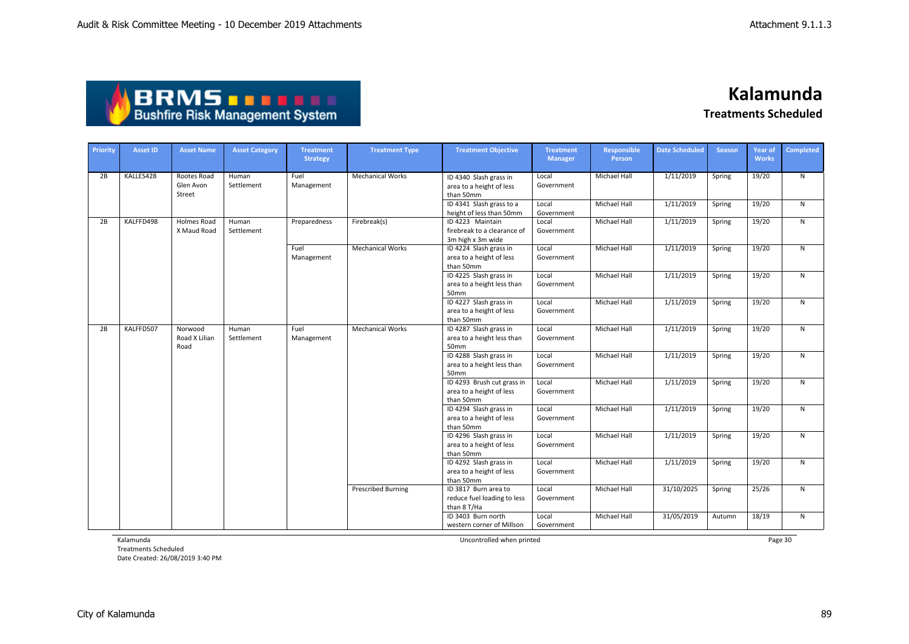# Kalamunda

## Treatments Scheduled

| Priority | Asset ID | Asset Name | Asset Category | Treatment Strategy | Treatment Type | Treatment Objective | Treatment Manager | Responsible Person | Date Scheduled | Season | Year of Works | Completed |
|---|---|---|---|---|---|---|---|---|---|---|---|---|
| 2B | KALLES428 | Rootes Road Glen Avon Street | Human Settlement | Fuel Management | Mechanical Works | ID 4340 Slash grass in area to a height of less than 50mm | Local Government | Michael Hall | 1/11/2019 | Spring | 19/20 | N |
| | | | | | | ID 4341 Slash grass to a height of less than 50mm | Local Government | Michael Hall | 1/11/2019 | Spring | 19/20 | N |
| 2B | KALFFD498 | Holmes Road X Maud Road | Human Settlement | Preparedness | Firebreak(s) | ID 4223 Maintain firebreak to a clearance of 3m high x 3m wide | Local Government | Michael Hall | 1/11/2019 | Spring | 19/20 | N |
| | | | | Fuel Management | Mechanical Works | ID 4224 Slash grass in area to a height of less than 50mm | Local Government | Michael Hall | 1/11/2019 | Spring | 19/20 | N |
| | | | | | | ID 4225 Slash grass in area to a height less than 50mm | Local Government | Michael Hall | 1/11/2019 | Spring | 19/20 | N |
| | | | | | | ID 4227 Slash grass in area to a height of less than 50mm | Local Government | Michael Hall | 1/11/2019 | Spring | 19/20 | N |
| 2B | KALFFD507 | Norwood Road X Lilian Road | Human Settlement | Fuel Management | Mechanical Works | ID 4287 Slash grass in area to a height less than 50mm | Local Government | Michael Hall | 1/11/2019 | Spring | 19/20 | N |
| | | | | | | ID 4288 Slash grass in area to a height less than 50mm | Local Government | Michael Hall | 1/11/2019 | Spring | 19/20 | N |
| | | | | | | ID 4293 Brush cut grass in area to a height of less than 50mm | Local Government | Michael Hall | 1/11/2019 | Spring | 19/20 | N |
| | | | | | | ID 4294 Slash grass in area to a height of less than 50mm | Local Government | Michael Hall | 1/11/2019 | Spring | 19/20 | N |
| | | | | | | ID 4296 Slash grass in area to a height of less than 50mm | Local Government | Michael Hall | 1/11/2019 | Spring | 19/20 | N |
| | | | | | | ID 4292 Slash grass in area to a height of less than 50mm | Local Government | Michael Hall | 1/11/2019 | Spring | 19/20 | N |
| | | | | | Prescribed Burning | ID 3817 Burn area to reduce fuel loading to less than 8 T/Ha | Local Government | Michael Hall | 31/10/2025 | Spring | 25/26 | N |
| | | | | | | ID 3403 Burn north western corner of Millson | Local Government | Michael Hall | 31/05/2019 | Autumn | 18/19 | N |

Kalamunda
Treatments Scheduled
Date Created: 26/08/2019 3:40 PM

Uncontrolled when printed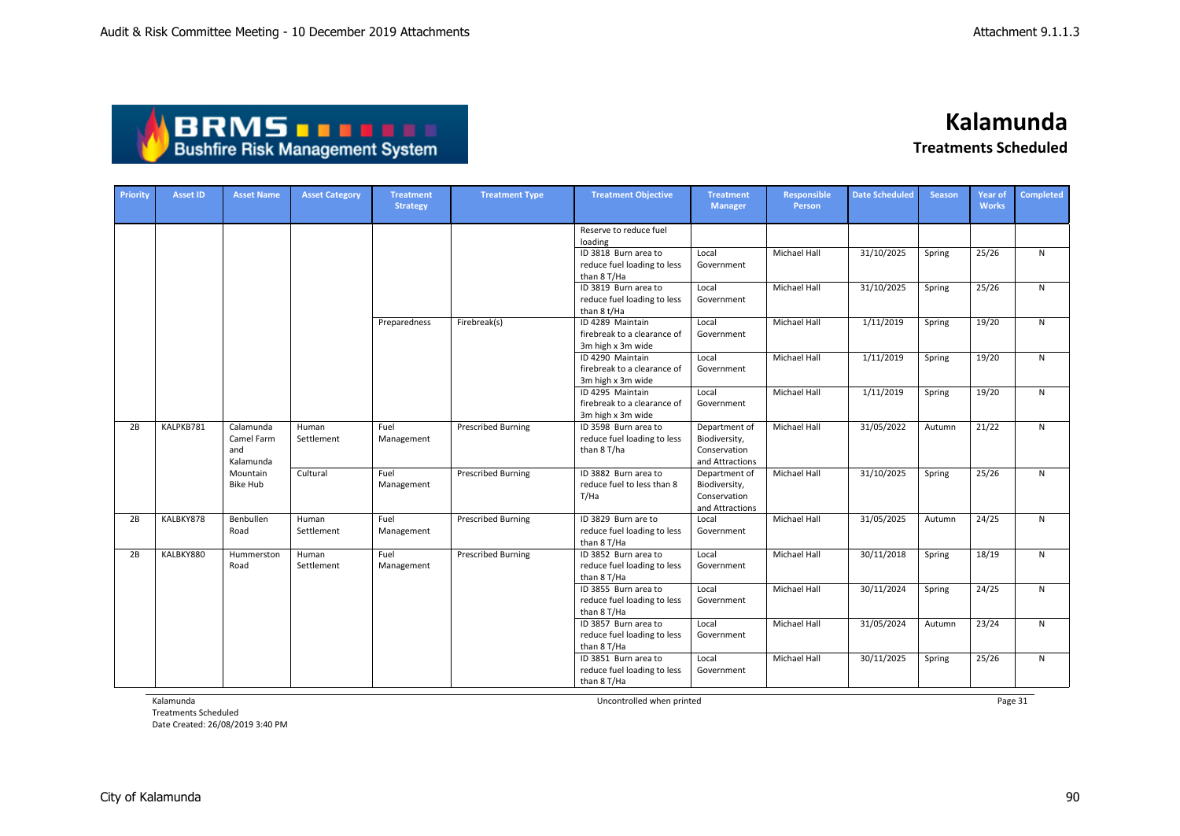# Kalamunda

## Treatments Scheduled

| Priority | Asset ID | Asset Name | Asset Category | Treatment Strategy | Treatment Type | Treatment Objective | Treatment Manager | Responsible Person | Date Scheduled | Season | Year of Works | Completed |
|---|---|---|---|---|---|---|---|---|---|---|---|---|
| | | | | | | Reserve to reduce fuel loading | | | | | | |
| | | | | | | ID 3818 Burn area to reduce fuel loading to less than 8 T/Ha | Local Government | Michael Hall | 31/10/2025 | Spring | 25/26 | N |
| | | | | | | ID 3819 Burn area to reduce fuel loading to less than 8 t/Ha | Local Government | Michael Hall | 31/10/2025 | Spring | 25/26 | N |
| | | | | Preparedness | Firebreak(s) | ID 4289 Maintain firebreak to a clearance of 3m high x 3m wide | Local Government | Michael Hall | 1/11/2019 | Spring | 19/20 | N |
| | | | | | | ID 4290 Maintain firebreak to a clearance of 3m high x 3m wide | Local Government | Michael Hall | 1/11/2019 | Spring | 19/20 | N |
| | | | | | | ID 4295 Maintain firebreak to a clearance of 3m high x 3m wide | Local Government | Michael Hall | 1/11/2019 | Spring | 19/20 | N |
| 2B | KALPKB781 | Calamunda Camel Farm and Kalamunda Mountain Bike Hub | Human Settlement | Fuel Management | Prescribed Burning | ID 3598 Burn area to reduce fuel loading to less than 8 T/ha | Department of Biodiversity, Conservation and Attractions | Michael Hall | 31/05/2022 | Autumn | 21/22 | N |
| | | | Cultural | Fuel Management | Prescribed Burning | ID 3882 Burn area to reduce fuel to less than 8 T/Ha | Department of Biodiversity, Conservation and Attractions | Michael Hall | 31/10/2025 | Spring | 25/26 | N |
| 2B | KALBKY878 | Benbullen Road | Human Settlement | Fuel Management | Prescribed Burning | ID 3829 Burn are to reduce fuel loading to less than 8 T/Ha | Local Government | Michael Hall | 31/05/2025 | Autumn | 24/25 | N |
| 2B | KALBKY880 | Hummerston Road | Human Settlement | Fuel Management | Prescribed Burning | ID 3852 Burn area to reduce fuel loading to less than 8 T/Ha | Local Government | Michael Hall | 30/11/2018 | Spring | 18/19 | N |
| | | | | | | ID 3855 Burn area to reduce fuel loading to less than 8 T/Ha | Local Government | Michael Hall | 30/11/2024 | Spring | 24/25 | N |
| | | | | | | ID 3857 Burn area to reduce fuel loading to less than 8 T/Ha | Local Government | Michael Hall | 31/05/2024 | Autumn | 23/24 | N |
| | | | | | | ID 3851 Burn area to reduce fuel loading to less than 8 T/Ha | Local Government | Michael Hall | 30/11/2025 | Spring | 25/26 | N |

Kalamunda
Treatments Scheduled
Date Created: 26/08/2019 3:40 PM

Uncontrolled when printed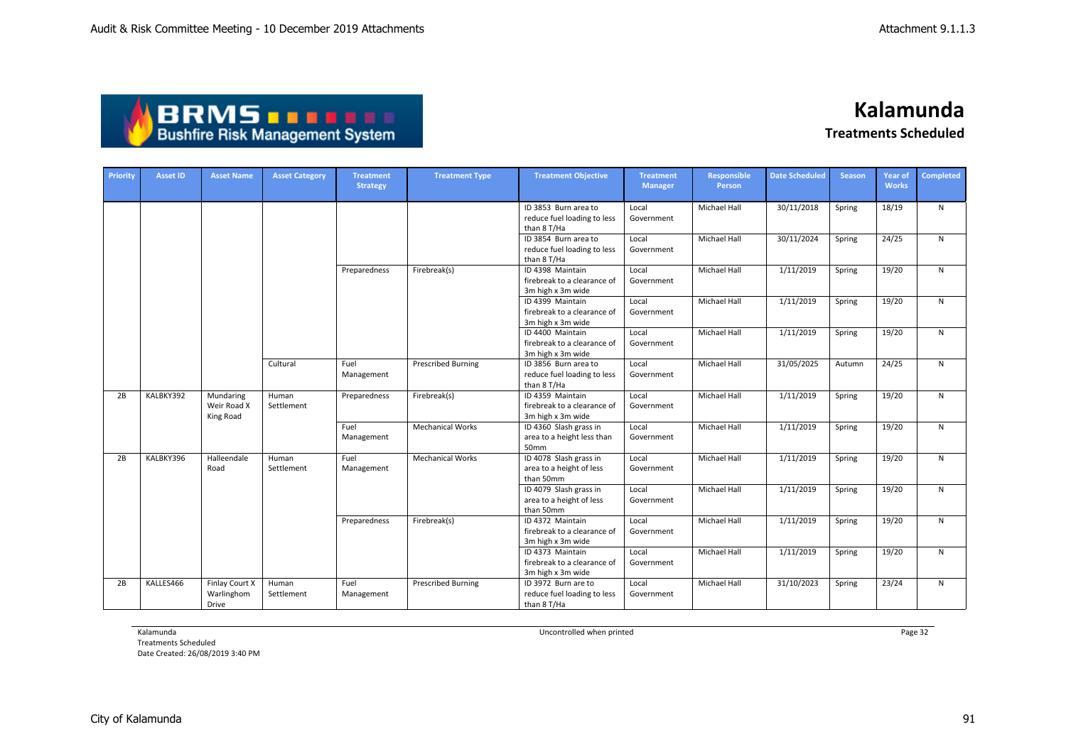# Kalamunda

## Treatments Scheduled

| Priority | Asset ID | Asset Name | Asset Category | Treatment Strategy | Treatment Type | Treatment Objective | Treatment Manager | Responsible Person | Date Scheduled | Season | Year of Works | Completed |
|---|---|---|---|---|---|---|---|---|---|---|---|---|
| | | | | | | ID 3853 Burn area to reduce fuel loading to less than 8 T/Ha | Local Government | Michael Hall | 30/11/2018 | Spring | 18/19 | N |
| | | | | | | ID 3854 Burn area to reduce fuel loading to less than 8 T/Ha | Local Government | Michael Hall | 30/11/2024 | Spring | 24/25 | N |
| | | | | Preparedness | Firebreak(s) | ID 4398 Maintain firebreak to a clearance of 3m high x 3m wide | Local Government | Michael Hall | 1/11/2019 | Spring | 19/20 | N |
| | | | | | | ID 4399 Maintain firebreak to a clearance of 3m high x 3m wide | Local Government | Michael Hall | 1/11/2019 | Spring | 19/20 | N |
| | | | | | | ID 4400 Maintain firebreak to a clearance of 3m high x 3m wide | Local Government | Michael Hall | 1/11/2019 | Spring | 19/20 | N |
| | | | Cultural | Fuel Management | Prescribed Burning | ID 3856 Burn area to reduce fuel loading to less than 8 T/Ha | Local Government | Michael Hall | 31/05/2025 | Autumn | 24/25 | N |
| 2B | KALBKY392 | Mundaring Weir Road X King Road | Human Settlement | Preparedness | Firebreak(s) | ID 4359 Maintain firebreak to a clearance of 3m high x 3m wide | Local Government | Michael Hall | 1/11/2019 | Spring | 19/20 | N |
| | | | | Fuel Management | Mechanical Works | ID 4360 Slash grass in area to a height less than 50mm | Local Government | Michael Hall | 1/11/2019 | Spring | 19/20 | N |
| 2B | KALBKY396 | Halleendale Road | Human Settlement | Fuel Management | Mechanical Works | ID 4078 Slash grass in area to a height of less than 50mm | Local Government | Michael Hall | 1/11/2019 | Spring | 19/20 | N |
| | | | | | | ID 4079 Slash grass in area to a height of less than 50mm | Local Government | Michael Hall | 1/11/2019 | Spring | 19/20 | N |
| | | | | Preparedness | Firebreak(s) | ID 4372 Maintain firebreak to a clearance of 3m high x 3m wide | Local Government | Michael Hall | 1/11/2019 | Spring | 19/20 | N |
| | | | | | | ID 4373 Maintain firebreak to a clearance of 3m high x 3m wide | Local Government | Michael Hall | 1/11/2019 | Spring | 19/20 | N |
| 2B | KALLES466 | Finlay Court X Warlinghom Drive | Human Settlement | Fuel Management | Prescribed Burning | ID 3972 Burn are to reduce fuel loading to less than 8 T/Ha | Local Government | Michael Hall | 31/10/2023 | Spring | 23/24 | N |

Kalamunda
Treatments Scheduled
Date Created: 26/08/2019 3:40 PM

Uncontrolled when printed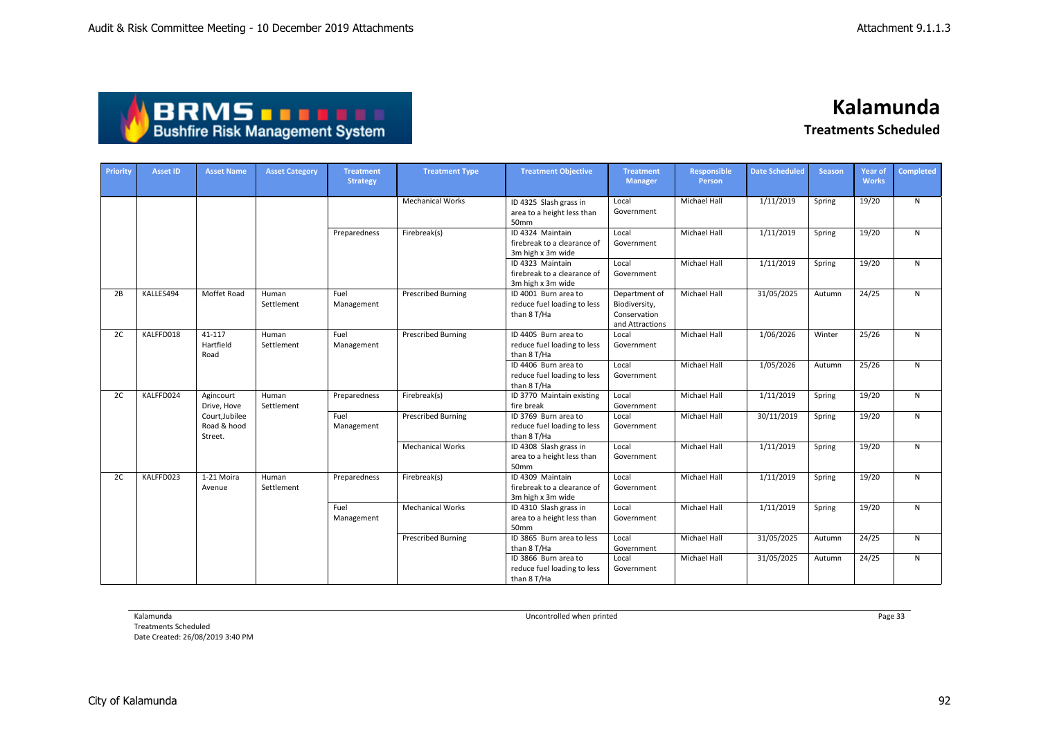# Kalamunda

## Treatments Scheduled

| Priority | Asset ID | Asset Name | Asset Category | Treatment Strategy | Treatment Type | Treatment Objective | Treatment Manager | Responsible Person | Date Scheduled | Season | Year of Works | Completed |
|---|---|---|---|---|---|---|---|---|---|---|---|---|
| | | | | | Mechanical Works | ID 4325 Slash grass in area to a height less than 50mm | Local Government | Michael Hall | 1/11/2019 | Spring | 19/20 | N |
| | | | | Preparedness | Firebreak(s) | ID 4324 Maintain firebreak to a clearance of 3m high x 3m wide | Local Government | Michael Hall | 1/11/2019 | Spring | 19/20 | N |
| | | | | | | ID 4323 Maintain firebreak to a clearance of 3m high x 3m wide | Local Government | Michael Hall | 1/11/2019 | Spring | 19/20 | N |
| 2B | KALLES494 | Moffet Road | Human Settlement | Fuel Management | Prescribed Burning | ID 4001 Burn area to reduce fuel loading to less than 8 T/Ha | Department of Biodiversity, Conservation and Attractions | Michael Hall | 31/05/2025 | Autumn | 24/25 | N |
| 2C | KALFFD018 | 41-117 Hartfield Road | Human Settlement | Fuel Management | Prescribed Burning | ID 4405 Burn area to reduce fuel loading to less than 8 T/Ha | Local Government | Michael Hall | 1/06/2026 | Winter | 25/26 | N |
| | | | | | | ID 4406 Burn area to reduce fuel loading to less than 8 T/Ha | Local Government | Michael Hall | 1/05/2026 | Autumn | 25/26 | N |
| 2C | KALFFD024 | Agincourt Drive, Hove Court,Jubilee Road & hood Street. | Human Settlement | Preparedness | Firebreak(s) | ID 3770 Maintain existing fire break | Local Government | Michael Hall | 1/11/2019 | Spring | 19/20 | N |
| | | | | Fuel Management | Prescribed Burning | ID 3769 Burn area to reduce fuel loading to less than 8 T/Ha | Local Government | Michael Hall | 30/11/2019 | Spring | 19/20 | N |
| | | | | | Mechanical Works | ID 4308 Slash grass in area to a height less than 50mm | Local Government | Michael Hall | 1/11/2019 | Spring | 19/20 | N |
| 2C | KALFFD023 | 1-21 Moira Avenue | Human Settlement | Preparedness | Firebreak(s) | ID 4309 Maintain firebreak to a clearance of 3m high x 3m wide | Local Government | Michael Hall | 1/11/2019 | Spring | 19/20 | N |
| | | | | Fuel Management | Mechanical Works | ID 4310 Slash grass in area to a height less than 50mm | Local Government | Michael Hall | 1/11/2019 | Spring | 19/20 | N |
| | | | | | Prescribed Burning | ID 3865 Burn area to less than 8 T/Ha | Local Government | Michael Hall | 31/05/2025 | Autumn | 24/25 | N |
| | | | | | | ID 3866 Burn area to reduce fuel loading to less than 8 T/Ha | Local Government | Michael Hall | 31/05/2025 | Autumn | 24/25 | N |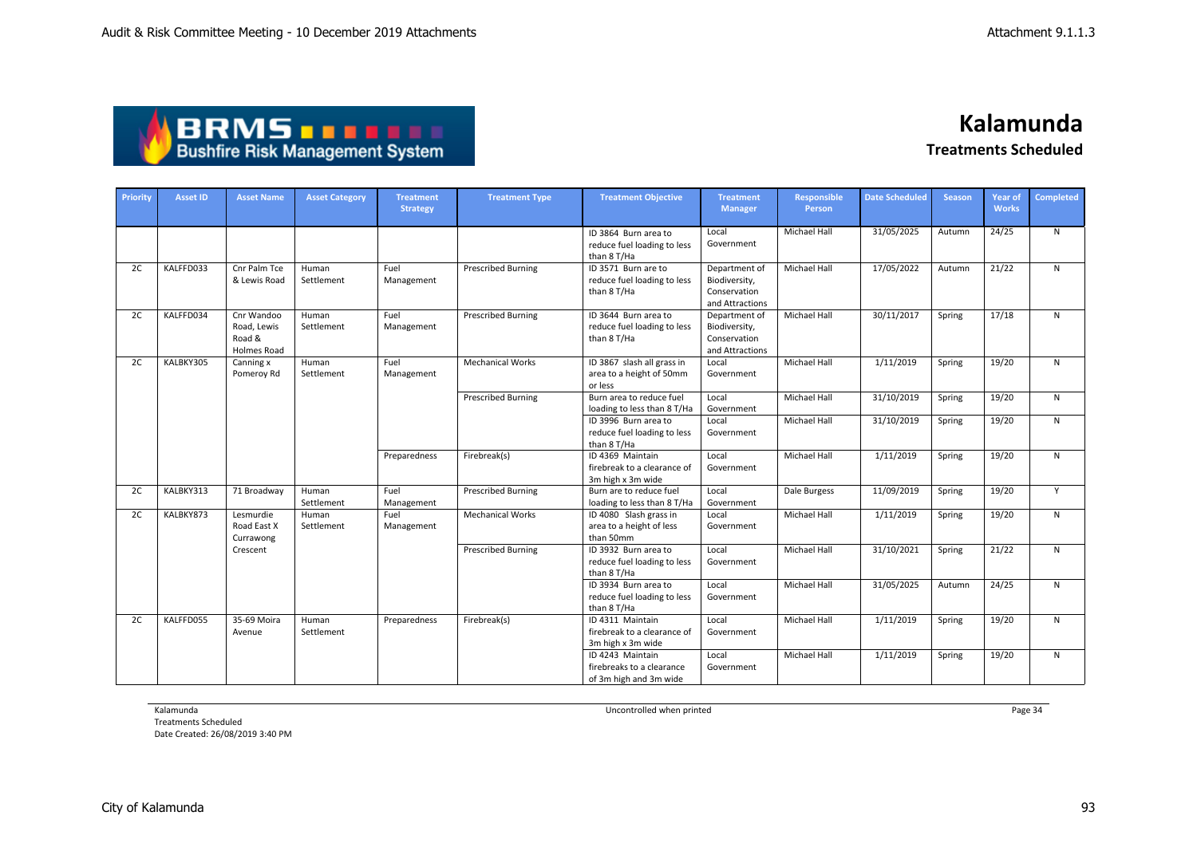# Kalamunda

## Treatments Scheduled

| Priority | Asset ID | Asset Name | Asset Category | Treatment Strategy | Treatment Type | Treatment Objective | Treatment Manager | Responsible Person | Date Scheduled | Season | Year of Works | Completed |
|---|---|---|---|---|---|---|---|---|---|---|---|---|
| | | | | | | ID 3864 Burn area to reduce fuel loading to less than 8 T/Ha | Local Government | Michael Hall | 31/05/2025 | Autumn | 24/25 | N |
| 2C | KALFFD033 | Cnr Palm Tce & Lewis Road | Human Settlement | Fuel Management | Prescribed Burning | ID 3571 Burn are to reduce fuel loading to less than 8 T/Ha | Department of Biodiversity, Conservation and Attractions | Michael Hall | 17/05/2022 | Autumn | 21/22 | N |
| 2C | KALFFD034 | Cnr Wandoo Road, Lewis Road & Holmes Road | Human Settlement | Fuel Management | Prescribed Burning | ID 3644 Burn area to reduce fuel loading to less than 8 T/Ha | Department of Biodiversity, Conservation and Attractions | Michael Hall | 30/11/2017 | Spring | 17/18 | N |
| 2C | KALBKY305 | Canning x Pomeroy Rd | Human Settlement | Fuel Management | Mechanical Works | ID 3867 slash all grass in area to a height of 50mm or less | Local Government | Michael Hall | 1/11/2019 | Spring | 19/20 | N |
| | | | | | Prescribed Burning | Burn area to reduce fuel loading to less than 8 T/Ha | Local Government | Michael Hall | 31/10/2019 | Spring | 19/20 | N |
| | | | | | | ID 3996 Burn area to reduce fuel loading to less than 8 T/Ha | Local Government | Michael Hall | 31/10/2019 | Spring | 19/20 | N |
| | | | | Preparedness | Firebreak(s) | ID 4369 Maintain firebreak to a clearance of 3m high x 3m wide | Local Government | Michael Hall | 1/11/2019 | Spring | 19/20 | N |
| 2C | KALBKY313 | 71 Broadway | Human Settlement | Fuel Management | Prescribed Burning | Burn are to reduce fuel loading to less than 8 T/Ha | Local Government | Dale Burgess | 11/09/2019 | Spring | 19/20 | Y |
| 2C | KALBKY873 | Lesmurdie Road East X Currawong Crescent | Human Settlement | Fuel Management | Mechanical Works | ID 4080 Slash grass in area to a height of less than 50mm | Local Government | Michael Hall | 1/11/2019 | Spring | 19/20 | N |
| | | | | | Prescribed Burning | ID 3932 Burn area to reduce fuel loading to less than 8 T/Ha | Local Government | Michael Hall | 31/10/2021 | Spring | 21/22 | N |
| | | | | | | ID 3934 Burn area to reduce fuel loading to less than 8 T/Ha | Local Government | Michael Hall | 31/05/2025 | Autumn | 24/25 | N |
| 2C | KALFFD055 | 35-69 Moira Avenue | Human Settlement | Preparedness | Firebreak(s) | ID 4311 Maintain firebreak to a clearance of 3m high x 3m wide | Local Government | Michael Hall | 1/11/2019 | Spring | 19/20 | N |
| | | | | | | ID 4243 Maintain firebreaks to a clearance of 3m high and 3m wide | Local Government | Michael Hall | 1/11/2019 | Spring | 19/20 | N |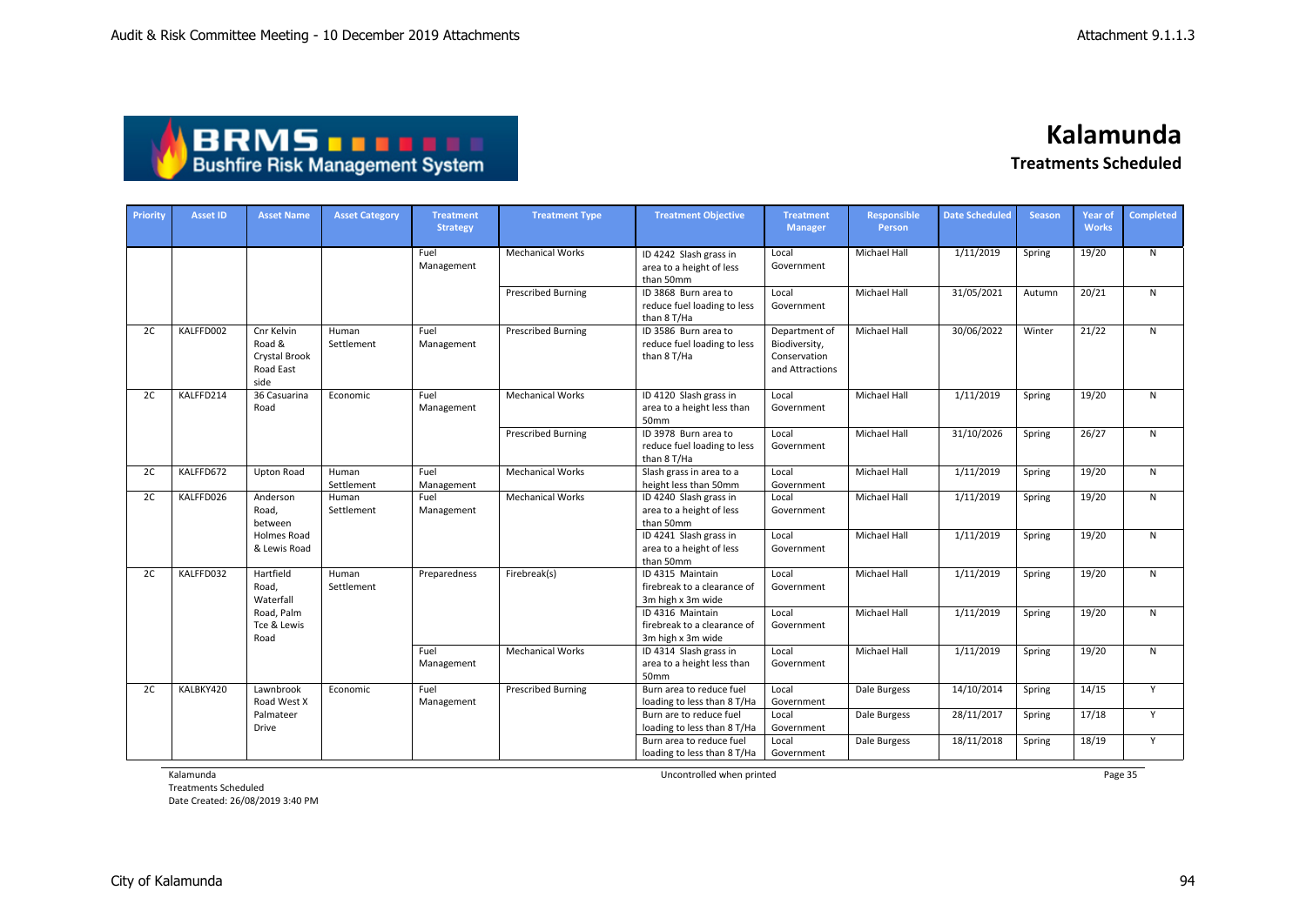# Kalamunda

## Treatments Scheduled

| Priority | Asset ID | Asset Name | Asset Category | Treatment Strategy | Treatment Type | Treatment Objective | Treatment Manager | Responsible Person | Date Scheduled | Season | Year of Works | Completed |
|---|---|---|---|---|---|---|---|---|---|---|---|---|
| | | | | Fuel Management | Mechanical Works | ID 4242 Slash grass in area to a height of less than 50mm | Local Government | Michael Hall | 1/11/2019 | Spring | 19/20 | N |
| | | | | | Prescribed Burning | ID 3868 Burn area to reduce fuel loading to less than 8 T/Ha | Local Government | Michael Hall | 31/05/2021 | Autumn | 20/21 | N |
| 2C | KALFFD002 | Cnr Kelvin Road & Crystal Brook Road East side | Human Settlement | Fuel Management | Prescribed Burning | ID 3586 Burn area to reduce fuel loading to less than 8 T/Ha | Department of Biodiversity, Conservation and Attractions | Michael Hall | 30/06/2022 | Winter | 21/22 | N |
| 2C | KALFFD214 | 36 Casuarina Road | Economic | Fuel Management | Mechanical Works | ID 4120 Slash grass in area to a height less than 50mm | Local Government | Michael Hall | 1/11/2019 | Spring | 19/20 | N |
| | | | | | Prescribed Burning | ID 3978 Burn area to reduce fuel loading to less than 8 T/Ha | Local Government | Michael Hall | 31/10/2026 | Spring | 26/27 | N |
| 2C | KALFFD672 | Upton Road | Human Settlement | Fuel Management | Mechanical Works | Slash grass in area to a height less than 50mm | Local Government | Michael Hall | 1/11/2019 | Spring | 19/20 | N |
| 2C | KALFFD026 | Anderson Road, between Holmes Road & Lewis Road | Human Settlement | Fuel Management | Mechanical Works | ID 4240 Slash grass in area to a height of less than 50mm | Local Government | Michael Hall | 1/11/2019 | Spring | 19/20 | N |
| | | | | | | ID 4241 Slash grass in area to a height of less than 50mm | Local Government | Michael Hall | 1/11/2019 | Spring | 19/20 | N |
| 2C | KALFFD032 | Hartfield Road, Waterfall Road, Palm Tce & Lewis Road | Human Settlement | Preparedness | Firebreak(s) | ID 4315 Maintain firebreak to a clearance of 3m high x 3m wide | Local Government | Michael Hall | 1/11/2019 | Spring | 19/20 | N |
| | | | | | | ID 4316 Maintain firebreak to a clearance of 3m high x 3m wide | Local Government | Michael Hall | 1/11/2019 | Spring | 19/20 | N |
| | | | | Fuel Management | Mechanical Works | ID 4314 Slash grass in area to a height less than 50mm | Local Government | Michael Hall | 1/11/2019 | Spring | 19/20 | N |
| 2C | KALBKY420 | Lawnbrook Road West X Palmateer Drive | Economic | Fuel Management | Prescribed Burning | Burn area to reduce fuel loading to less than 8 T/Ha | Local Government | Dale Burgess | 14/10/2014 | Spring | 14/15 | Y |
| | | | | | | Burn are to reduce fuel loading to less than 8 T/Ha | Local Government | Dale Burgess | 28/11/2017 | Spring | 17/18 | Y |
| | | | | | | Burn area to reduce fuel loading to less than 8 T/Ha | Local Government | Dale Burgess | 18/11/2018 | Spring | 18/19 | Y |

Kalamunda
Treatments Scheduled
Date Created: 26/08/2019 3:40 PM

Uncontrolled when printed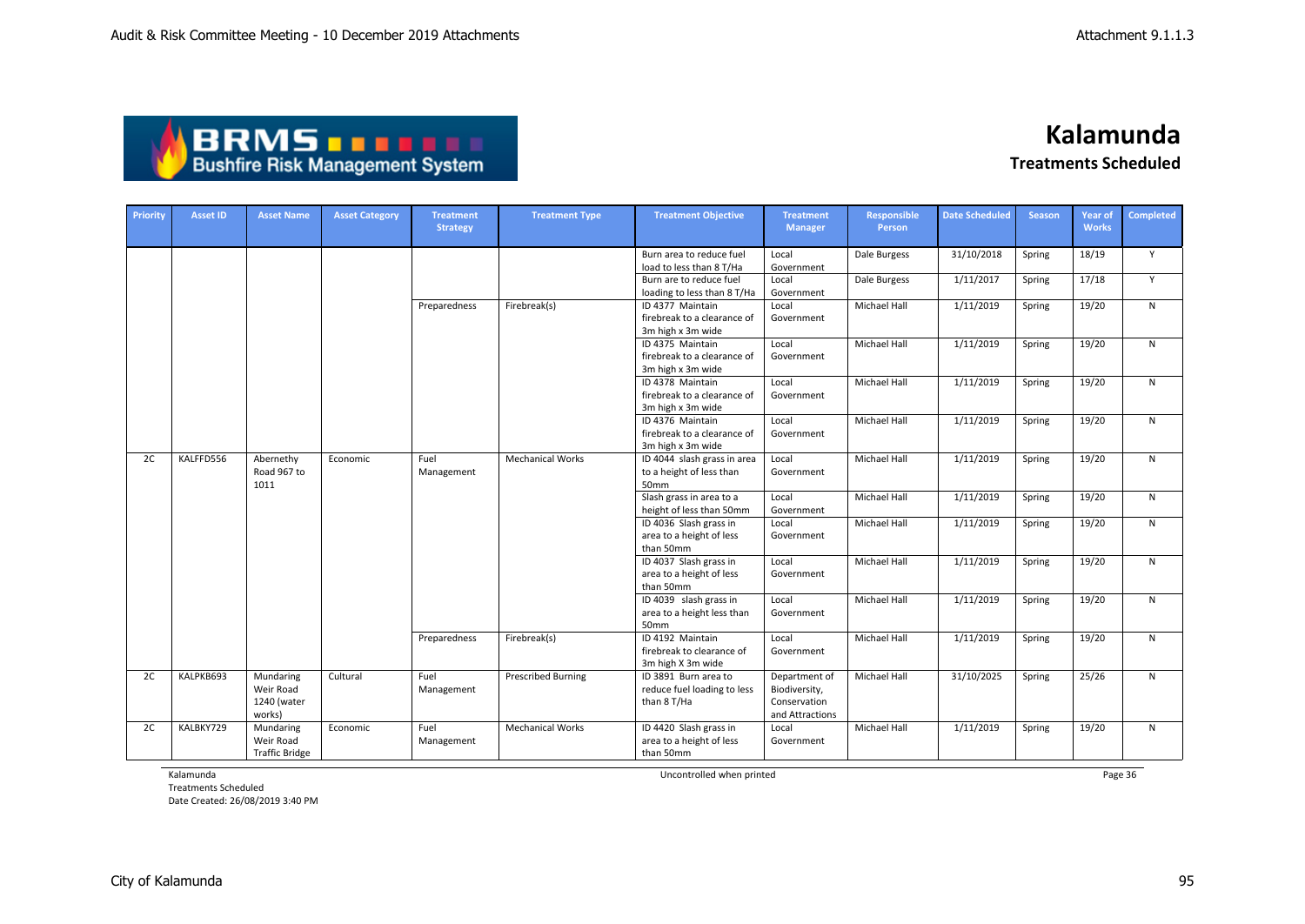# Kalamunda

## Treatments Scheduled

| Priority | Asset ID | Asset Name | Asset Category | Treatment Strategy | Treatment Type | Treatment Objective | Treatment Manager | Responsible Person | Date Scheduled | Season | Year of Works | Completed |
|---|---|---|---|---|---|---|---|---|---|---|---|---|
| | | | | | | Burn area to reduce fuel load to less than 8 T/Ha | Local Government | Dale Burgess | 31/10/2018 | Spring | 18/19 | Y |
| | | | | | | Burn are to reduce fuel loading to less than 8 T/Ha | Local Government | Dale Burgess | 1/11/2017 | Spring | 17/18 | Y |
| | | | | Preparedness | Firebreak(s) | ID 4377 Maintain firebreak to a clearance of 3m high x 3m wide | Local Government | Michael Hall | 1/11/2019 | Spring | 19/20 | N |
| | | | | | | ID 4375 Maintain firebreak to a clearance of 3m high x 3m wide | Local Government | Michael Hall | 1/11/2019 | Spring | 19/20 | N |
| | | | | | | ID 4378 Maintain firebreak to a clearance of 3m high x 3m wide | Local Government | Michael Hall | 1/11/2019 | Spring | 19/20 | N |
| | | | | | | ID 4376 Maintain firebreak to a clearance of 3m high x 3m wide | Local Government | Michael Hall | 1/11/2019 | Spring | 19/20 | N |
| 2C | KALFFD556 | Abernethy Road 967 to 1011 | Economic | Fuel Management | Mechanical Works | ID 4044 slash grass in area to a height of less than 50mm | Local Government | Michael Hall | 1/11/2019 | Spring | 19/20 | N |
| | | | | | | Slash grass in area to a height of less than 50mm | Local Government | Michael Hall | 1/11/2019 | Spring | 19/20 | N |
| | | | | | | ID 4036 Slash grass in area to a height of less than 50mm | Local Government | Michael Hall | 1/11/2019 | Spring | 19/20 | N |
| | | | | | | ID 4037 Slash grass in area to a height of less than 50mm | Local Government | Michael Hall | 1/11/2019 | Spring | 19/20 | N |
| | | | | | | ID 4039 slash grass in area to a height less than 50mm | Local Government | Michael Hall | 1/11/2019 | Spring | 19/20 | N |
| | | | | Preparedness | Firebreak(s) | ID 4192 Maintain firebreak to clearance of 3m high X 3m wide | Local Government | Michael Hall | 1/11/2019 | Spring | 19/20 | N |
| 2C | KALPKB693 | Mundaring Weir Road 1240 (water works) | Cultural | Fuel Management | Prescribed Burning | ID 3891 Burn area to reduce fuel loading to less than 8 T/Ha | Department of Biodiversity, Conservation and Attractions | Michael Hall | 31/10/2025 | Spring | 25/26 | N |
| 2C | KALBKY729 | Mundaring Weir Road Traffic Bridge | Economic | Fuel Management | Mechanical Works | ID 4420 Slash grass in area to a height of less than 50mm | Local Government | Michael Hall | 1/11/2019 | Spring | 19/20 | N |

Kalamunda
Treatments Scheduled
Date Created: 26/08/2019 3:40 PM

Uncontrolled when printed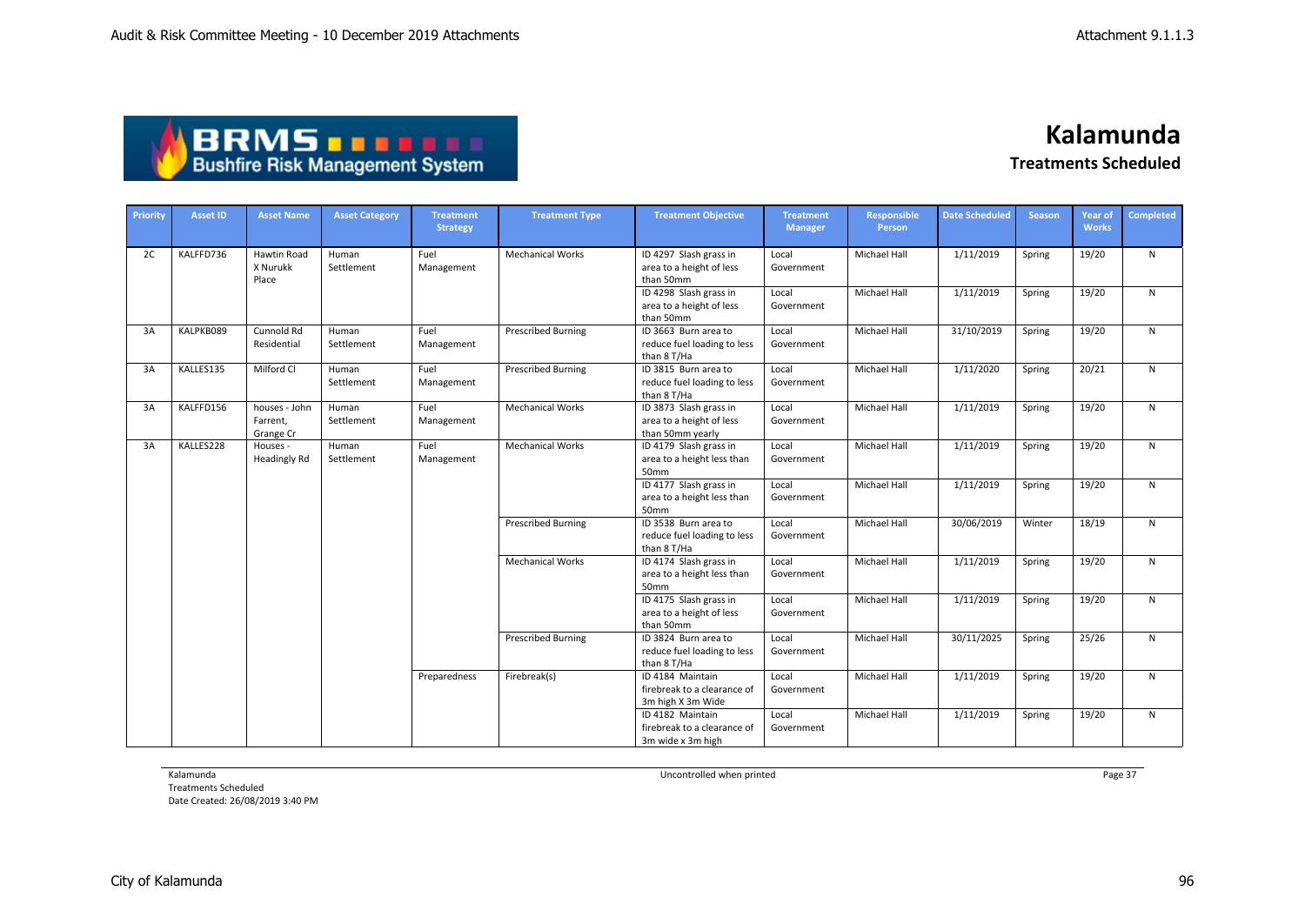# Kalamunda

## Treatments Scheduled

| Priority | Asset ID | Asset Name | Asset Category | Treatment Strategy | Treatment Type | Treatment Objective | Treatment Manager | Responsible Person | Date Scheduled | Season | Year of Works | Completed |
|---|---|---|---|---|---|---|---|---|---|---|---|---|
| 2C | KALFFD736 | Hawtin Road X Nurukk Place | Human Settlement | Fuel Management | Mechanical Works | ID 4297 Slash grass in area to a height of less than 50mm | Local Government | Michael Hall | 1/11/2019 | Spring | 19/20 | N |
| | | | | | | ID 4298 Slash grass in area to a height of less than 50mm | Local Government | Michael Hall | 1/11/2019 | Spring | 19/20 | N |
| 3A | KALPKB089 | Cunnold Rd Residential | Human Settlement | Fuel Management | Prescribed Burning | ID 3663 Burn area to reduce fuel loading to less than 8 T/Ha | Local Government | Michael Hall | 31/10/2019 | Spring | 19/20 | N |
| 3A | KALLES135 | Milford Cl | Human Settlement | Fuel Management | Prescribed Burning | ID 3815 Burn area to reduce fuel loading to less than 8 T/Ha | Local Government | Michael Hall | 1/11/2020 | Spring | 20/21 | N |
| 3A | KALFFD156 | houses - John Farrent, Grange Cr | Human Settlement | Fuel Management | Mechanical Works | ID 3873 Slash grass in area to a height of less than 50mm yearly | Local Government | Michael Hall | 1/11/2019 | Spring | 19/20 | N |
| 3A | KALLES228 | Houses - Headingly Rd | Human Settlement | Fuel Management | Mechanical Works | ID 4179 Slash grass in area to a height less than 50mm | Local Government | Michael Hall | 1/11/2019 | Spring | 19/20 | N |
| | | | | | | ID 4177 Slash grass in area to a height less than 50mm | Local Government | Michael Hall | 1/11/2019 | Spring | 19/20 | N |
| | | | | | Prescribed Burning | ID 3538 Burn area to reduce fuel loading to less than 8 T/Ha | Local Government | Michael Hall | 30/06/2019 | Winter | 18/19 | N |
| | | | | | Mechanical Works | ID 4174 Slash grass in area to a height less than 50mm | Local Government | Michael Hall | 1/11/2019 | Spring | 19/20 | N |
| | | | | | | ID 4175 Slash grass in area to a height of less than 50mm | Local Government | Michael Hall | 1/11/2019 | Spring | 19/20 | N |
| | | | | | Prescribed Burning | ID 3824 Burn area to reduce fuel loading to less than 8 T/Ha | Local Government | Michael Hall | 30/11/2025 | Spring | 25/26 | N |
| | | | | Preparedness | Firebreak(s) | ID 4184 Maintain firebreak to a clearance of 3m high X 3m Wide | Local Government | Michael Hall | 1/11/2019 | Spring | 19/20 | N |
| | | | | | | ID 4182 Maintain firebreak to a clearance of 3m wide x 3m high | Local Government | Michael Hall | 1/11/2019 | Spring | 19/20 | N |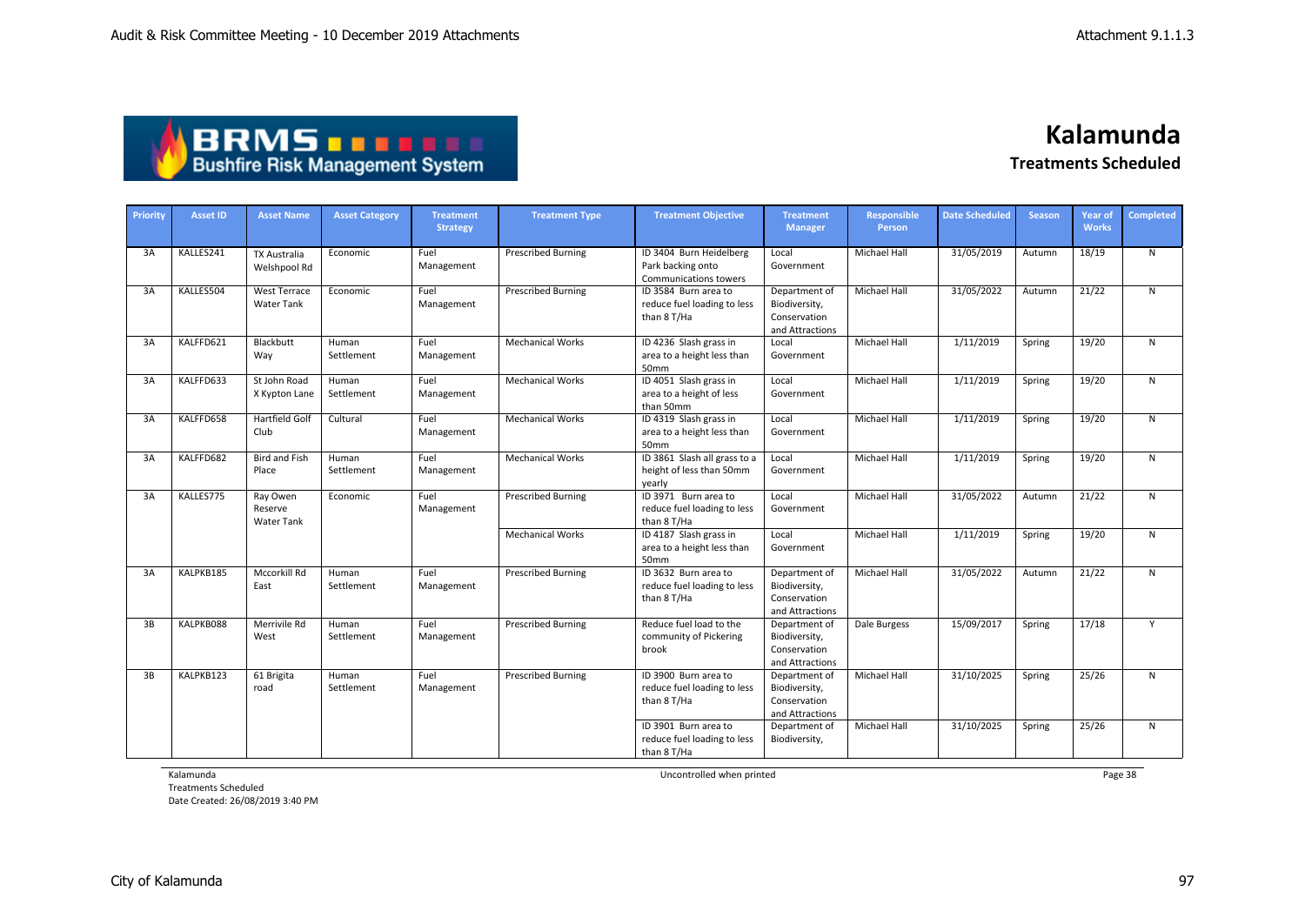# Kalamunda

## Treatments Scheduled

| Priority | Asset ID | Asset Name | Asset Category | Treatment Strategy | Treatment Type | Treatment Objective | Treatment Manager | Responsible Person | Date Scheduled | Season | Year of Works | Completed |
|---|---|---|---|---|---|---|---|---|---|---|---|---|
| 3A | KALLES241 | TX Australia Welshpool Rd | Economic | Fuel Management | Prescribed Burning | ID 3404 Burn Heidelberg Park backing onto Communications towers | Local Government | Michael Hall | 31/05/2019 | Autumn | 18/19 | N |
| 3A | KALLES504 | West Terrace Water Tank | Economic | Fuel Management | Prescribed Burning | ID 3584 Burn area to reduce fuel loading to less than 8 T/Ha | Department of Biodiversity, Conservation and Attractions | Michael Hall | 31/05/2022 | Autumn | 21/22 | N |
| 3A | KALFFD621 | Blackbutt Way | Human Settlement | Fuel Management | Mechanical Works | ID 4236 Slash grass in area to a height less than 50mm | Local Government | Michael Hall | 1/11/2019 | Spring | 19/20 | N |
| 3A | KALFFD633 | St John Road X Kypton Lane | Human Settlement | Fuel Management | Mechanical Works | ID 4051 Slash grass in area to a height of less than 50mm | Local Government | Michael Hall | 1/11/2019 | Spring | 19/20 | N |
| 3A | KALFFD658 | Hartfield Golf Club | Cultural | Fuel Management | Mechanical Works | ID 4319 Slash grass in area to a height less than 50mm | Local Government | Michael Hall | 1/11/2019 | Spring | 19/20 | N |
| 3A | KALFFD682 | Bird and Fish Place | Human Settlement | Fuel Management | Mechanical Works | ID 3861 Slash all grass to a height of less than 50mm yearly | Local Government | Michael Hall | 1/11/2019 | Spring | 19/20 | N |
| 3A | KALLES775 | Ray Owen Reserve Water Tank | Economic | Fuel Management | Prescribed Burning | ID 3971 Burn area to reduce fuel loading to less than 8 T/Ha | Local Government | Michael Hall | 31/05/2022 | Autumn | 21/22 | N |
| | | | | | Mechanical Works | ID 4187 Slash grass in area to a height less than 50mm | Local Government | Michael Hall | 1/11/2019 | Spring | 19/20 | N |
| 3A | KALPKB185 | Mccorkill Rd East | Human Settlement | Fuel Management | Prescribed Burning | ID 3632 Burn area to reduce fuel loading to less than 8 T/Ha | Department of Biodiversity, Conservation and Attractions | Michael Hall | 31/05/2022 | Autumn | 21/22 | N |
| 3B | KALPKB088 | Merrivile Rd West | Human Settlement | Fuel Management | Prescribed Burning | Reduce fuel load to the community of Pickering brook | Department of Biodiversity, Conservation and Attractions | Dale Burgess | 15/09/2017 | Spring | 17/18 | Y |
| 3B | KALPKB123 | 61 Brigita road | Human Settlement | Fuel Management | Prescribed Burning | ID 3900 Burn area to reduce fuel loading to less than 8 T/Ha | Department of Biodiversity, Conservation and Attractions | Michael Hall | 31/10/2025 | Spring | 25/26 | N |
| | | | | | | ID 3901 Burn area to reduce fuel loading to less than 8 T/Ha | Department of Biodiversity, | Michael Hall | 31/10/2025 | Spring | 25/26 | N |

Kalamunda
Treatments Scheduled
Date Created: 26/08/2019 3:40 PM

Uncontrolled when printed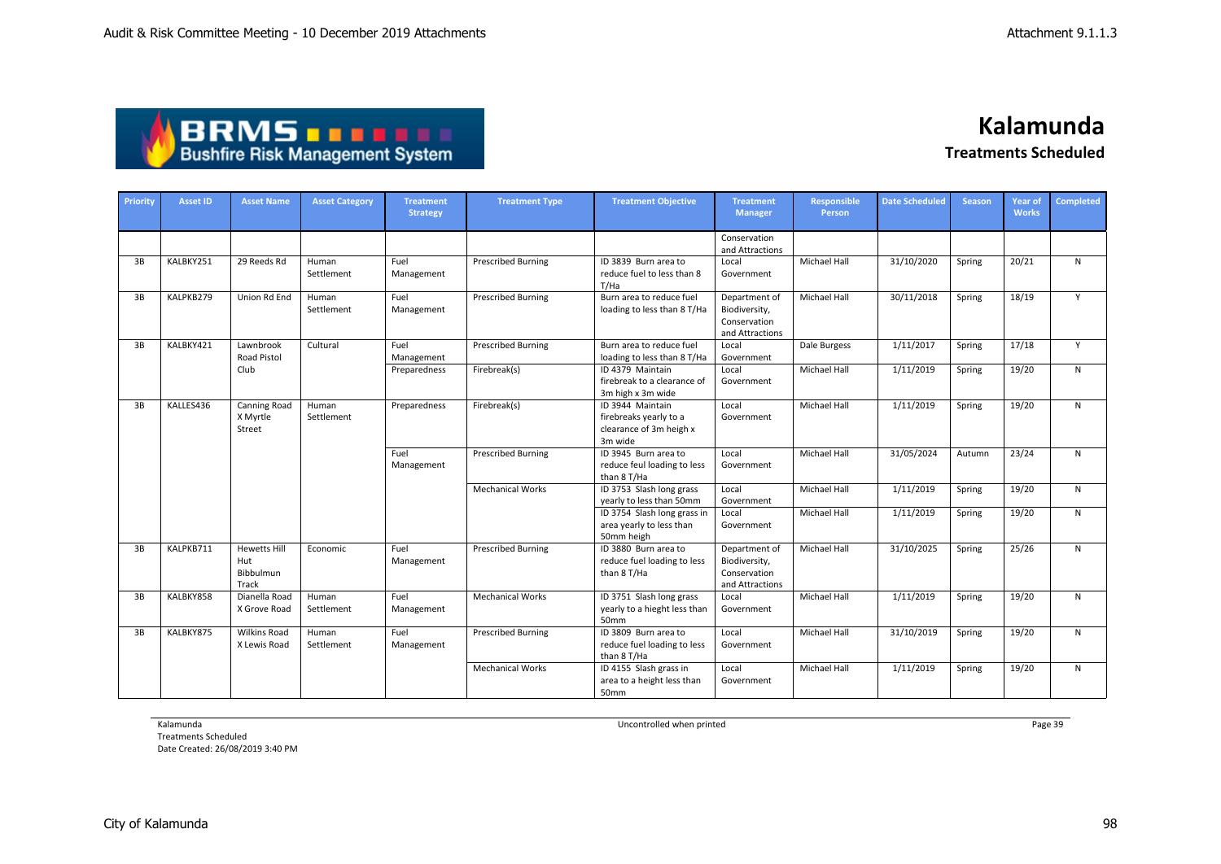# Kalamunda

## Treatments Scheduled

| Priority | Asset ID | Asset Name | Asset Category | Treatment Strategy | Treatment Type | Treatment Objective | Treatment Manager | Responsible Person | Date Scheduled | Season | Year of Works | Completed |
|---|---|---|---|---|---|---|---|---|---|---|---|---|
| | | | | | | | Conservation and Attractions | | | | | |
| 3B | KALBKY251 | 29 Reeds Rd | Human Settlement | Fuel Management | Prescribed Burning | ID 3839 Burn area to reduce fuel to less than 8 T/Ha | Local Government | Michael Hall | 31/10/2020 | Spring | 20/21 | N |
| 3B | KALPKB279 | Union Rd End | Human Settlement | Fuel Management | Prescribed Burning | Burn area to reduce fuel loading to less than 8 T/Ha | Department of Biodiversity, Conservation and Attractions | Michael Hall | 30/11/2018 | Spring | 18/19 | Y |
| 3B | KALBKY421 | Lawnbrook Road Pistol Club | Cultural | Fuel Management | Prescribed Burning | Burn area to reduce fuel loading to less than 8 T/Ha | Local Government | Dale Burgess | 1/11/2017 | Spring | 17/18 | Y |
| | | | | Preparedness | Firebreak(s) | ID 4379 Maintain firebreak to a clearance of 3m high x 3m wide | Local Government | Michael Hall | 1/11/2019 | Spring | 19/20 | N |
| 3B | KALLES436 | Canning Road X Myrtle Street | Human Settlement | Preparedness | Firebreak(s) | ID 3944 Maintain firebreaks yearly to a clearance of 3m heigh x 3m wide | Local Government | Michael Hall | 1/11/2019 | Spring | 19/20 | N |
| | | | | Fuel Management | Prescribed Burning | ID 3945 Burn area to reduce feul loading to less than 8 T/Ha | Local Government | Michael Hall | 31/05/2024 | Autumn | 23/24 | N |
| | | | | | Mechanical Works | ID 3753 Slash long grass yearly to less than 50mm | Local Government | Michael Hall | 1/11/2019 | Spring | 19/20 | N |
| | | | | | | ID 3754 Slash long grass in area yearly to less than 50mm heigh | Local Government | Michael Hall | 1/11/2019 | Spring | 19/20 | N |
| 3B | KALPKB711 | Hewetts Hill Hut Bibbulmun Track | Economic | Fuel Management | Prescribed Burning | ID 3880 Burn area to reduce fuel loading to less than 8 T/Ha | Department of Biodiversity, Conservation and Attractions | Michael Hall | 31/10/2025 | Spring | 25/26 | N |
| 3B | KALBKY858 | Dianella Road X Grove Road | Human Settlement | Fuel Management | Mechanical Works | ID 3751 Slash long grass yearly to a hieght less than 50mm | Local Government | Michael Hall | 1/11/2019 | Spring | 19/20 | N |
| 3B | KALBKY875 | Wilkins Road X Lewis Road | Human Settlement | Fuel Management | Prescribed Burning | ID 3809 Burn area to reduce fuel loading to less than 8 T/Ha | Local Government | Michael Hall | 31/10/2019 | Spring | 19/20 | N |
| | | | | | Mechanical Works | ID 4155 Slash grass in area to a height less than 50mm | Local Government | Michael Hall | 1/11/2019 | Spring | 19/20 | N |

Kalamunda
Treatments Scheduled
Date Created: 26/08/2019 3:40 PM

Uncontrolled when printed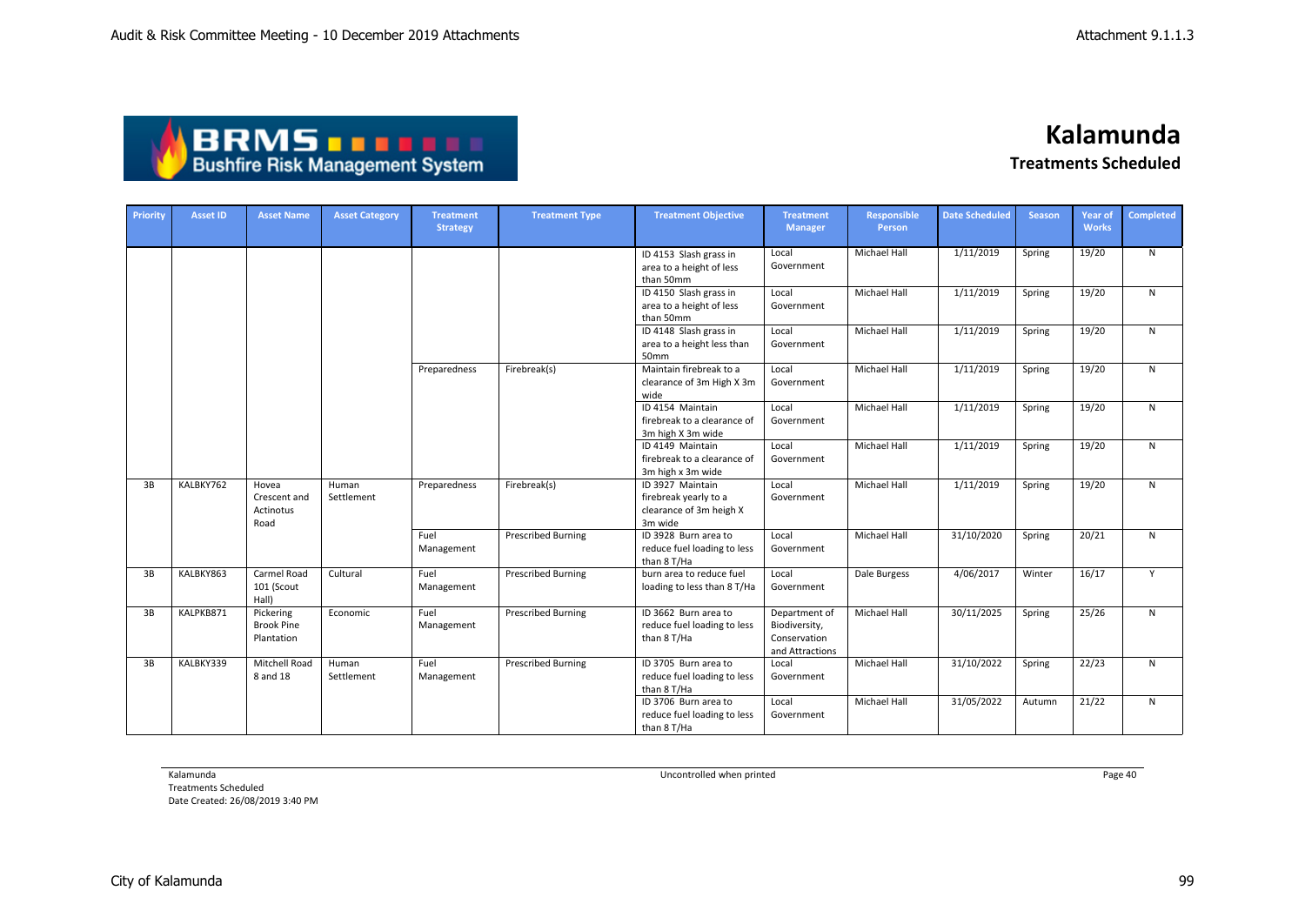# Kalamunda

## Treatments Scheduled

| Priority | Asset ID | Asset Name | Asset Category | Treatment Strategy | Treatment Type | Treatment Objective | Treatment Manager | Responsible Person | Date Scheduled | Season | Year of Works | Completed |
|---|---|---|---|---|---|---|---|---|---|---|---|---|
| | | | | | | ID 4153 Slash grass in area to a height of less than 50mm | Local Government | Michael Hall | 1/11/2019 | Spring | 19/20 | N |
| | | | | | | ID 4150 Slash grass in area to a height of less than 50mm | Local Government | Michael Hall | 1/11/2019 | Spring | 19/20 | N |
| | | | | | | ID 4148 Slash grass in area to a height less than 50mm | Local Government | Michael Hall | 1/11/2019 | Spring | 19/20 | N |
| | | | | Preparedness | Firebreak(s) | Maintain firebreak to a clearance of 3m High X 3m wide | Local Government | Michael Hall | 1/11/2019 | Spring | 19/20 | N |
| | | | | | | ID 4154 Maintain firebreak to a clearance of 3m high X 3m wide | Local Government | Michael Hall | 1/11/2019 | Spring | 19/20 | N |
| | | | | | | ID 4149 Maintain firebreak to a clearance of 3m high x 3m wide | Local Government | Michael Hall | 1/11/2019 | Spring | 19/20 | N |
| 3B | KALBKY762 | Hovea Crescent and Actinotus Road | Human Settlement | Preparedness | Firebreak(s) | ID 3927 Maintain firebreak yearly to a clearance of 3m heigh X 3m wide | Local Government | Michael Hall | 1/11/2019 | Spring | 19/20 | N |
| | | | | Fuel Management | Prescribed Burning | ID 3928 Burn area to reduce fuel loading to less than 8 T/Ha | Local Government | Michael Hall | 31/10/2020 | Spring | 20/21 | N |
| 3B | KALBKY863 | Carmel Road 101 (Scout Hall) | Cultural | Fuel Management | Prescribed Burning | burn area to reduce fuel loading to less than 8 T/Ha | Local Government | Dale Burgess | 4/06/2017 | Winter | 16/17 | Y |
| 3B | KALPKB871 | Pickering Brook Pine Plantation | Economic | Fuel Management | Prescribed Burning | ID 3662 Burn area to reduce fuel loading to less than 8 T/Ha | Department of Biodiversity, Conservation and Attractions | Michael Hall | 30/11/2025 | Spring | 25/26 | N |
| 3B | KALBKY339 | Mitchell Road 8 and 18 | Human Settlement | Fuel Management | Prescribed Burning | ID 3705 Burn area to reduce fuel loading to less than 8 T/Ha | Local Government | Michael Hall | 31/10/2022 | Spring | 22/23 | N |
| | | | | | | ID 3706 Burn area to reduce fuel loading to less than 8 T/Ha | Local Government | Michael Hall | 31/05/2022 | Autumn | 21/22 | N |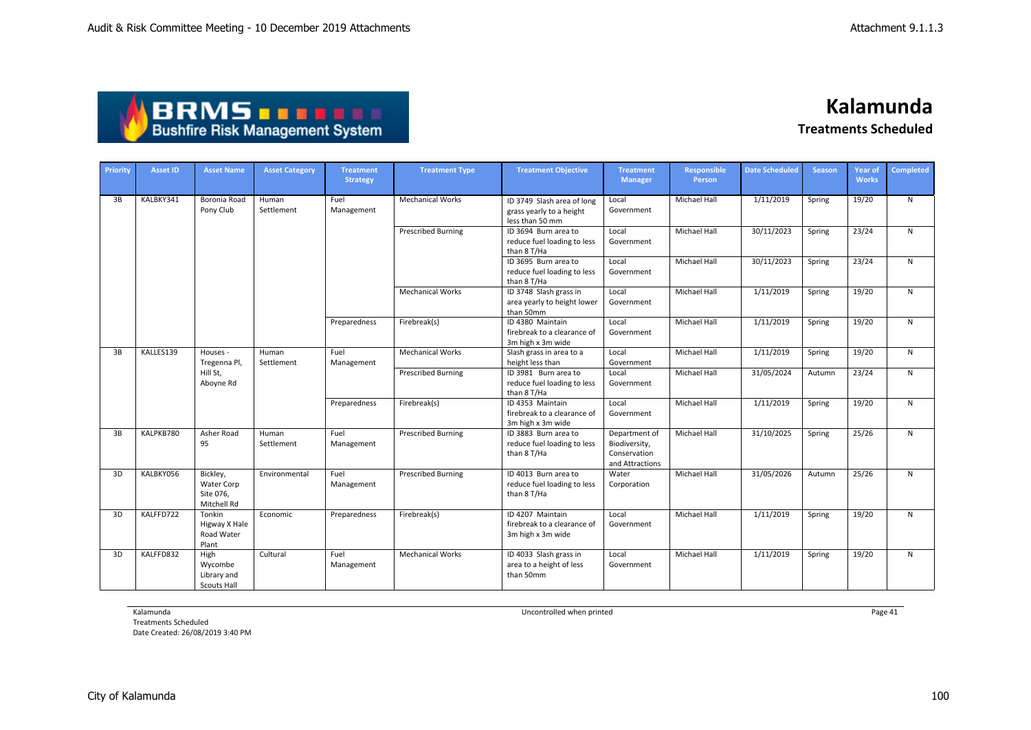# Kalamunda

## Treatments Scheduled

| Priority | Asset ID | Asset Name | Asset Category | Treatment Strategy | Treatment Type | Treatment Objective | Treatment Manager | Responsible Person | Date Scheduled | Season | Year of Works | Completed |
|---|---|---|---|---|---|---|---|---|---|---|---|---|
| 3B | KALBKY341 | Boronia Road Pony Club | Human Settlement | Fuel Management | Mechanical Works | ID 3749 Slash area of long grass yearly to a height less than 50 mm | Local Government | Michael Hall | 1/11/2019 | Spring | 19/20 | N |
| | | | | | Prescribed Burning | ID 3694 Burn area to reduce fuel loading to less than 8 T/Ha | Local Government | Michael Hall | 30/11/2023 | Spring | 23/24 | N |
| | | | | | | ID 3695 Burn area to reduce fuel loading to less than 8 T/Ha | Local Government | Michael Hall | 30/11/2023 | Spring | 23/24 | N |
| | | | | | Mechanical Works | ID 3748 Slash grass in area yearly to height lower than 50mm | Local Government | Michael Hall | 1/11/2019 | Spring | 19/20 | N |
| | | | | Preparedness | Firebreak(s) | ID 4380 Maintain firebreak to a clearance of 3m high x 3m wide | Local Government | Michael Hall | 1/11/2019 | Spring | 19/20 | N |
| 3B | KALLES139 | Houses - Tregenna Pl, Hill St, Aboyne Rd | Human Settlement | Fuel Management | Mechanical Works | Slash grass in area to a height less than | Local Government | Michael Hall | 1/11/2019 | Spring | 19/20 | N |
| | | | | | Prescribed Burning | ID 3981 Burn area to reduce fuel loading to less than 8 T/Ha | Local Government | Michael Hall | 31/05/2024 | Autumn | 23/24 | N |
| | | | | Preparedness | Firebreak(s) | ID 4353 Maintain firebreak to a clearance of 3m high x 3m wide | Local Government | Michael Hall | 1/11/2019 | Spring | 19/20 | N |
| 3B | KALPKB780 | Asher Road 95 | Human Settlement | Fuel Management | Prescribed Burning | ID 3883 Burn area to reduce fuel loading to less than 8 T/Ha | Department of Biodiversity, Conservation and Attractions | Michael Hall | 31/10/2025 | Spring | 25/26 | N |
| 3D | KALBKY056 | Bickley, Water Corp Site 076, Mitchell Rd | Environmental | Fuel Management | Prescribed Burning | ID 4013 Burn area to reduce fuel loading to less than 8 T/Ha | Water Corporation | Michael Hall | 31/05/2026 | Autumn | 25/26 | N |
| 3D | KALFFD722 | Tonkin Higway X Hale Road Water Plant | Economic | Preparedness | Firebreak(s) | ID 4207 Maintain firebreak to a clearance of 3m high x 3m wide | Local Government | Michael Hall | 1/11/2019 | Spring | 19/20 | N |
| 3D | KALFFD832 | High Wycombe Library and Scouts Hall | Cultural | Fuel Management | Mechanical Works | ID 4033 Slash grass in area to a height of less than 50mm | Local Government | Michael Hall | 1/11/2019 | Spring | 19/20 | N |

Kalamunda
Treatments Scheduled
Date Created: 26/08/2019 3:40 PM

Uncontrolled when printed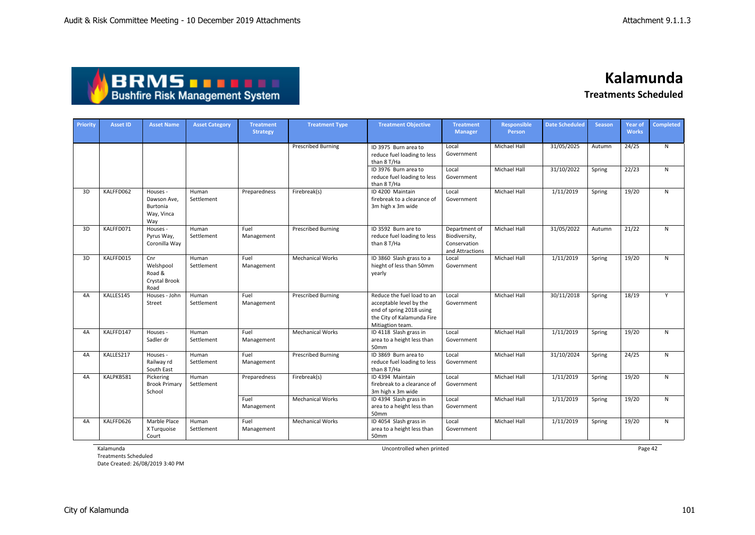# Kalamunda

## Treatments Scheduled

| Priority | Asset ID | Asset Name | Asset Category | Treatment Strategy | Treatment Type | Treatment Objective | Treatment Manager | Responsible Person | Date Scheduled | Season | Year of Works | Completed |
|---|---|---|---|---|---|---|---|---|---|---|---|---|
| | | | | | Prescribed Burning | ID 3975 Burn area to reduce fuel loading to less than 8 T/Ha | Local Government | Michael Hall | 31/05/2025 | Autumn | 24/25 | N |
| | | | | | | ID 3976 Burn area to reduce fuel loading to less than 8 T/Ha | Local Government | Michael Hall | 31/10/2022 | Spring | 22/23 | N |
| 3D | KALFFD062 | Houses - Dawson Ave, Burtonia Way, Vinca Way | Human Settlement | Preparedness | Firebreak(s) | ID 4200 Maintain firebreak to a clearance of 3m high x 3m wide | Local Government | Michael Hall | 1/11/2019 | Spring | 19/20 | N |
| 3D | KALFFD071 | Houses - Pyrus Way, Coronilla Way | Human Settlement | Fuel Management | Prescribed Burning | ID 3592 Burn are to reduce fuel loading to less than 8 T/Ha | Department of Biodiversity, Conservation and Attractions | Michael Hall | 31/05/2022 | Autumn | 21/22 | N |
| 3D | KALFFD015 | Cnr Welshpool Road & Crystal Brook Road | Human Settlement | Fuel Management | Mechanical Works | ID 3860 Slash grass to a hieght of less than 50mm yearly | Local Government | Michael Hall | 1/11/2019 | Spring | 19/20 | N |
| 4A | KALLES145 | Houses - John Street | Human Settlement | Fuel Management | Prescribed Burning | Reduce the fuel load to an acceptable level by the end of spring 2018 using the City of Kalamunda Fire Mitiagtion team. | Local Government | Michael Hall | 30/11/2018 | Spring | 18/19 | Y |
| 4A | KALFFD147 | Houses - Sadler dr | Human Settlement | Fuel Management | Mechanical Works | ID 4118 Slash grass in area to a height less than 50mm | Local Government | Michael Hall | 1/11/2019 | Spring | 19/20 | N |
| 4A | KALLES217 | Houses - Railway rd South East | Human Settlement | Fuel Management | Prescribed Burning | ID 3869 Burn area to reduce fuel loading to less than 8 T/Ha | Local Government | Michael Hall | 31/10/2024 | Spring | 24/25 | N |
| 4A | KALPKB581 | Pickering Brook Primary School | Human Settlement | Preparedness | Firebreak(s) | ID 4394 Maintain firebreak to a clearance of 3m high x 3m wide | Local Government | Michael Hall | 1/11/2019 | Spring | 19/20 | N |
| | | | | Fuel Management | Mechanical Works | ID 4394 Slash grass in area to a height less than 50mm | Local Government | Michael Hall | 1/11/2019 | Spring | 19/20 | N |
| 4A | KALFFD626 | Marble Place X Turquoise Court | Human Settlement | Fuel Management | Mechanical Works | ID 4054 Slash grass in area to a height less than 50mm | Local Government | Michael Hall | 1/11/2019 | Spring | 19/20 | N |

Kalamunda
Treatments Scheduled
Date Created: 26/08/2019 3:40 PM

Uncontrolled when printed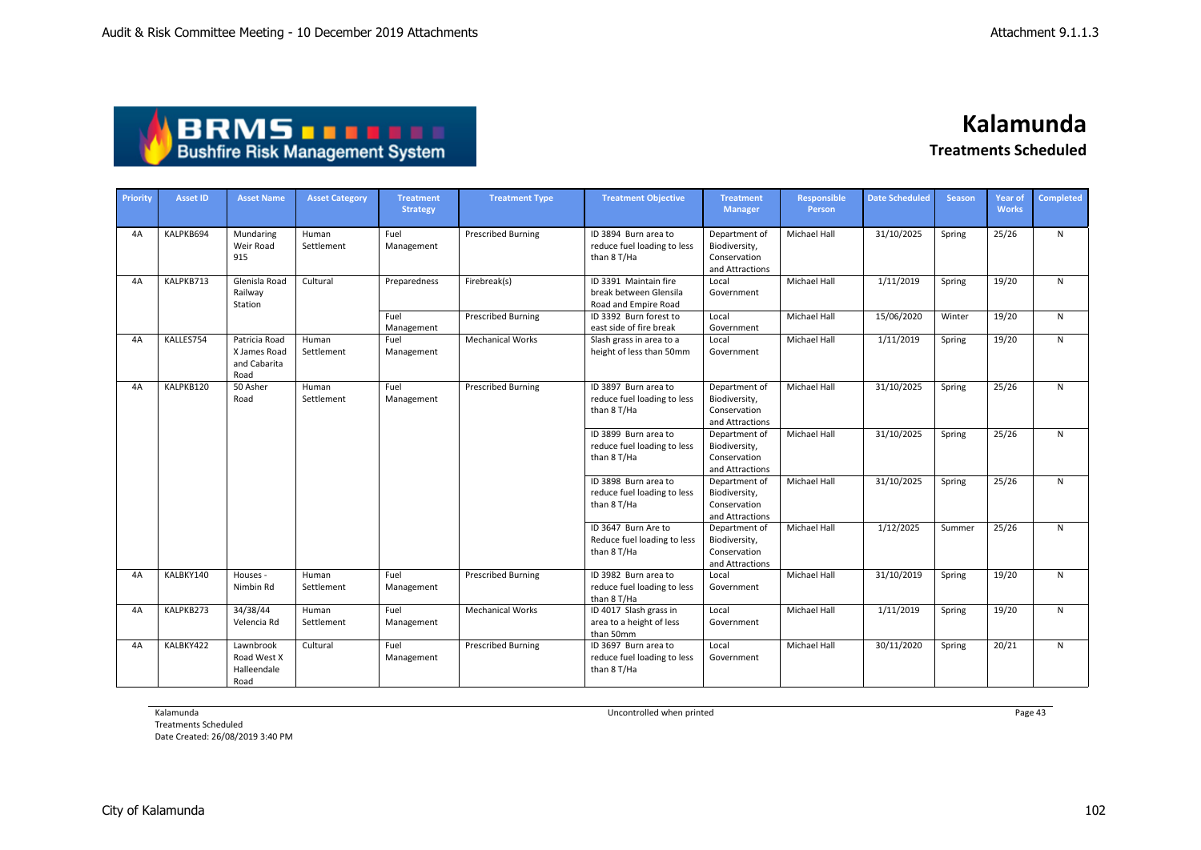# Kalamunda

## Treatments Scheduled

| Priority | Asset ID | Asset Name | Asset Category | Treatment Strategy | Treatment Type | Treatment Objective | Treatment Manager | Responsible Person | Date Scheduled | Season | Year of Works | Completed |
|---|---|---|---|---|---|---|---|---|---|---|---|---|
| 4A | KALPKB694 | Mundaring Weir Road 915 | Human Settlement | Fuel Management | Prescribed Burning | ID 3894 Burn area to reduce fuel loading to less than 8 T/Ha | Department of Biodiversity, Conservation and Attractions | Michael Hall | 31/10/2025 | Spring | 25/26 | N |
| 4A | KALPKB713 | Glenisla Road Railway Station | Cultural | Preparedness | Firebreak(s) | ID 3391 Maintain fire break between Glensila Road and Empire Road | Local Government | Michael Hall | 1/11/2019 | Spring | 19/20 | N |
| | | | | Fuel Management | Prescribed Burning | ID 3392 Burn forest to east side of fire break | Local Government | Michael Hall | 15/06/2020 | Winter | 19/20 | N |
| 4A | KALLES754 | Patricia Road X James Road and Cabarita Road | Human Settlement | Fuel Management | Mechanical Works | Slash grass in area to a height of less than 50mm | Local Government | Michael Hall | 1/11/2019 | Spring | 19/20 | N |
| 4A | KALPKB120 | 50 Asher Road | Human Settlement | Fuel Management | Prescribed Burning | ID 3897 Burn area to reduce fuel loading to less than 8 T/Ha | Department of Biodiversity, Conservation and Attractions | Michael Hall | 31/10/2025 | Spring | 25/26 | N |
| | | | | | | ID 3899 Burn area to reduce fuel loading to less than 8 T/Ha | Department of Biodiversity, Conservation and Attractions | Michael Hall | 31/10/2025 | Spring | 25/26 | N |
| | | | | | | ID 3898 Burn area to reduce fuel loading to less than 8 T/Ha | Department of Biodiversity, Conservation and Attractions | Michael Hall | 31/10/2025 | Spring | 25/26 | N |
| | | | | | | ID 3647 Burn Are to Reduce fuel loading to less than 8 T/Ha | Department of Biodiversity, Conservation and Attractions | Michael Hall | 1/12/2025 | Summer | 25/26 | N |
| 4A | KALBKY140 | Houses - Nimbin Rd | Human Settlement | Fuel Management | Prescribed Burning | ID 3982 Burn area to reduce fuel loading to less than 8 T/Ha | Local Government | Michael Hall | 31/10/2019 | Spring | 19/20 | N |
| 4A | KALPKB273 | 34/38/44 Velencia Rd | Human Settlement | Fuel Management | Mechanical Works | ID 4017 Slash grass in area to a height of less than 50mm | Local Government | Michael Hall | 1/11/2019 | Spring | 19/20 | N |
| 4A | KALBKY422 | Lawnbrook Road West X Halleendale Road | Cultural | Fuel Management | Prescribed Burning | ID 3697 Burn area to reduce fuel loading to less than 8 T/Ha | Local Government | Michael Hall | 30/11/2020 | Spring | 20/21 | N |

Kalamunda
Treatments Scheduled
Date Created: 26/08/2019 3:40 PM

Uncontrolled when printed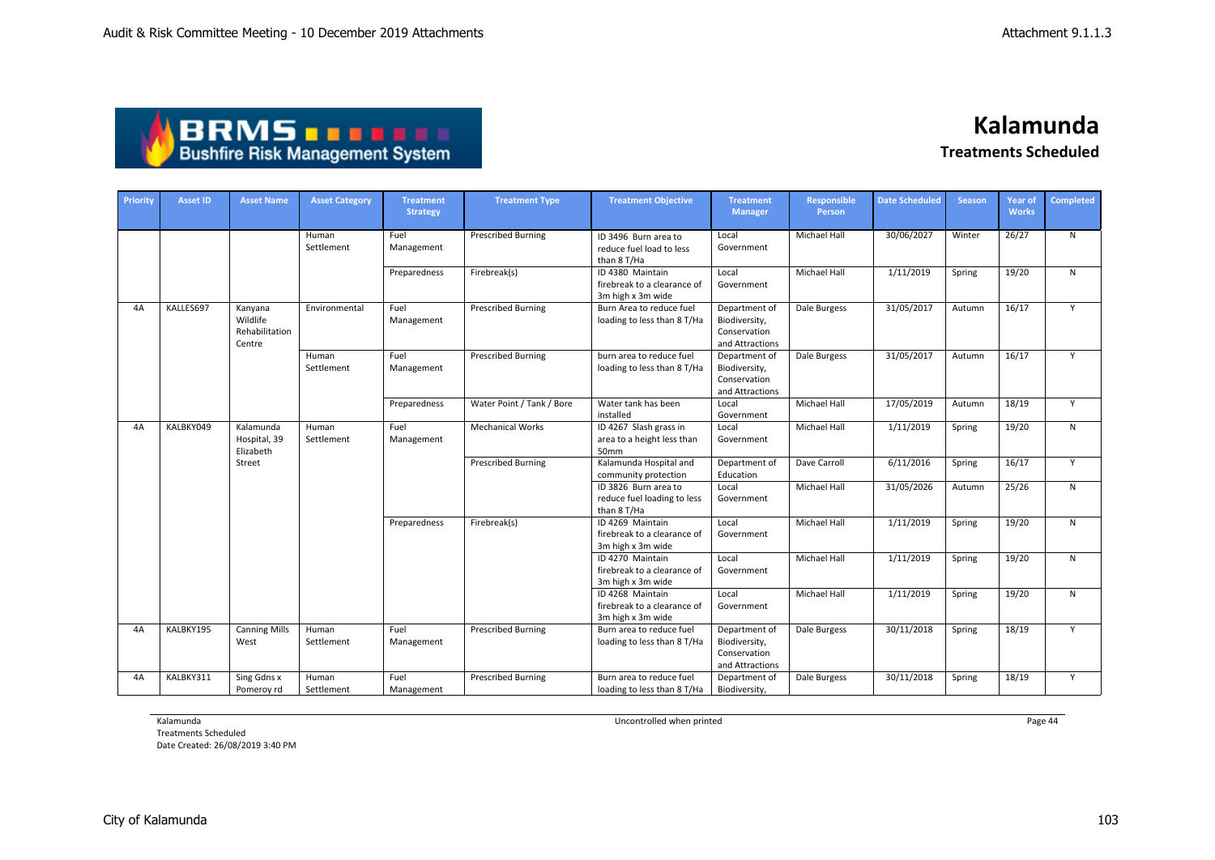# Kalamunda

## Treatments Scheduled

| Priority | Asset ID | Asset Name | Asset Category | Treatment Strategy | Treatment Type | Treatment Objective | Treatment Manager | Responsible Person | Date Scheduled | Season | Year of Works | Completed |
|---|---|---|---|---|---|---|---|---|---|---|---|---|
| | | | Human Settlement | Fuel Management | Prescribed Burning | ID 3496 Burn area to reduce fuel load to less than 8 T/Ha | Local Government | Michael Hall | 30/06/2027 | Winter | 26/27 | N |
| | | | | Preparedness | Firebreak(s) | ID 4380 Maintain firebreak to a clearance of 3m high x 3m wide | Local Government | Michael Hall | 1/11/2019 | Spring | 19/20 | N |
| 4A | KALLES697 | Kanyana Wildlife Rehabilitation Centre | Environmental | Fuel Management | Prescribed Burning | Burn Area to reduce fuel loading to less than 8 T/Ha | Department of Biodiversity, Conservation and Attractions | Dale Burgess | 31/05/2017 | Autumn | 16/17 | Y |
| | | | Human Settlement | Fuel Management | Prescribed Burning | burn area to reduce fuel loading to less than 8 T/Ha | Department of Biodiversity, Conservation and Attractions | Dale Burgess | 31/05/2017 | Autumn | 16/17 | Y |
| | | | | Preparedness | Water Point / Tank / Bore | Water tank has been installed | Local Government | Michael Hall | 17/05/2019 | Autumn | 18/19 | Y |
| 4A | KALBKY049 | Kalamunda Hospital, 39 Elizabeth Street | Human Settlement | Fuel Management | Mechanical Works | ID 4267 Slash grass in area to a height less than 50mm | Local Government | Michael Hall | 1/11/2019 | Spring | 19/20 | N |
| | | | | | Prescribed Burning | Kalamunda Hospital and community protection | Department of Education | Dave Carroll | 6/11/2016 | Spring | 16/17 | Y |
| | | | | | | ID 3826 Burn area to reduce fuel loading to less than 8 T/Ha | Local Government | Michael Hall | 31/05/2026 | Autumn | 25/26 | N |
| | | | | Preparedness | Firebreak(s) | ID 4269 Maintain firebreak to a clearance of 3m high x 3m wide | Local Government | Michael Hall | 1/11/2019 | Spring | 19/20 | N |
| | | | | | | ID 4270 Maintain firebreak to a clearance of 3m high x 3m wide | Local Government | Michael Hall | 1/11/2019 | Spring | 19/20 | N |
| | | | | | | ID 4268 Maintain firebreak to a clearance of 3m high x 3m wide | Local Government | Michael Hall | 1/11/2019 | Spring | 19/20 | N |
| 4A | KALBKY195 | Canning Mills West | Human Settlement | Fuel Management | Prescribed Burning | Burn area to reduce fuel loading to less than 8 T/Ha | Department of Biodiversity, Conservation and Attractions | Dale Burgess | 30/11/2018 | Spring | 18/19 | Y |
| 4A | KALBKY311 | Sing Gdns x Pomeroy rd | Human Settlement | Fuel Management | Prescribed Burning | Burn area to reduce fuel loading to less than 8 T/Ha | Department of Biodiversity, | Dale Burgess | 30/11/2018 | Spring | 18/19 | Y |

Kalamunda
Treatments Scheduled
Date Created: 26/08/2019 3:40 PM

Uncontrolled when printed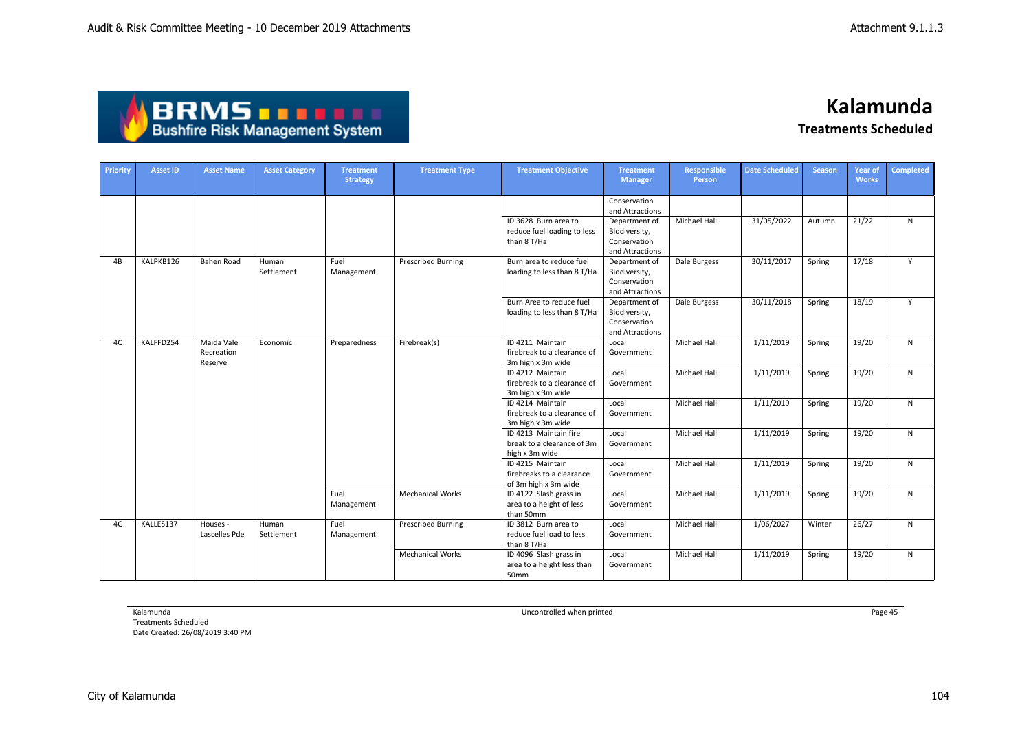# Kalamunda

## Treatments Scheduled

| Priority | Asset ID | Asset Name | Asset Category | Treatment Strategy | Treatment Type | Treatment Objective | Treatment Manager | Responsible Person | Date Scheduled | Season | Year of Works | Completed |
|---|---|---|---|---|---|---|---|---|---|---|---|---|
| | | | | | | | Conservation and Attractions | | | | | |
| | | | | | | ID 3628 Burn area to reduce fuel loading to less than 8 T/Ha | Department of Biodiversity, Conservation and Attractions | Michael Hall | 31/05/2022 | Autumn | 21/22 | N |
| 4B | KALPKB126 | Bahen Road | Human Settlement | Fuel Management | Prescribed Burning | Burn area to reduce fuel loading to less than 8 T/Ha | Department of Biodiversity, Conservation and Attractions | Dale Burgess | 30/11/2017 | Spring | 17/18 | Y |
| | | | | | | Burn Area to reduce fuel loading to less than 8 T/Ha | Department of Biodiversity, Conservation and Attractions | Dale Burgess | 30/11/2018 | Spring | 18/19 | Y |
| 4C | KALFFD254 | Maida Vale Recreation Reserve | Economic | Preparedness | Firebreak(s) | ID 4211 Maintain firebreak to a clearance of 3m high x 3m wide | Local Government | Michael Hall | 1/11/2019 | Spring | 19/20 | N |
| | | | | | | ID 4212 Maintain firebreak to a clearance of 3m high x 3m wide | Local Government | Michael Hall | 1/11/2019 | Spring | 19/20 | N |
| | | | | | | ID 4214 Maintain firebreak to a clearance of 3m high x 3m wide | Local Government | Michael Hall | 1/11/2019 | Spring | 19/20 | N |
| | | | | | | ID 4213 Maintain fire break to a clearance of 3m high x 3m wide | Local Government | Michael Hall | 1/11/2019 | Spring | 19/20 | N |
| | | | | | | ID 4215 Maintain firebreaks to a clearance of 3m high x 3m wide | Local Government | Michael Hall | 1/11/2019 | Spring | 19/20 | N |
| | | | | Fuel Management | Mechanical Works | ID 4122 Slash grass in area to a height of less than 50mm | Local Government | Michael Hall | 1/11/2019 | Spring | 19/20 | N |
| 4C | KALLES137 | Houses - Lascelles Pde | Human Settlement | Fuel Management | Prescribed Burning | ID 3812 Burn area to reduce fuel load to less than 8 T/Ha | Local Government | Michael Hall | 1/06/2027 | Winter | 26/27 | N |
| | | | | | Mechanical Works | ID 4096 Slash grass in area to a height less than 50mm | Local Government | Michael Hall | 1/11/2019 | Spring | 19/20 | N |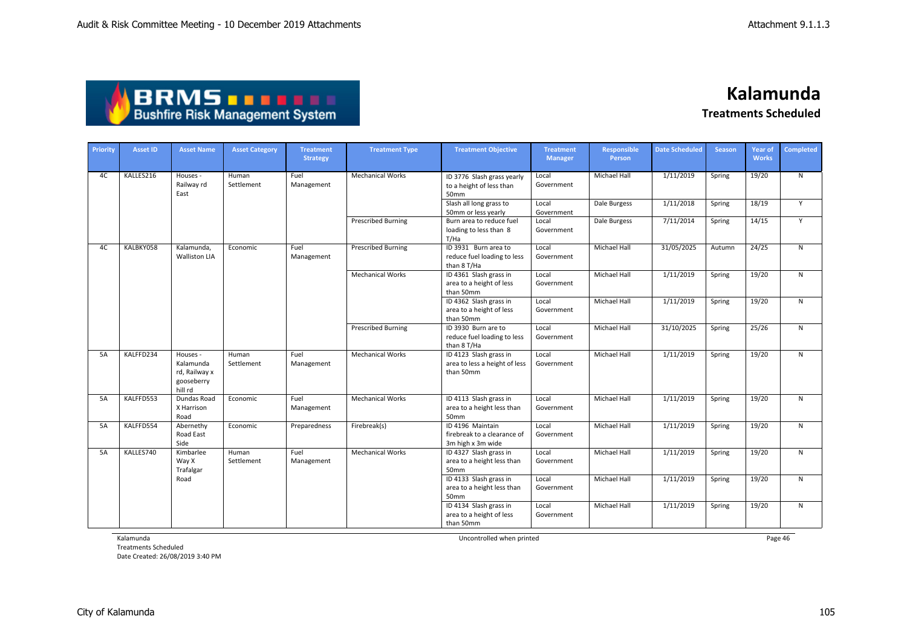BRMS Bushfire Risk Management System

# Kalamunda

## Treatments Scheduled

| Priority | Asset ID | Asset Name | Asset Category | Treatment Strategy | Treatment Type | Treatment Objective | Treatment Manager | Responsible Person | Date Scheduled | Season | Year of Works | Completed |
|---|---|---|---|---|---|---|---|---|---|---|---|---|
| 4C | KALLES216 | Houses - Railway rd East | Human Settlement | Fuel Management | Mechanical Works | ID 3776 Slash grass yearly to a height of less than 50mm | Local Government | Michael Hall | 1/11/2019 | Spring | 19/20 | N |
| | | | | | | Slash all long grass to 50mm or less yearly | Local Government | Dale Burgess | 1/11/2018 | Spring | 18/19 | Y |
| | | | | | Prescribed Burning | Burn area to reduce fuel loading to less than 8 T/Ha | Local Government | Dale Burgess | 7/11/2014 | Spring | 14/15 | Y |
| 4C | KALBKY058 | Kalamunda, Walliston LIA | Economic | Fuel Management | Prescribed Burning | ID 3931 Burn area to reduce fuel loading to less than 8 T/Ha | Local Government | Michael Hall | 31/05/2025 | Autumn | 24/25 | N |
| | | | | | Mechanical Works | ID 4361 Slash grass in area to a height of less than 50mm | Local Government | Michael Hall | 1/11/2019 | Spring | 19/20 | N |
| | | | | | | ID 4362 Slash grass in area to a height of less than 50mm | Local Government | Michael Hall | 1/11/2019 | Spring | 19/20 | N |
| | | | | | Prescribed Burning | ID 3930 Burn are to reduce fuel loading to less than 8 T/Ha | Local Government | Michael Hall | 31/10/2025 | Spring | 25/26 | N |
| 5A | KALFFD234 | Houses - Kalamunda rd, Railway x gooseberry hill rd | Human Settlement | Fuel Management | Mechanical Works | ID 4123 Slash grass in area to less a height of less than 50mm | Local Government | Michael Hall | 1/11/2019 | Spring | 19/20 | N |
| 5A | KALFFD553 | Dundas Road X Harrison Road | Economic | Fuel Management | Mechanical Works | ID 4113 Slash grass in area to a height less than 50mm | Local Government | Michael Hall | 1/11/2019 | Spring | 19/20 | N |
| 5A | KALFFD554 | Abernethy Road East Side | Economic | Preparedness | Firebreak(s) | ID 4196 Maintain firebreak to a clearance of 3m high x 3m wide | Local Government | Michael Hall | 1/11/2019 | Spring | 19/20 | N |
| 5A | KALLES740 | Kimbarlee Way X Trafalgar Road | Human Settlement | Fuel Management | Mechanical Works | ID 4327 Slash grass in area to a height less than 50mm | Local Government | Michael Hall | 1/11/2019 | Spring | 19/20 | N |
| | | | | | | ID 4133 Slash grass in area to a height less than 50mm | Local Government | Michael Hall | 1/11/2019 | Spring | 19/20 | N |
| | | | | | | ID 4134 Slash grass in area to a height of less than 50mm | Local Government | Michael Hall | 1/11/2019 | Spring | 19/20 | N |

Kalamunda
Treatments Scheduled
Date Created: 26/08/2019 3:40 PM

Uncontrolled when printed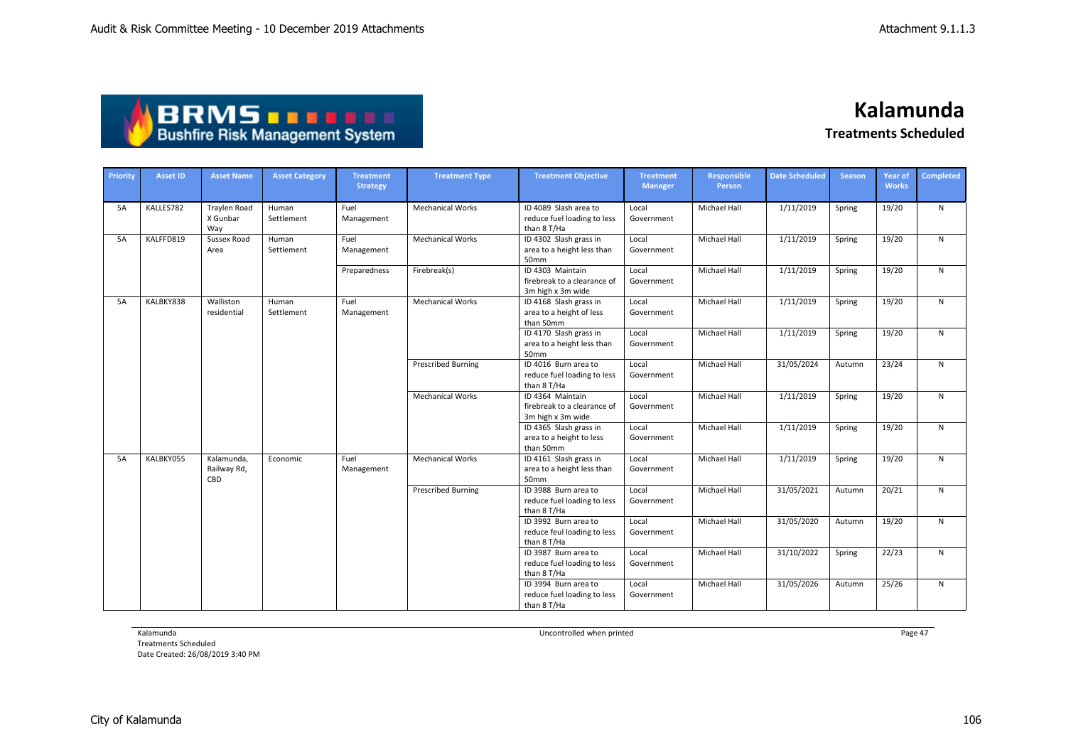# Kalamunda

## Treatments Scheduled

| Priority | Asset ID | Asset Name | Asset Category | Treatment Strategy | Treatment Type | Treatment Objective | Treatment Manager | Responsible Person | Date Scheduled | Season | Year of Works | Completed |
|---|---|---|---|---|---|---|---|---|---|---|---|---|
| 5A | KALLES782 | Traylen Road X Gunbar Way | Human Settlement | Fuel Management | Mechanical Works | ID 4089 Slash area to reduce fuel loading to less than 8 T/Ha | Local Government | Michael Hall | 1/11/2019 | Spring | 19/20 | N |
| 5A | KALFFD819 | Sussex Road Area | Human Settlement | Fuel Management | Mechanical Works | ID 4302 Slash grass in area to a height less than 50mm | Local Government | Michael Hall | 1/11/2019 | Spring | 19/20 | N |
| | | | | Preparedness | Firebreak(s) | ID 4303 Maintain firebreak to a clearance of 3m high x 3m wide | Local Government | Michael Hall | 1/11/2019 | Spring | 19/20 | N |
| 5A | KALBKY838 | Walliston residential | Human Settlement | Fuel Management | Mechanical Works | ID 4168 Slash grass in area to a height of less than 50mm | Local Government | Michael Hall | 1/11/2019 | Spring | 19/20 | N |
| | | | | | | ID 4170 Slash grass in area to a height less than 50mm | Local Government | Michael Hall | 1/11/2019 | Spring | 19/20 | N |
| | | | | | Prescribed Burning | ID 4016 Burn area to reduce fuel loading to less than 8 T/Ha | Local Government | Michael Hall | 31/05/2024 | Autumn | 23/24 | N |
| | | | | | Mechanical Works | ID 4364 Maintain firebreak to a clearance of 3m high x 3m wide | Local Government | Michael Hall | 1/11/2019 | Spring | 19/20 | N |
| | | | | | | ID 4365 Slash grass in area to a height to less than 50mm | Local Government | Michael Hall | 1/11/2019 | Spring | 19/20 | N |
| 5A | KALBKY055 | Kalamunda, Railway Rd, CBD | Economic | Fuel Management | Mechanical Works | ID 4161 Slash grass in area to a height less than 50mm | Local Government | Michael Hall | 1/11/2019 | Spring | 19/20 | N |
| | | | | | Prescribed Burning | ID 3988 Burn area to reduce fuel loading to less than 8 T/Ha | Local Government | Michael Hall | 31/05/2021 | Autumn | 20/21 | N |
| | | | | | | ID 3992 Burn area to reduce feul loading to less than 8 T/Ha | Local Government | Michael Hall | 31/05/2020 | Autumn | 19/20 | N |
| | | | | | | ID 3987 Burn area to reduce fuel loading to less than 8 T/Ha | Local Government | Michael Hall | 31/10/2022 | Spring | 22/23 | N |
| | | | | | | ID 3994 Burn area to reduce fuel loading to less than 8 T/Ha | Local Government | Michael Hall | 31/05/2026 | Autumn | 25/26 | N |

Kalamunda
Treatments Scheduled
Date Created: 26/08/2019 3:40 PM

Uncontrolled when printed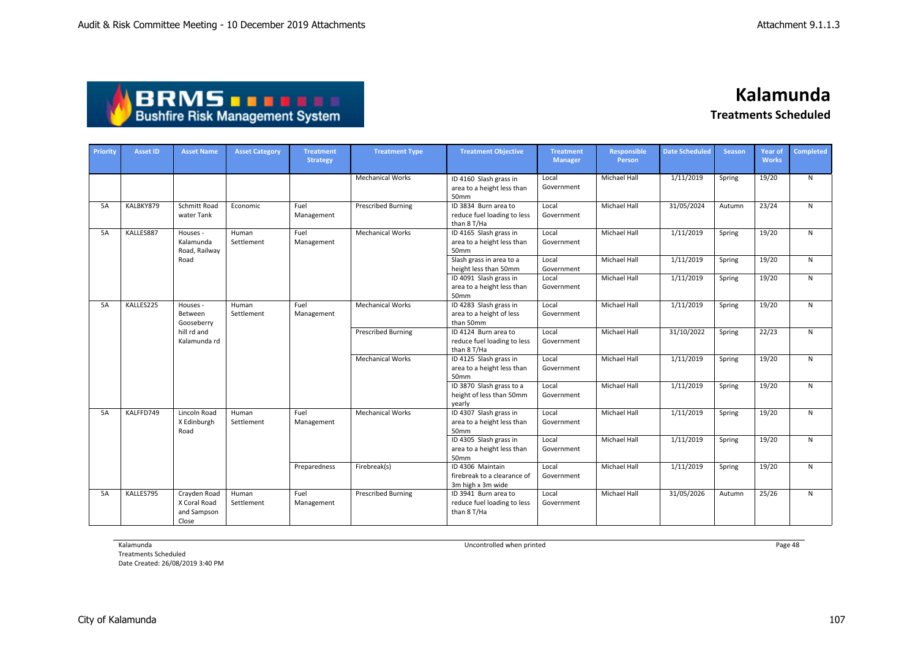# Kalamunda

## Treatments Scheduled

| Priority | Asset ID | Asset Name | Asset Category | Treatment Strategy | Treatment Type | Treatment Objective | Treatment Manager | Responsible Person | Date Scheduled | Season | Year of Works | Completed |
|---|---|---|---|---|---|---|---|---|---|---|---|---|
| | | | | | Mechanical Works | ID 4160 Slash grass in area to a height less than 50mm | Local Government | Michael Hall | 1/11/2019 | Spring | 19/20 | N |
| 5A | KALBKY879 | Schmitt Road water Tank | Economic | Fuel Management | Prescribed Burning | ID 3834 Burn area to reduce fuel loading to less than 8 T/Ha | Local Government | Michael Hall | 31/05/2024 | Autumn | 23/24 | N |
| 5A | KALLES887 | Houses - Kalamunda Road, Railway Road | Human Settlement | Fuel Management | Mechanical Works | ID 4165 Slash grass in area to a height less than 50mm | Local Government | Michael Hall | 1/11/2019 | Spring | 19/20 | N |
| | | | | | | Slash grass in area to a height less than 50mm | Local Government | Michael Hall | 1/11/2019 | Spring | 19/20 | N |
| | | | | | | ID 4091 Slash grass in area to a height less than 50mm | Local Government | Michael Hall | 1/11/2019 | Spring | 19/20 | N |
| 5A | KALLES225 | Houses - Between Gooseberry hill rd and Kalamunda rd | Human Settlement | Fuel Management | Mechanical Works | ID 4283 Slash grass in area to a height of less than 50mm | Local Government | Michael Hall | 1/11/2019 | Spring | 19/20 | N |
| | | | | | Prescribed Burning | ID 4124 Burn area to reduce fuel loading to less than 8 T/Ha | Local Government | Michael Hall | 31/10/2022 | Spring | 22/23 | N |
| | | | | | Mechanical Works | ID 4125 Slash grass in area to a height less than 50mm | Local Government | Michael Hall | 1/11/2019 | Spring | 19/20 | N |
| | | | | | | ID 3870 Slash grass to a height of less than 50mm yearly | Local Government | Michael Hall | 1/11/2019 | Spring | 19/20 | N |
| 5A | KALFFD749 | Lincoln Road X Edinburgh Road | Human Settlement | Fuel Management | Mechanical Works | ID 4307 Slash grass in area to a height less than 50mm | Local Government | Michael Hall | 1/11/2019 | Spring | 19/20 | N |
| | | | | | | ID 4305 Slash grass in area to a height less than 50mm | Local Government | Michael Hall | 1/11/2019 | Spring | 19/20 | N |
| | | | | Preparedness | Firebreak(s) | ID 4306 Maintain firebreak to a clearance of 3m high x 3m wide | Local Government | Michael Hall | 1/11/2019 | Spring | 19/20 | N |
| 5A | KALLES795 | Crayden Road X Coral Road and Sampson Close | Human Settlement | Fuel Management | Prescribed Burning | ID 3941 Burn area to reduce fuel loading to less than 8 T/Ha | Local Government | Michael Hall | 31/05/2026 | Autumn | 25/26 | N |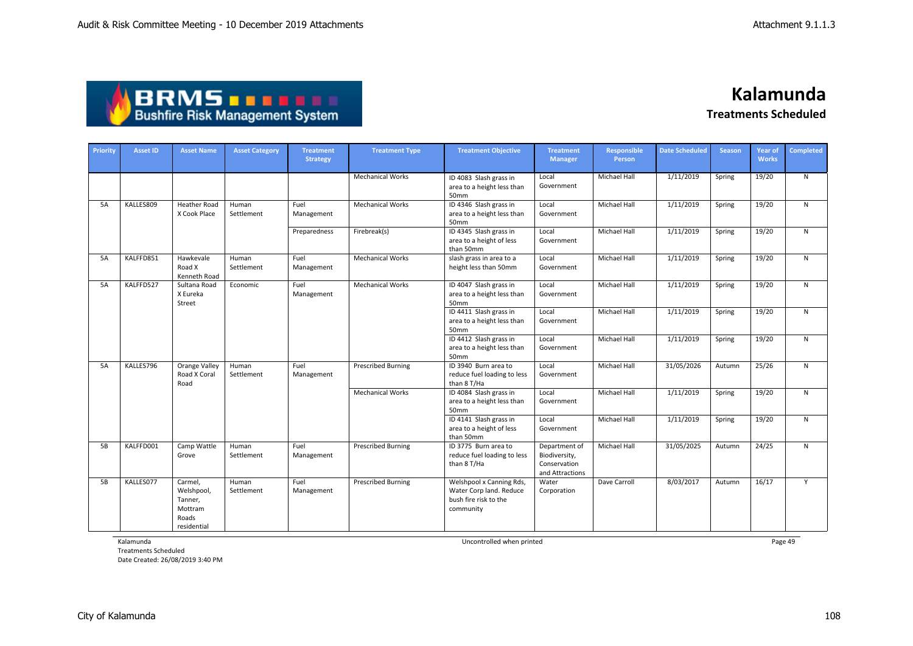# Kalamunda

## Treatments Scheduled

| Priority | Asset ID | Asset Name | Asset Category | Treatment Strategy | Treatment Type | Treatment Objective | Treatment Manager | Responsible Person | Date Scheduled | Season | Year of Works | Completed |
|---|---|---|---|---|---|---|---|---|---|---|---|---|
| | | | | | Mechanical Works | ID 4083 Slash grass in area to a height less than 50mm | Local Government | Michael Hall | 1/11/2019 | Spring | 19/20 | N |
| 5A | KALLES809 | Heather Road X Cook Place | Human Settlement | Fuel Management | Mechanical Works | ID 4346 Slash grass in area to a height less than 50mm | Local Government | Michael Hall | 1/11/2019 | Spring | 19/20 | N |
| | | | | Preparedness | Firebreak(s) | ID 4345 Slash grass in area to a height of less than 50mm | Local Government | Michael Hall | 1/11/2019 | Spring | 19/20 | N |
| 5A | KALFFD851 | Hawkevale Road X Kenneth Road | Human Settlement | Fuel Management | Mechanical Works | slash grass in area to a height less than 50mm | Local Government | Michael Hall | 1/11/2019 | Spring | 19/20 | N |
| 5A | KALFFD527 | Sultana Road X Eureka Street | Economic | Fuel Management | Mechanical Works | ID 4047 Slash grass in area to a height less than 50mm | Local Government | Michael Hall | 1/11/2019 | Spring | 19/20 | N |
| | | | | | | ID 4411 Slash grass in area to a height less than 50mm | Local Government | Michael Hall | 1/11/2019 | Spring | 19/20 | N |
| | | | | | | ID 4412 Slash grass in area to a height less than 50mm | Local Government | Michael Hall | 1/11/2019 | Spring | 19/20 | N |
| 5A | KALLES796 | Orange Valley Road X Coral Road | Human Settlement | Fuel Management | Prescribed Burning | ID 3940 Burn area to reduce fuel loading to less than 8 T/Ha | Local Government | Michael Hall | 31/05/2026 | Autumn | 25/26 | N |
| | | | | | Mechanical Works | ID 4084 Slash grass in area to a height less than 50mm | Local Government | Michael Hall | 1/11/2019 | Spring | 19/20 | N |
| | | | | | | ID 4141 Slash grass in area to a height of less than 50mm | Local Government | Michael Hall | 1/11/2019 | Spring | 19/20 | N |
| 5B | KALFFD001 | Camp Wattle Grove | Human Settlement | Fuel Management | Prescribed Burning | ID 3775 Burn area to reduce fuel loading to less than 8 T/Ha | Department of Biodiversity, Conservation and Attractions | Michael Hall | 31/05/2025 | Autumn | 24/25 | N |
| 5B | KALLES077 | Carmel, Welshpool, Tanner, Mottram Roads residential | Human Settlement | Fuel Management | Prescribed Burning | Welshpool x Canning Rds, Water Corp land. Reduce bush fire risk to the community | Water Corporation | Dave Carroll | 8/03/2017 | Autumn | 16/17 | Y |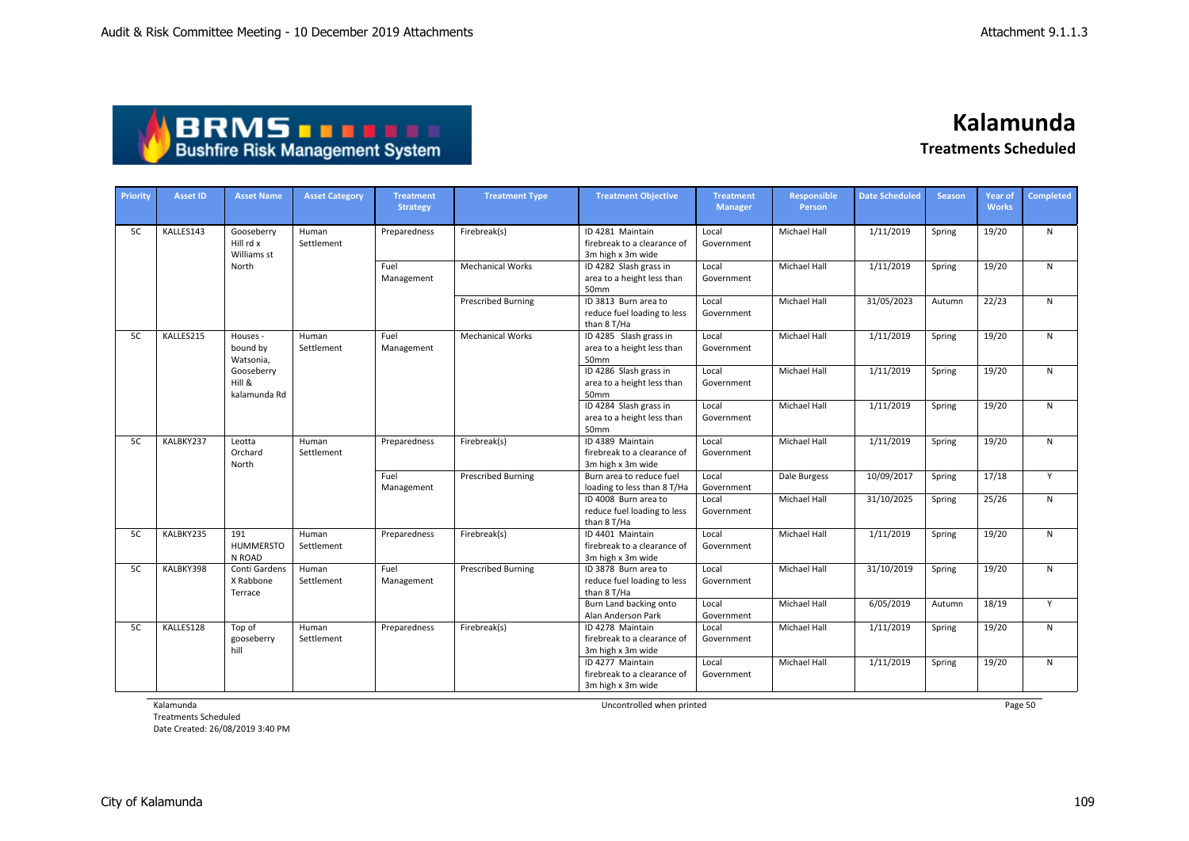# Kalamunda

## Treatments Scheduled

| Priority | Asset ID | Asset Name | Asset Category | Treatment Strategy | Treatment Type | Treatment Objective | Treatment Manager | Responsible Person | Date Scheduled | Season | Year of Works | Completed |
|---|---|---|---|---|---|---|---|---|---|---|---|---|
| 5C | KALLES143 | Gooseberry Hill rd x Williams st North | Human Settlement | Preparedness | Firebreak(s) | ID 4281 Maintain firebreak to a clearance of 3m high x 3m wide | Local Government | Michael Hall | 1/11/2019 | Spring | 19/20 | N |
| | | | | Fuel Management | Mechanical Works | ID 4282 Slash grass in area to a height less than 50mm | Local Government | Michael Hall | 1/11/2019 | Spring | 19/20 | N |
| | | | | | Prescribed Burning | ID 3813 Burn area to reduce fuel loading to less than 8 T/Ha | Local Government | Michael Hall | 31/05/2023 | Autumn | 22/23 | N |
| 5C | KALLES215 | Houses - bound by Watsonia, Gooseberry Hill & kalamunda Rd | Human Settlement | Fuel Management | Mechanical Works | ID 4285 Slash grass in area to a height less than 50mm | Local Government | Michael Hall | 1/11/2019 | Spring | 19/20 | N |
| | | | | | | ID 4286 Slash grass in area to a height less than 50mm | Local Government | Michael Hall | 1/11/2019 | Spring | 19/20 | N |
| | | | | | | ID 4284 Slash grass in area to a height less than 50mm | Local Government | Michael Hall | 1/11/2019 | Spring | 19/20 | N |
| 5C | KALBKY237 | Leotta Orchard North | Human Settlement | Preparedness | Firebreak(s) | ID 4389 Maintain firebreak to a clearance of 3m high x 3m wide | Local Government | Michael Hall | 1/11/2019 | Spring | 19/20 | N |
| | | | | Fuel Management | Prescribed Burning | Burn area to reduce fuel loading to less than 8 T/Ha | Local Government | Dale Burgess | 10/09/2017 | Spring | 17/18 | Y |
| | | | | | | ID 4008 Burn area to reduce fuel loading to less than 8 T/Ha | Local Government | Michael Hall | 31/10/2025 | Spring | 25/26 | N |
| 5C | KALBKY235 | 191 HUMMERSTON ROAD | Human Settlement | Preparedness | Firebreak(s) | ID 4401 Maintain firebreak to a clearance of 3m high x 3m wide | Local Government | Michael Hall | 1/11/2019 | Spring | 19/20 | N |
| 5C | KALBKY398 | Conti Gardens X Rabbone Terrace | Human Settlement | Fuel Management | Prescribed Burning | ID 3878 Burn area to reduce fuel loading to less than 8 T/Ha | Local Government | Michael Hall | 31/10/2019 | Spring | 19/20 | N |
| | | | | | | Burn Land backing onto Alan Anderson Park | Local Government | Michael Hall | 6/05/2019 | Autumn | 18/19 | Y |
| 5C | KALLES128 | Top of gooseberry hill | Human Settlement | Preparedness | Firebreak(s) | ID 4278 Maintain firebreak to a clearance of 3m high x 3m wide | Local Government | Michael Hall | 1/11/2019 | Spring | 19/20 | N |
| | | | | | | ID 4277 Maintain firebreak to a clearance of 3m high x 3m wide | Local Government | Michael Hall | 1/11/2019 | Spring | 19/20 | N |

Kalamunda
Treatments Scheduled
Date Created: 26/08/2019 3:40 PM

Uncontrolled when printed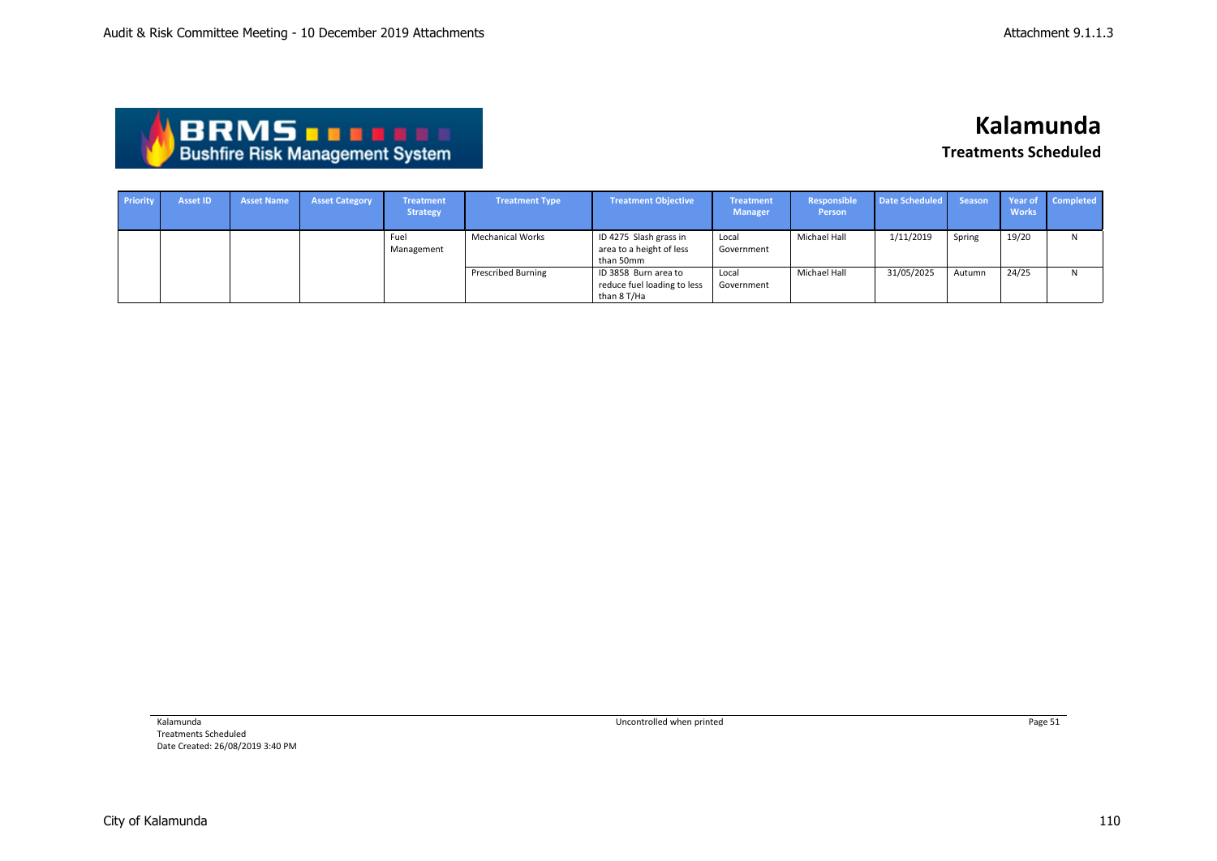# Kalamunda

## Treatments Scheduled

| Priority | Asset ID | Asset Name | Asset Category | Treatment Strategy | Treatment Type | Treatment Objective | Treatment Manager | Responsible Person | Date Scheduled | Season | Year of Works | Completed |
|---|---|---|---|---|---|---|---|---|---|---|---|---|
| | | | | Fuel Management | Mechanical Works | ID 4275 Slash grass in area to a height of less than 50mm | Local Government | Michael Hall | 1/11/2019 | Spring | 19/20 | N |
| | | | | | Prescribed Burning | ID 3858 Burn area to reduce fuel loading to less than 8 T/Ha | Local Government | Michael Hall | 31/05/2025 | Autumn | 24/25 | N |

Kalamunda
Treatments Scheduled
Date Created: 26/08/2019 3:40 PM

Uncontrolled when printed